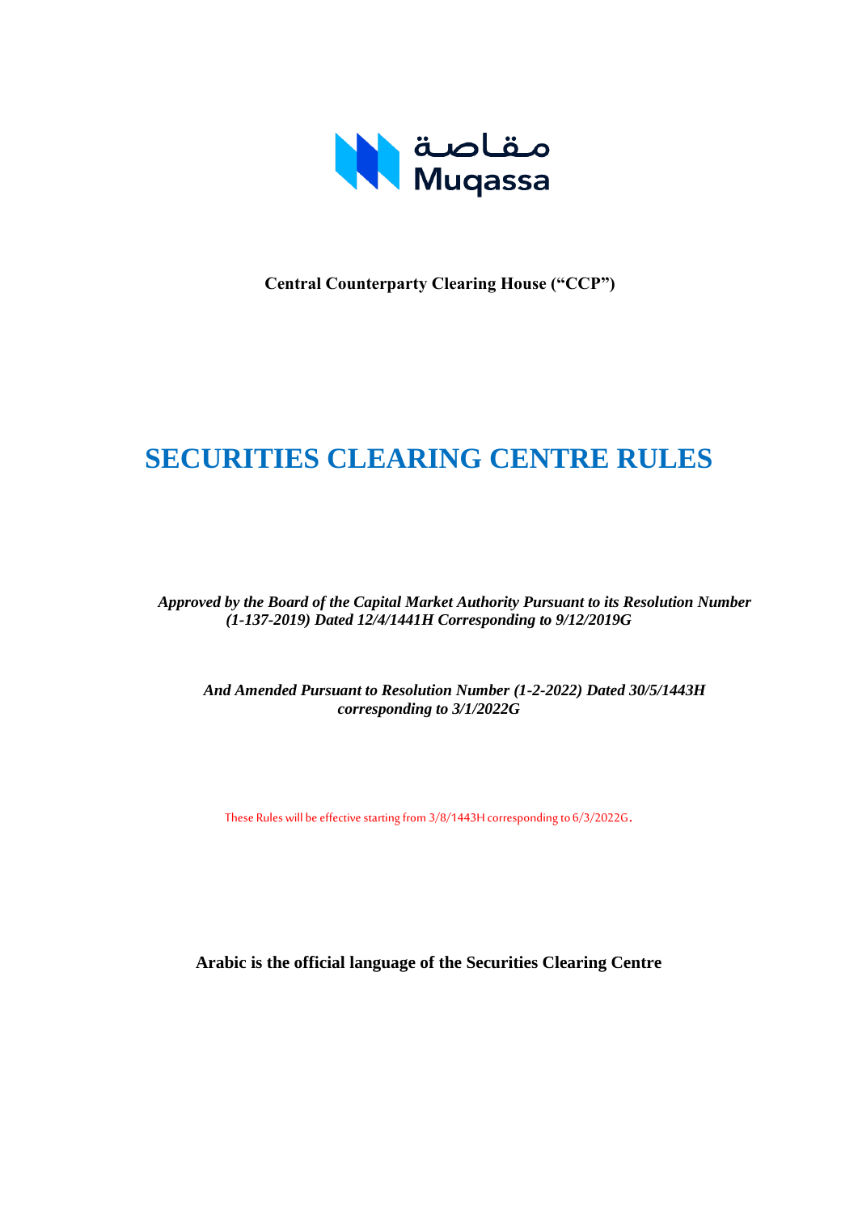مقاصة
Muqassa

**Central Counterparty Clearing House ("CCP")**

# SECURITIES CLEARING CENTRE RULES

***Approved by the Board of the Capital Market Authority Pursuant to its Resolution Number (1-137-2019) Dated 12/4/1441H Corresponding to 9/12/2019G***

***And Amended Pursuant to Resolution Number (1-2-2022) Dated 30/5/1443H corresponding to 3/1/2022G***

These Rules will be effective starting from 3/8/1443H corresponding to 6/3/2022G.

**Arabic is the official language of the Securities Clearing Centre**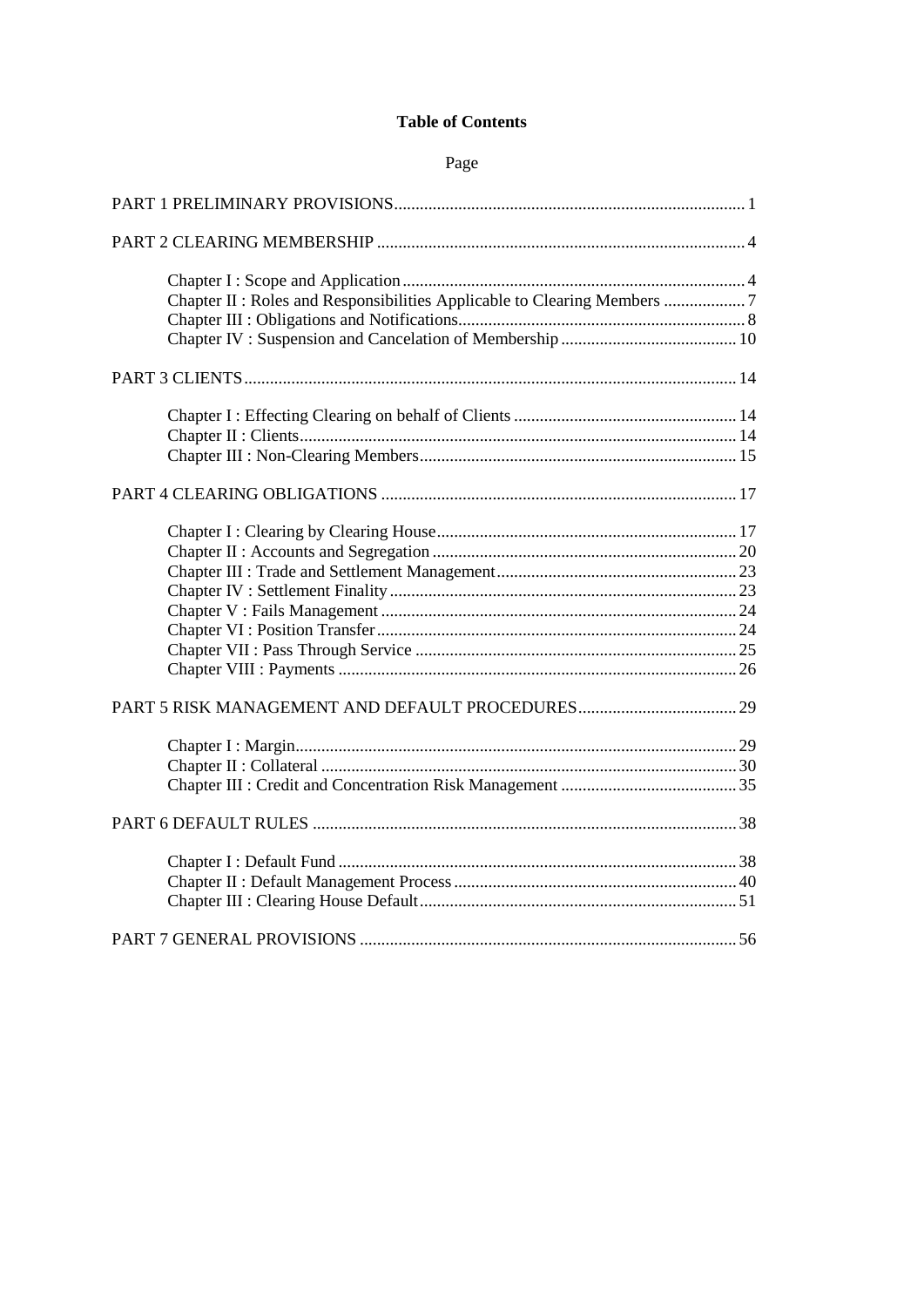**Table of Contents**

Page

PART 1 PRELIMINARY PROVISIONS ........................................................................ 1

PART 2 CLEARING MEMBERSHIP ........................................................................ 4

- Chapter I : Scope and Application ........................................................................ 4
- Chapter II : Roles and Responsibilities Applicable to Clearing Members ................... 7
- Chapter III : Obligations and Notifications ........................................................................ 8
- Chapter IV : Suspension and Cancelation of Membership ........................................ 10

PART 3 CLIENTS ........................................................................ 14

- Chapter I : Effecting Clearing on behalf of Clients ........................................................ 14
- Chapter II : Clients ........................................................................ 14
- Chapter III : Non-Clearing Members ........................................................................ 15

PART 4 CLEARING OBLIGATIONS ........................................................................ 17

- Chapter I : Clearing by Clearing House ........................................................................ 17
- Chapter II : Accounts and Segregation ........................................................................ 20
- Chapter III : Trade and Settlement Management ........................................................ 23
- Chapter IV : Settlement Finality ........................................................................ 23
- Chapter V : Fails Management ........................................................................ 24
- Chapter VI : Position Transfer ........................................................................ 24
- Chapter VII : Pass Through Service ........................................................................ 25
- Chapter VIII : Payments ........................................................................ 26

PART 5 RISK MANAGEMENT AND DEFAULT PROCEDURES ........................................ 29

- Chapter I : Margin ........................................................................ 29
- Chapter II : Collateral ........................................................................ 30
- Chapter III : Credit and Concentration Risk Management ........................................ 35

PART 6 DEFAULT RULES ........................................................................ 38

- Chapter I : Default Fund ........................................................................ 38
- Chapter II : Default Management Process ........................................................................ 40
- Chapter III : Clearing House Default ........................................................................ 51

PART 7 GENERAL PROVISIONS ........................................................................ 56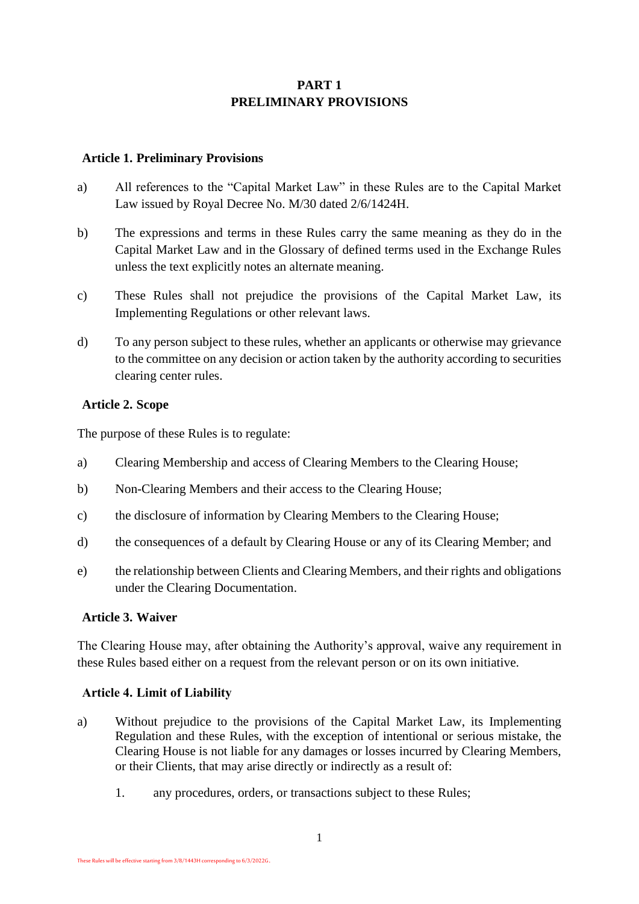# PART 1
# PRELIMINARY PROVISIONS

## Article 1. Preliminary Provisions

a) All references to the "Capital Market Law" in these Rules are to the Capital Market Law issued by Royal Decree No. M/30 dated 2/6/1424H.

b) The expressions and terms in these Rules carry the same meaning as they do in the Capital Market Law and in the Glossary of defined terms used in the Exchange Rules unless the text explicitly notes an alternate meaning.

c) These Rules shall not prejudice the provisions of the Capital Market Law, its Implementing Regulations or other relevant laws.

d) To any person subject to these rules, whether an applicants or otherwise may grievance to the committee on any decision or action taken by the authority according to securities clearing center rules.

## Article 2. Scope

The purpose of these Rules is to regulate:

a) Clearing Membership and access of Clearing Members to the Clearing House;

b) Non-Clearing Members and their access to the Clearing House;

c) the disclosure of information by Clearing Members to the Clearing House;

d) the consequences of a default by Clearing House or any of its Clearing Member; and

e) the relationship between Clients and Clearing Members, and their rights and obligations under the Clearing Documentation.

## Article 3. Waiver

The Clearing House may, after obtaining the Authority's approval, waive any requirement in these Rules based either on a request from the relevant person or on its own initiative.

## Article 4. Limit of Liability

a) Without prejudice to the provisions of the Capital Market Law, its Implementing Regulation and these Rules, with the exception of intentional or serious mistake, the Clearing House is not liable for any damages or losses incurred by Clearing Members, or their Clients, that may arise directly or indirectly as a result of:

   1. any procedures, orders, or transactions subject to these Rules;

These Rules will be effective starting from 3/8/1443H corresponding to 6/3/2022G.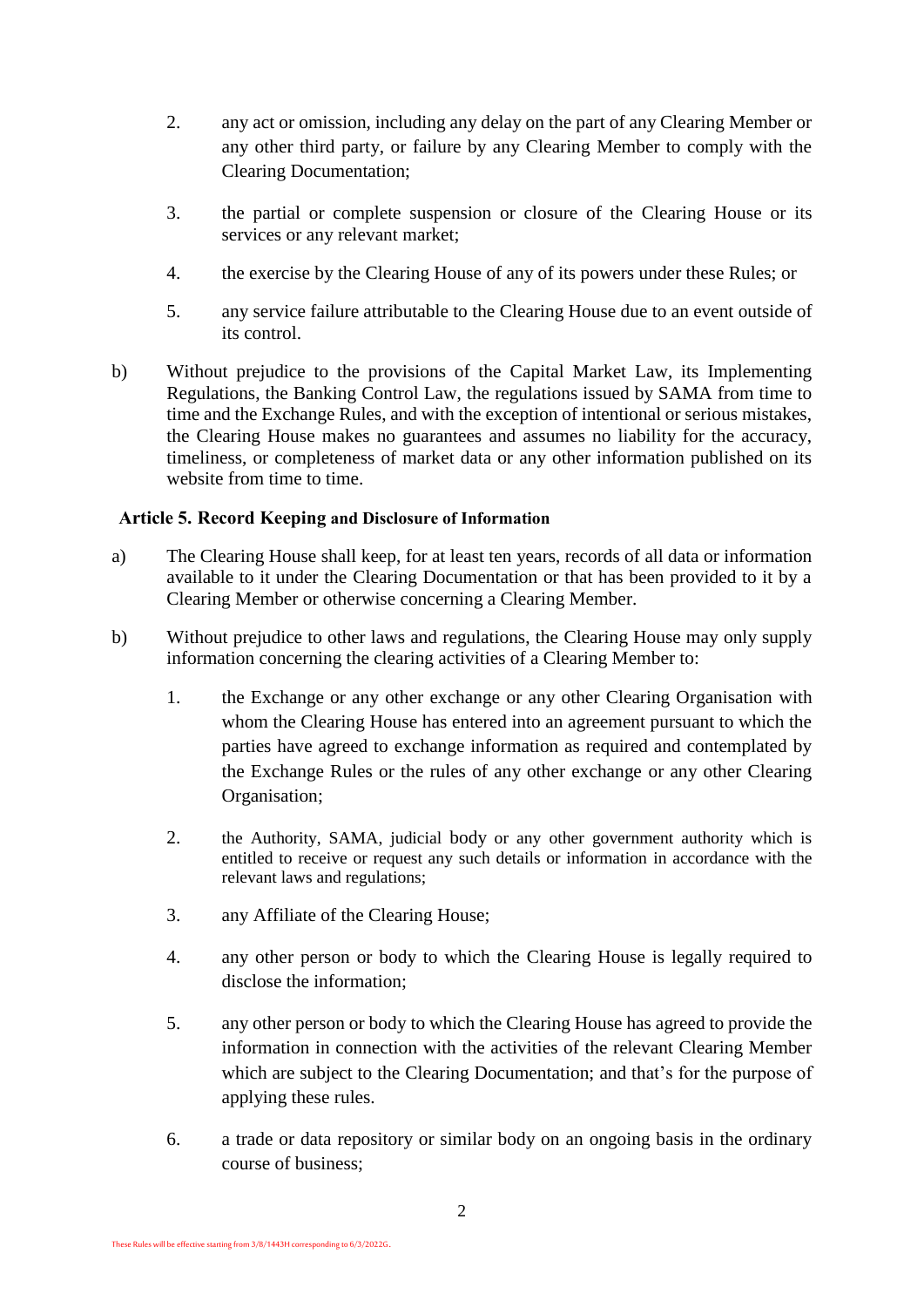2. any act or omission, including any delay on the part of any Clearing Member or any other third party, or failure by any Clearing Member to comply with the Clearing Documentation;

3. the partial or complete suspension or closure of the Clearing House or its services or any relevant market;

4. the exercise by the Clearing House of any of its powers under these Rules; or

5. any service failure attributable to the Clearing House due to an event outside of its control.

b) Without prejudice to the provisions of the Capital Market Law, its Implementing Regulations, the Banking Control Law, the regulations issued by SAMA from time to time and the Exchange Rules, and with the exception of intentional or serious mistakes, the Clearing House makes no guarantees and assumes no liability for the accuracy, timeliness, or completeness of market data or any other information published on its website from time to time.

### Article 5. Record Keeping and Disclosure of Information

a) The Clearing House shall keep, for at least ten years, records of all data or information available to it under the Clearing Documentation or that has been provided to it by a Clearing Member or otherwise concerning a Clearing Member.

b) Without prejudice to other laws and regulations, the Clearing House may only supply information concerning the clearing activities of a Clearing Member to:

1. the Exchange or any other exchange or any other Clearing Organisation with whom the Clearing House has entered into an agreement pursuant to which the parties have agreed to exchange information as required and contemplated by the Exchange Rules or the rules of any other exchange or any other Clearing Organisation;

2. the Authority, SAMA, judicial body or any other government authority which is entitled to receive or request any such details or information in accordance with the relevant laws and regulations;

3. any Affiliate of the Clearing House;

4. any other person or body to which the Clearing House is legally required to disclose the information;

5. any other person or body to which the Clearing House has agreed to provide the information in connection with the activities of the relevant Clearing Member which are subject to the Clearing Documentation; and that's for the purpose of applying these rules.

6. a trade or data repository or similar body on an ongoing basis in the ordinary course of business;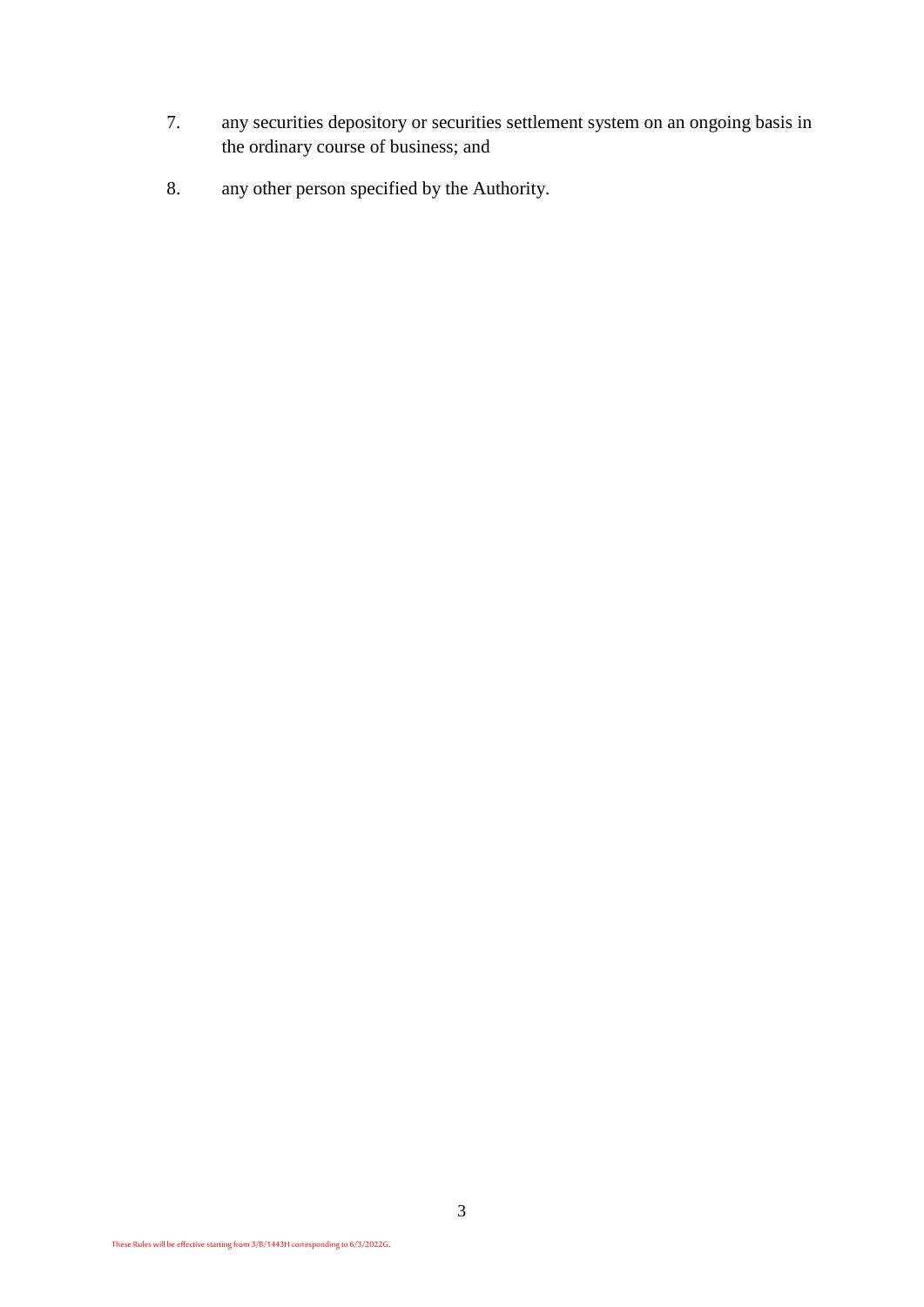7. any securities depository or securities settlement system on an ongoing basis in the ordinary course of business; and

8. any other person specified by the Authority.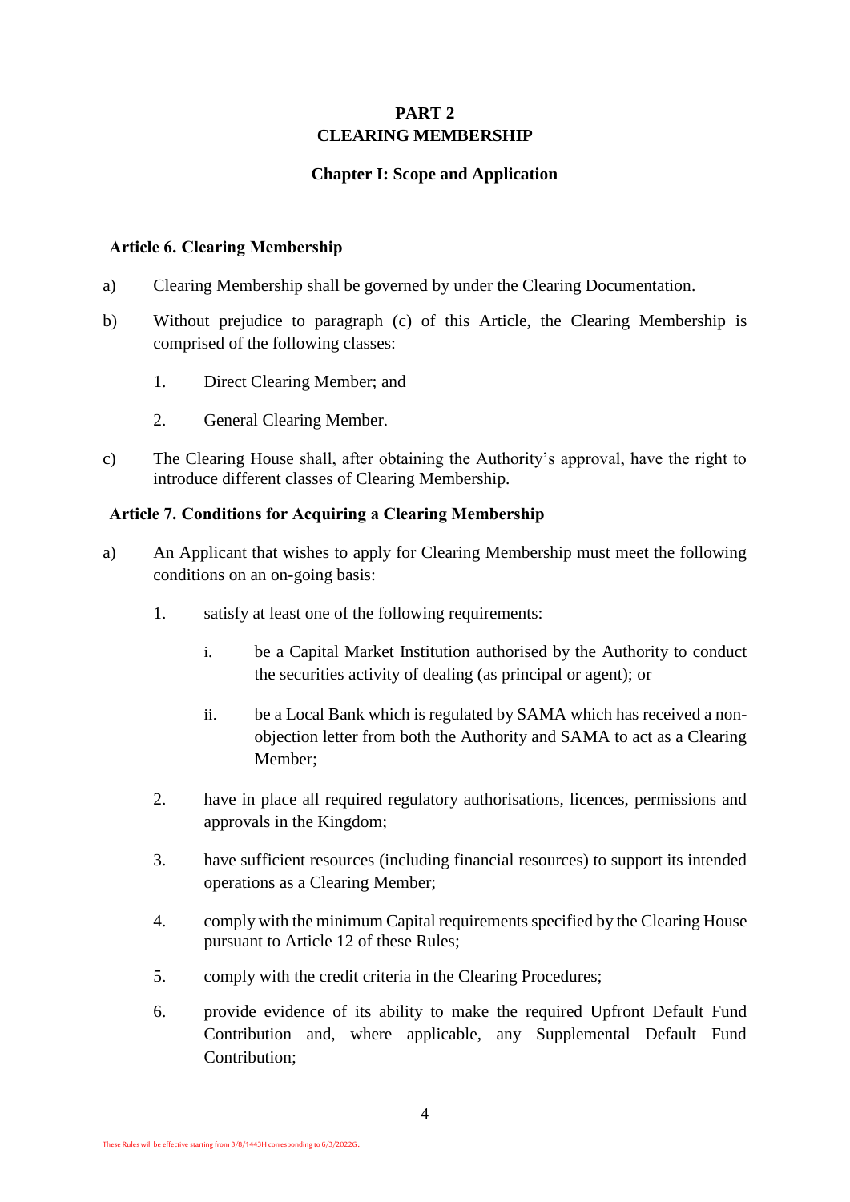# PART 2
# CLEARING MEMBERSHIP

## Chapter I: Scope and Application

### Article 6. Clearing Membership

a) Clearing Membership shall be governed by under the Clearing Documentation.

b) Without prejudice to paragraph (c) of this Article, the Clearing Membership is comprised of the following classes:

1. Direct Clearing Member; and
2. General Clearing Member.

c) The Clearing House shall, after obtaining the Authority's approval, have the right to introduce different classes of Clearing Membership.

### Article 7. Conditions for Acquiring a Clearing Membership

a) An Applicant that wishes to apply for Clearing Membership must meet the following conditions on an on-going basis:

1. satisfy at least one of the following requirements:

   i. be a Capital Market Institution authorised by the Authority to conduct the securities activity of dealing (as principal or agent); or

   ii. be a Local Bank which is regulated by SAMA which has received a non-objection letter from both the Authority and SAMA to act as a Clearing Member;

2. have in place all required regulatory authorisations, licences, permissions and approvals in the Kingdom;

3. have sufficient resources (including financial resources) to support its intended operations as a Clearing Member;

4. comply with the minimum Capital requirements specified by the Clearing House pursuant to Article 12 of these Rules;

5. comply with the credit criteria in the Clearing Procedures;

6. provide evidence of its ability to make the required Upfront Default Fund Contribution and, where applicable, any Supplemental Default Fund Contribution;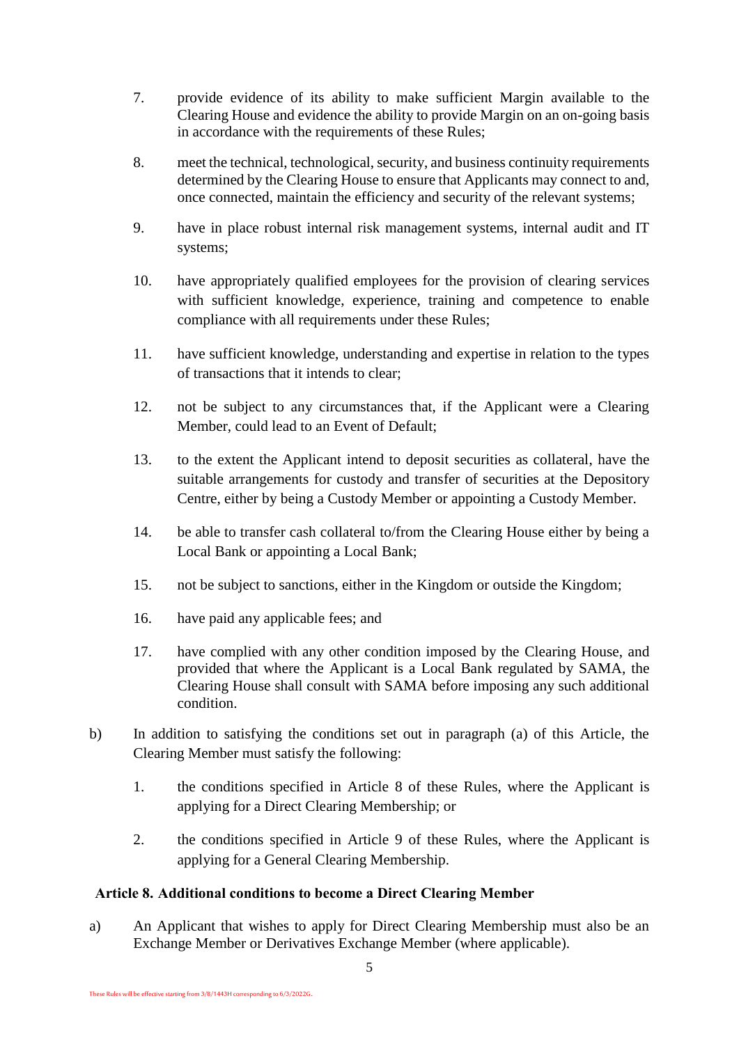7. provide evidence of its ability to make sufficient Margin available to the Clearing House and evidence the ability to provide Margin on an on-going basis in accordance with the requirements of these Rules;

8. meet the technical, technological, security, and business continuity requirements determined by the Clearing House to ensure that Applicants may connect to and, once connected, maintain the efficiency and security of the relevant systems;

9. have in place robust internal risk management systems, internal audit and IT systems;

10. have appropriately qualified employees for the provision of clearing services with sufficient knowledge, experience, training and competence to enable compliance with all requirements under these Rules;

11. have sufficient knowledge, understanding and expertise in relation to the types of transactions that it intends to clear;

12. not be subject to any circumstances that, if the Applicant were a Clearing Member, could lead to an Event of Default;

13. to the extent the Applicant intend to deposit securities as collateral, have the suitable arrangements for custody and transfer of securities at the Depository Centre, either by being a Custody Member or appointing a Custody Member.

14. be able to transfer cash collateral to/from the Clearing House either by being a Local Bank or appointing a Local Bank;

15. not be subject to sanctions, either in the Kingdom or outside the Kingdom;

16. have paid any applicable fees; and

17. have complied with any other condition imposed by the Clearing House, and provided that where the Applicant is a Local Bank regulated by SAMA, the Clearing House shall consult with SAMA before imposing any such additional condition.

b) In addition to satisfying the conditions set out in paragraph (a) of this Article, the Clearing Member must satisfy the following:

   1. the conditions specified in Article 8 of these Rules, where the Applicant is applying for a Direct Clearing Membership; or

   2. the conditions specified in Article 9 of these Rules, where the Applicant is applying for a General Clearing Membership.

**Article 8. Additional conditions to become a Direct Clearing Member**

a) An Applicant that wishes to apply for Direct Clearing Membership must also be an Exchange Member or Derivatives Exchange Member (where applicable).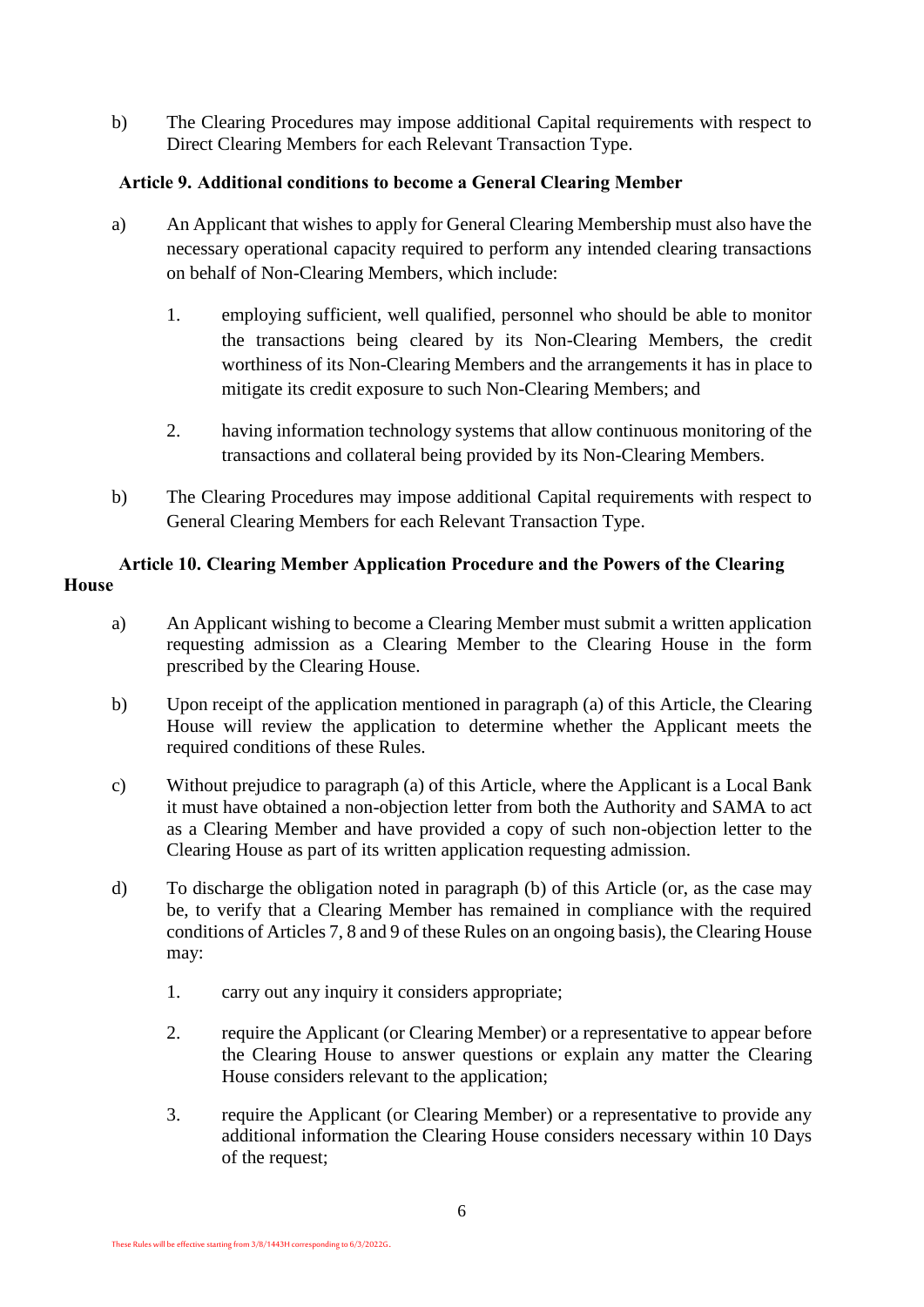b) The Clearing Procedures may impose additional Capital requirements with respect to Direct Clearing Members for each Relevant Transaction Type.

### Article 9. Additional conditions to become a General Clearing Member

a) An Applicant that wishes to apply for General Clearing Membership must also have the necessary operational capacity required to perform any intended clearing transactions on behalf of Non-Clearing Members, which include:

   1. employing sufficient, well qualified, personnel who should be able to monitor the transactions being cleared by its Non-Clearing Members, the credit worthiness of its Non-Clearing Members and the arrangements it has in place to mitigate its credit exposure to such Non-Clearing Members; and

   2. having information technology systems that allow continuous monitoring of the transactions and collateral being provided by its Non-Clearing Members.

b) The Clearing Procedures may impose additional Capital requirements with respect to General Clearing Members for each Relevant Transaction Type.

### Article 10. Clearing Member Application Procedure and the Powers of the Clearing House

a) An Applicant wishing to become a Clearing Member must submit a written application requesting admission as a Clearing Member to the Clearing House in the form prescribed by the Clearing House.

b) Upon receipt of the application mentioned in paragraph (a) of this Article, the Clearing House will review the application to determine whether the Applicant meets the required conditions of these Rules.

c) Without prejudice to paragraph (a) of this Article, where the Applicant is a Local Bank it must have obtained a non-objection letter from both the Authority and SAMA to act as a Clearing Member and have provided a copy of such non-objection letter to the Clearing House as part of its written application requesting admission.

d) To discharge the obligation noted in paragraph (b) of this Article (or, as the case may be, to verify that a Clearing Member has remained in compliance with the required conditions of Articles 7, 8 and 9 of these Rules on an ongoing basis), the Clearing House may:

   1. carry out any inquiry it considers appropriate;

   2. require the Applicant (or Clearing Member) or a representative to appear before the Clearing House to answer questions or explain any matter the Clearing House considers relevant to the application;

   3. require the Applicant (or Clearing Member) or a representative to provide any additional information the Clearing House considers necessary within 10 Days of the request;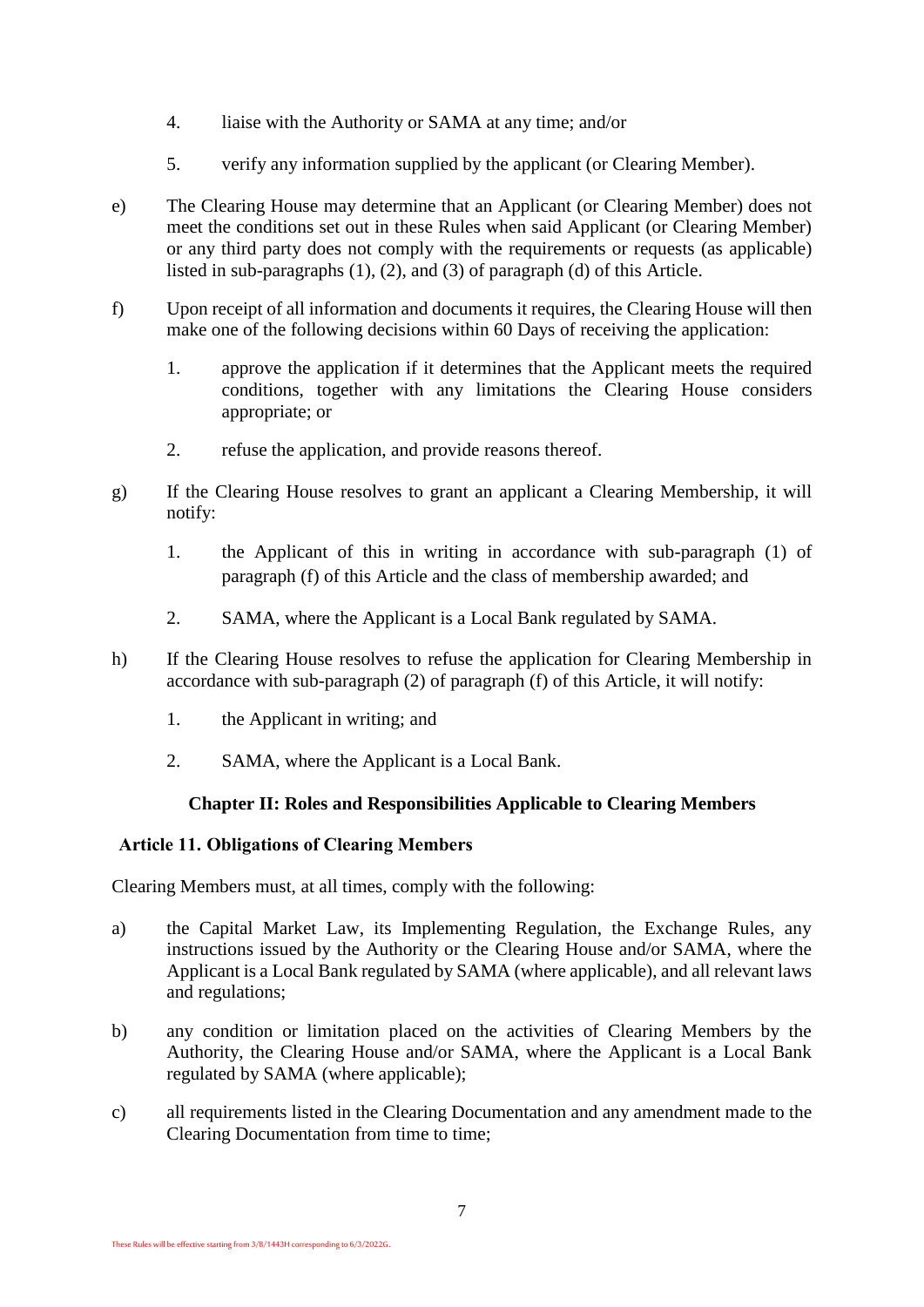4. liaise with the Authority or SAMA at any time; and/or

5. verify any information supplied by the applicant (or Clearing Member).

e) The Clearing House may determine that an Applicant (or Clearing Member) does not meet the conditions set out in these Rules when said Applicant (or Clearing Member) or any third party does not comply with the requirements or requests (as applicable) listed in sub-paragraphs (1), (2), and (3) of paragraph (d) of this Article.

f) Upon receipt of all information and documents it requires, the Clearing House will then make one of the following decisions within 60 Days of receiving the application:

1. approve the application if it determines that the Applicant meets the required conditions, together with any limitations the Clearing House considers appropriate; or

2. refuse the application, and provide reasons thereof.

g) If the Clearing House resolves to grant an applicant a Clearing Membership, it will notify:

1. the Applicant of this in writing in accordance with sub-paragraph (1) of paragraph (f) of this Article and the class of membership awarded; and

2. SAMA, where the Applicant is a Local Bank regulated by SAMA.

h) If the Clearing House resolves to refuse the application for Clearing Membership in accordance with sub-paragraph (2) of paragraph (f) of this Article, it will notify:

1. the Applicant in writing; and

2. SAMA, where the Applicant is a Local Bank.

## Chapter II: Roles and Responsibilities Applicable to Clearing Members

### Article 11. Obligations of Clearing Members

Clearing Members must, at all times, comply with the following:

a) the Capital Market Law, its Implementing Regulation, the Exchange Rules, any instructions issued by the Authority or the Clearing House and/or SAMA, where the Applicant is a Local Bank regulated by SAMA (where applicable), and all relevant laws and regulations;

b) any condition or limitation placed on the activities of Clearing Members by the Authority, the Clearing House and/or SAMA, where the Applicant is a Local Bank regulated by SAMA (where applicable);

c) all requirements listed in the Clearing Documentation and any amendment made to the Clearing Documentation from time to time;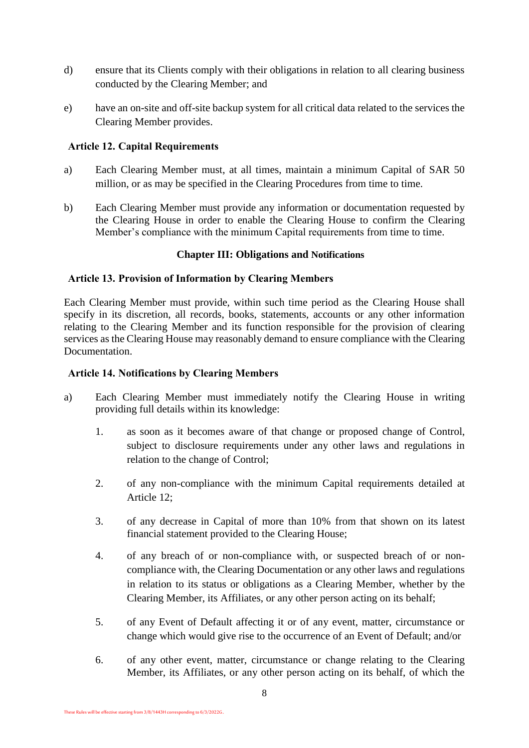d) ensure that its Clients comply with their obligations in relation to all clearing business conducted by the Clearing Member; and

e) have an on-site and off-site backup system for all critical data related to the services the Clearing Member provides.

### Article 12. Capital Requirements

a) Each Clearing Member must, at all times, maintain a minimum Capital of SAR 50 million, or as may be specified in the Clearing Procedures from time to time.

b) Each Clearing Member must provide any information or documentation requested by the Clearing House in order to enable the Clearing House to confirm the Clearing Member's compliance with the minimum Capital requirements from time to time.

## Chapter III: Obligations and Notifications

### Article 13. Provision of Information by Clearing Members

Each Clearing Member must provide, within such time period as the Clearing House shall specify in its discretion, all records, books, statements, accounts or any other information relating to the Clearing Member and its function responsible for the provision of clearing services as the Clearing House may reasonably demand to ensure compliance with the Clearing Documentation.

### Article 14. Notifications by Clearing Members

a) Each Clearing Member must immediately notify the Clearing House in writing providing full details within its knowledge:

   1. as soon as it becomes aware of that change or proposed change of Control, subject to disclosure requirements under any other laws and regulations in relation to the change of Control;

   2. of any non-compliance with the minimum Capital requirements detailed at Article 12;

   3. of any decrease in Capital of more than 10% from that shown on its latest financial statement provided to the Clearing House;

   4. of any breach of or non-compliance with, or suspected breach of or non-compliance with, the Clearing Documentation or any other laws and regulations in relation to its status or obligations as a Clearing Member, whether by the Clearing Member, its Affiliates, or any other person acting on its behalf;

   5. of any Event of Default affecting it or of any event, matter, circumstance or change which would give rise to the occurrence of an Event of Default; and/or

   6. of any other event, matter, circumstance or change relating to the Clearing Member, its Affiliates, or any other person acting on its behalf, of which the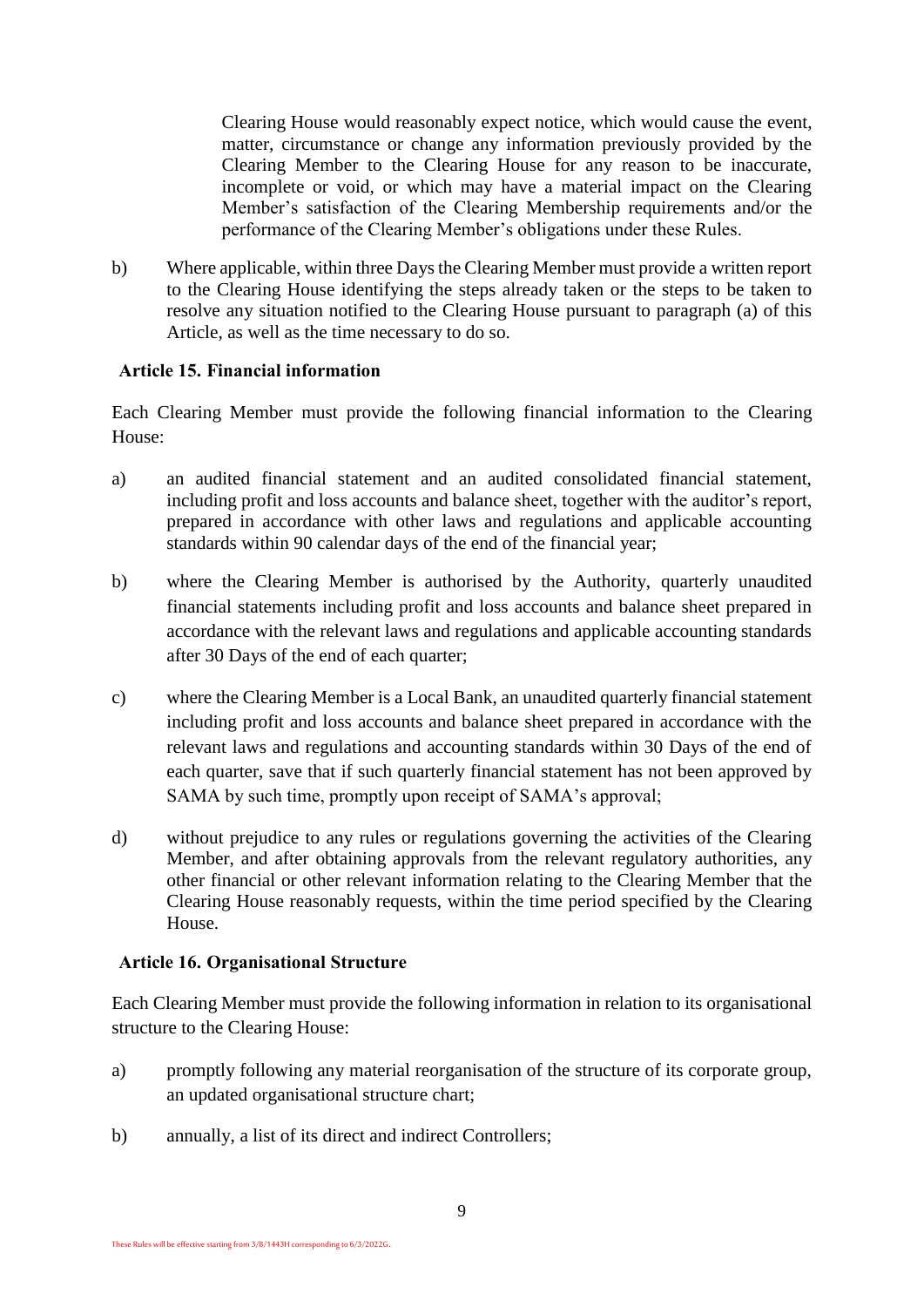Clearing House would reasonably expect notice, which would cause the event, matter, circumstance or change any information previously provided by the Clearing Member to the Clearing House for any reason to be inaccurate, incomplete or void, or which may have a material impact on the Clearing Member's satisfaction of the Clearing Membership requirements and/or the performance of the Clearing Member's obligations under these Rules.

b) Where applicable, within three Days the Clearing Member must provide a written report to the Clearing House identifying the steps already taken or the steps to be taken to resolve any situation notified to the Clearing House pursuant to paragraph (a) of this Article, as well as the time necessary to do so.

### Article 15. Financial information

Each Clearing Member must provide the following financial information to the Clearing House:

a) an audited financial statement and an audited consolidated financial statement, including profit and loss accounts and balance sheet, together with the auditor's report, prepared in accordance with other laws and regulations and applicable accounting standards within 90 calendar days of the end of the financial year;

b) where the Clearing Member is authorised by the Authority, quarterly unaudited financial statements including profit and loss accounts and balance sheet prepared in accordance with the relevant laws and regulations and applicable accounting standards after 30 Days of the end of each quarter;

c) where the Clearing Member is a Local Bank, an unaudited quarterly financial statement including profit and loss accounts and balance sheet prepared in accordance with the relevant laws and regulations and accounting standards within 30 Days of the end of each quarter, save that if such quarterly financial statement has not been approved by SAMA by such time, promptly upon receipt of SAMA's approval;

d) without prejudice to any rules or regulations governing the activities of the Clearing Member, and after obtaining approvals from the relevant regulatory authorities, any other financial or other relevant information relating to the Clearing Member that the Clearing House reasonably requests, within the time period specified by the Clearing House.

### Article 16. Organisational Structure

Each Clearing Member must provide the following information in relation to its organisational structure to the Clearing House:

a) promptly following any material reorganisation of the structure of its corporate group, an updated organisational structure chart;

b) annually, a list of its direct and indirect Controllers;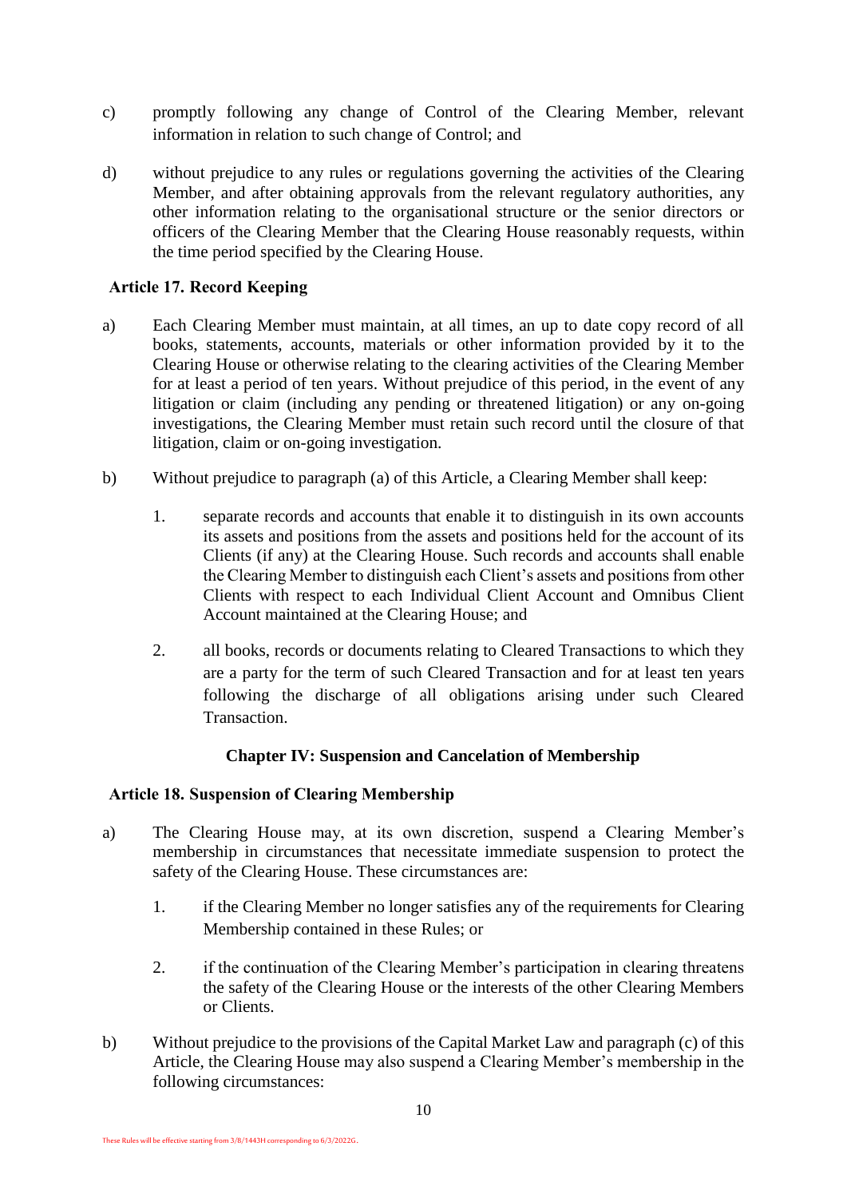c) promptly following any change of Control of the Clearing Member, relevant information in relation to such change of Control; and

d) without prejudice to any rules or regulations governing the activities of the Clearing Member, and after obtaining approvals from the relevant regulatory authorities, any other information relating to the organisational structure or the senior directors or officers of the Clearing Member that the Clearing House reasonably requests, within the time period specified by the Clearing House.

### Article 17. Record Keeping

a) Each Clearing Member must maintain, at all times, an up to date copy record of all books, statements, accounts, materials or other information provided by it to the Clearing House or otherwise relating to the clearing activities of the Clearing Member for at least a period of ten years. Without prejudice of this period, in the event of any litigation or claim (including any pending or threatened litigation) or any on-going investigations, the Clearing Member must retain such record until the closure of that litigation, claim or on-going investigation.

b) Without prejudice to paragraph (a) of this Article, a Clearing Member shall keep:

   1. separate records and accounts that enable it to distinguish in its own accounts its assets and positions from the assets and positions held for the account of its Clients (if any) at the Clearing House. Such records and accounts shall enable the Clearing Member to distinguish each Client's assets and positions from other Clients with respect to each Individual Client Account and Omnibus Client Account maintained at the Clearing House; and

   2. all books, records or documents relating to Cleared Transactions to which they are a party for the term of such Cleared Transaction and for at least ten years following the discharge of all obligations arising under such Cleared Transaction.

## Chapter IV: Suspension and Cancelation of Membership

### Article 18. Suspension of Clearing Membership

a) The Clearing House may, at its own discretion, suspend a Clearing Member's membership in circumstances that necessitate immediate suspension to protect the safety of the Clearing House. These circumstances are:

   1. if the Clearing Member no longer satisfies any of the requirements for Clearing Membership contained in these Rules; or

   2. if the continuation of the Clearing Member's participation in clearing threatens the safety of the Clearing House or the interests of the other Clearing Members or Clients.

b) Without prejudice to the provisions of the Capital Market Law and paragraph (c) of this Article, the Clearing House may also suspend a Clearing Member's membership in the following circumstances: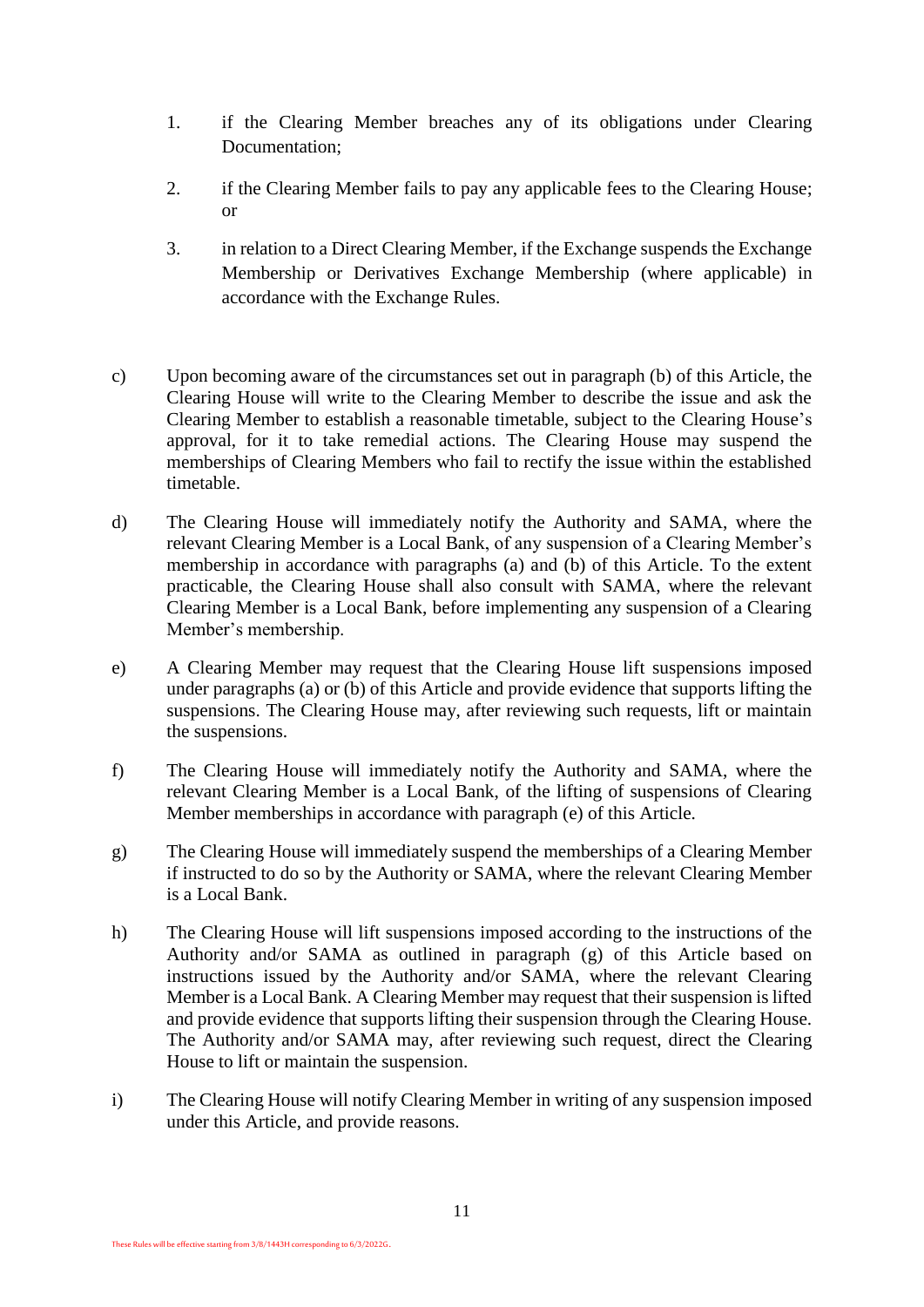1. if the Clearing Member breaches any of its obligations under Clearing Documentation;

2. if the Clearing Member fails to pay any applicable fees to the Clearing House; or

3. in relation to a Direct Clearing Member, if the Exchange suspends the Exchange Membership or Derivatives Exchange Membership (where applicable) in accordance with the Exchange Rules.

c) Upon becoming aware of the circumstances set out in paragraph (b) of this Article, the Clearing House will write to the Clearing Member to describe the issue and ask the Clearing Member to establish a reasonable timetable, subject to the Clearing House's approval, for it to take remedial actions. The Clearing House may suspend the memberships of Clearing Members who fail to rectify the issue within the established timetable.

d) The Clearing House will immediately notify the Authority and SAMA, where the relevant Clearing Member is a Local Bank, of any suspension of a Clearing Member's membership in accordance with paragraphs (a) and (b) of this Article. To the extent practicable, the Clearing House shall also consult with SAMA, where the relevant Clearing Member is a Local Bank, before implementing any suspension of a Clearing Member's membership.

e) A Clearing Member may request that the Clearing House lift suspensions imposed under paragraphs (a) or (b) of this Article and provide evidence that supports lifting the suspensions. The Clearing House may, after reviewing such requests, lift or maintain the suspensions.

f) The Clearing House will immediately notify the Authority and SAMA, where the relevant Clearing Member is a Local Bank, of the lifting of suspensions of Clearing Member memberships in accordance with paragraph (e) of this Article.

g) The Clearing House will immediately suspend the memberships of a Clearing Member if instructed to do so by the Authority or SAMA, where the relevant Clearing Member is a Local Bank.

h) The Clearing House will lift suspensions imposed according to the instructions of the Authority and/or SAMA as outlined in paragraph (g) of this Article based on instructions issued by the Authority and/or SAMA, where the relevant Clearing Member is a Local Bank. A Clearing Member may request that their suspension is lifted and provide evidence that supports lifting their suspension through the Clearing House. The Authority and/or SAMA may, after reviewing such request, direct the Clearing House to lift or maintain the suspension.

i) The Clearing House will notify Clearing Member in writing of any suspension imposed under this Article, and provide reasons.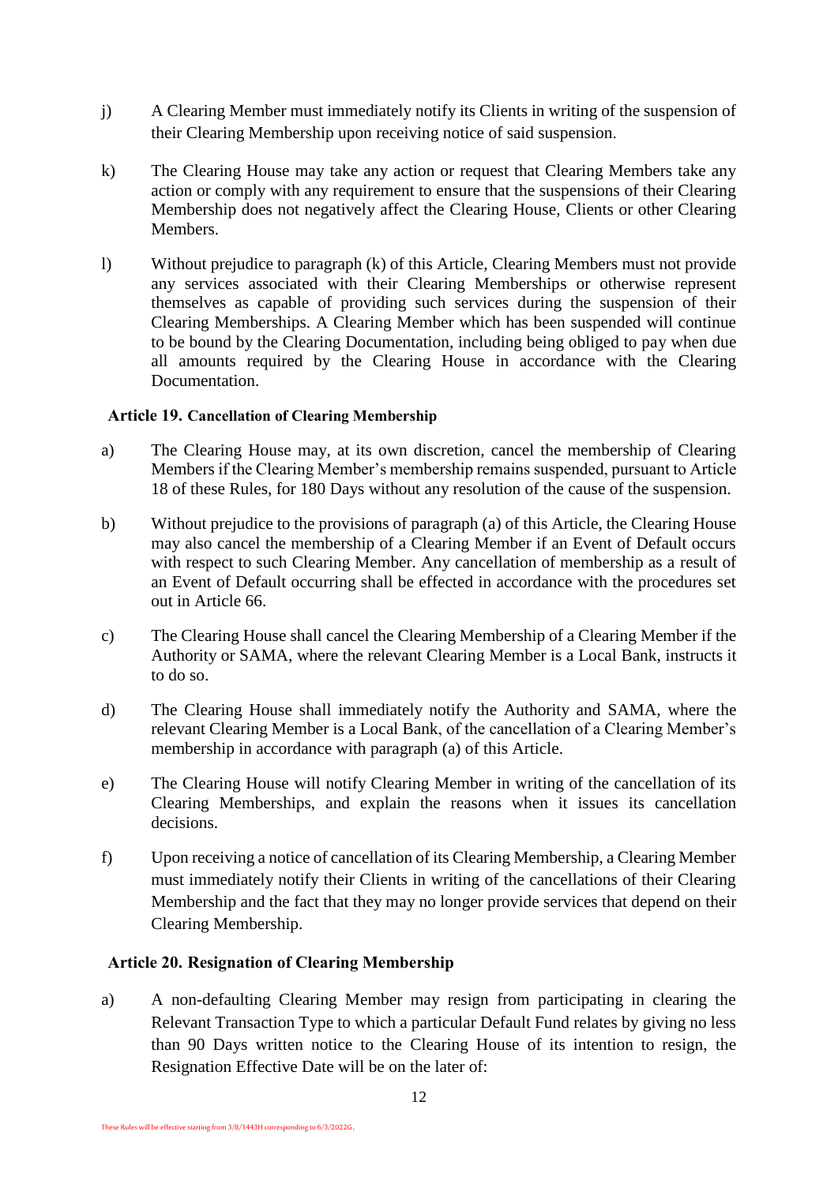j) A Clearing Member must immediately notify its Clients in writing of the suspension of their Clearing Membership upon receiving notice of said suspension.

k) The Clearing House may take any action or request that Clearing Members take any action or comply with any requirement to ensure that the suspensions of their Clearing Membership does not negatively affect the Clearing House, Clients or other Clearing Members.

l) Without prejudice to paragraph (k) of this Article, Clearing Members must not provide any services associated with their Clearing Memberships or otherwise represent themselves as capable of providing such services during the suspension of their Clearing Memberships. A Clearing Member which has been suspended will continue to be bound by the Clearing Documentation, including being obliged to pay when due all amounts required by the Clearing House in accordance with the Clearing Documentation.

### Article 19. Cancellation of Clearing Membership

a) The Clearing House may, at its own discretion, cancel the membership of Clearing Members if the Clearing Member's membership remains suspended, pursuant to Article 18 of these Rules, for 180 Days without any resolution of the cause of the suspension.

b) Without prejudice to the provisions of paragraph (a) of this Article, the Clearing House may also cancel the membership of a Clearing Member if an Event of Default occurs with respect to such Clearing Member. Any cancellation of membership as a result of an Event of Default occurring shall be effected in accordance with the procedures set out in Article 66.

c) The Clearing House shall cancel the Clearing Membership of a Clearing Member if the Authority or SAMA, where the relevant Clearing Member is a Local Bank, instructs it to do so.

d) The Clearing House shall immediately notify the Authority and SAMA, where the relevant Clearing Member is a Local Bank, of the cancellation of a Clearing Member's membership in accordance with paragraph (a) of this Article.

e) The Clearing House will notify Clearing Member in writing of the cancellation of its Clearing Memberships, and explain the reasons when it issues its cancellation decisions.

f) Upon receiving a notice of cancellation of its Clearing Membership, a Clearing Member must immediately notify their Clients in writing of the cancellations of their Clearing Membership and the fact that they may no longer provide services that depend on their Clearing Membership.

### Article 20. Resignation of Clearing Membership

a) A non-defaulting Clearing Member may resign from participating in clearing the Relevant Transaction Type to which a particular Default Fund relates by giving no less than 90 Days written notice to the Clearing House of its intention to resign, the Resignation Effective Date will be on the later of: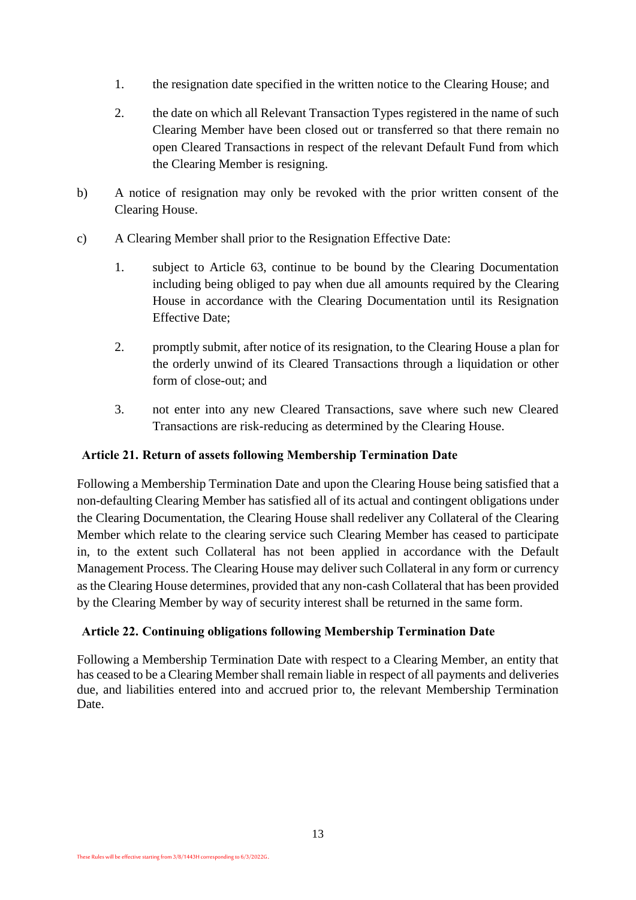1. the resignation date specified in the written notice to the Clearing House; and

2. the date on which all Relevant Transaction Types registered in the name of such Clearing Member have been closed out or transferred so that there remain no open Cleared Transactions in respect of the relevant Default Fund from which the Clearing Member is resigning.

b) A notice of resignation may only be revoked with the prior written consent of the Clearing House.

c) A Clearing Member shall prior to the Resignation Effective Date:

1. subject to Article 63, continue to be bound by the Clearing Documentation including being obliged to pay when due all amounts required by the Clearing House in accordance with the Clearing Documentation until its Resignation Effective Date;

2. promptly submit, after notice of its resignation, to the Clearing House a plan for the orderly unwind of its Cleared Transactions through a liquidation or other form of close-out; and

3. not enter into any new Cleared Transactions, save where such new Cleared Transactions are risk-reducing as determined by the Clearing House.

## Article 21. Return of assets following Membership Termination Date

Following a Membership Termination Date and upon the Clearing House being satisfied that a non-defaulting Clearing Member has satisfied all of its actual and contingent obligations under the Clearing Documentation, the Clearing House shall redeliver any Collateral of the Clearing Member which relate to the clearing service such Clearing Member has ceased to participate in, to the extent such Collateral has not been applied in accordance with the Default Management Process. The Clearing House may deliver such Collateral in any form or currency as the Clearing House determines, provided that any non-cash Collateral that has been provided by the Clearing Member by way of security interest shall be returned in the same form.

## Article 22. Continuing obligations following Membership Termination Date

Following a Membership Termination Date with respect to a Clearing Member, an entity that has ceased to be a Clearing Member shall remain liable in respect of all payments and deliveries due, and liabilities entered into and accrued prior to, the relevant Membership Termination Date.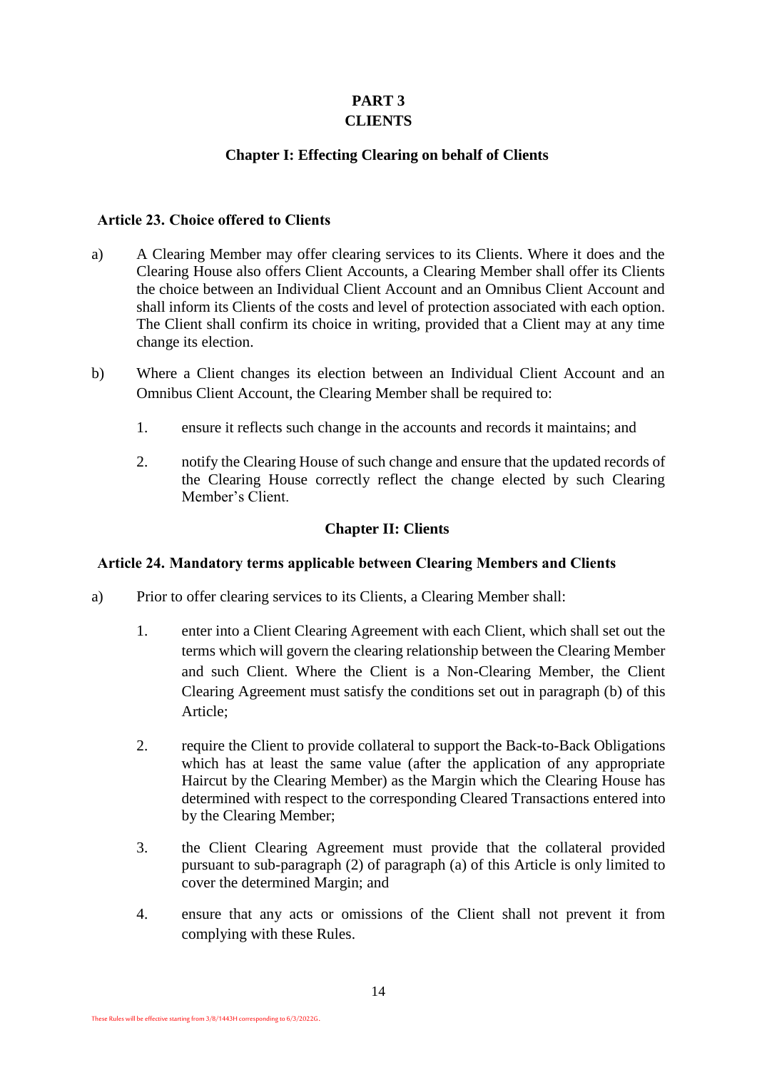# PART 3
# CLIENTS

## Chapter I: Effecting Clearing on behalf of Clients

### Article 23. Choice offered to Clients

a) A Clearing Member may offer clearing services to its Clients. Where it does and the Clearing House also offers Client Accounts, a Clearing Member shall offer its Clients the choice between an Individual Client Account and an Omnibus Client Account and shall inform its Clients of the costs and level of protection associated with each option. The Client shall confirm its choice in writing, provided that a Client may at any time change its election.

b) Where a Client changes its election between an Individual Client Account and an Omnibus Client Account, the Clearing Member shall be required to:

1. ensure it reflects such change in the accounts and records it maintains; and

2. notify the Clearing House of such change and ensure that the updated records of the Clearing House correctly reflect the change elected by such Clearing Member's Client.

## Chapter II: Clients

### Article 24. Mandatory terms applicable between Clearing Members and Clients

a) Prior to offer clearing services to its Clients, a Clearing Member shall:

1. enter into a Client Clearing Agreement with each Client, which shall set out the terms which will govern the clearing relationship between the Clearing Member and such Client. Where the Client is a Non-Clearing Member, the Client Clearing Agreement must satisfy the conditions set out in paragraph (b) of this Article;

2. require the Client to provide collateral to support the Back-to-Back Obligations which has at least the same value (after the application of any appropriate Haircut by the Clearing Member) as the Margin which the Clearing House has determined with respect to the corresponding Cleared Transactions entered into by the Clearing Member;

3. the Client Clearing Agreement must provide that the collateral provided pursuant to sub-paragraph (2) of paragraph (a) of this Article is only limited to cover the determined Margin; and

4. ensure that any acts or omissions of the Client shall not prevent it from complying with these Rules.

These Rules will be effective starting from 3/8/1443H corresponding to 6/3/2022G.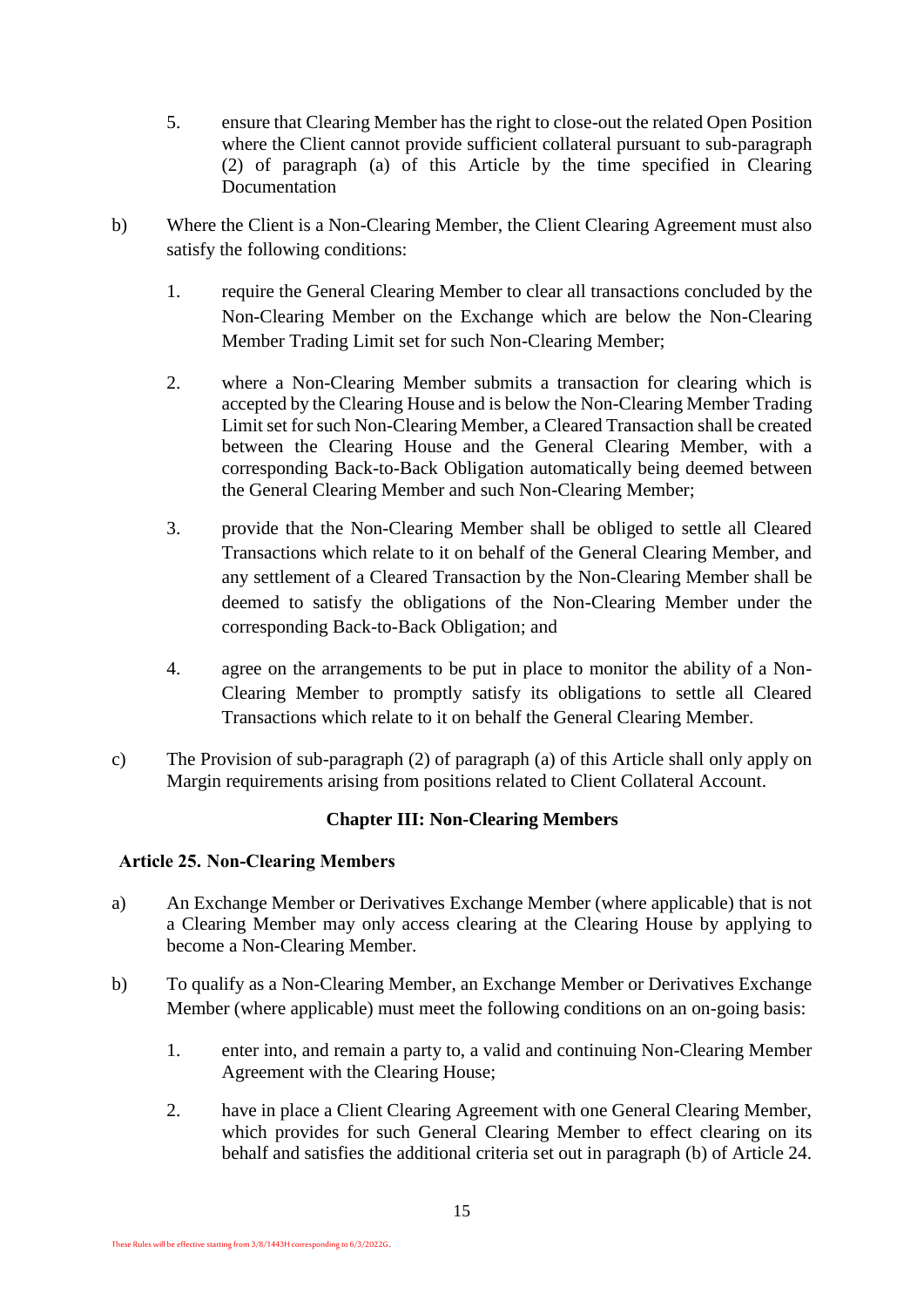5. ensure that Clearing Member has the right to close-out the related Open Position where the Client cannot provide sufficient collateral pursuant to sub-paragraph (2) of paragraph (a) of this Article by the time specified in Clearing Documentation

b) Where the Client is a Non-Clearing Member, the Client Clearing Agreement must also satisfy the following conditions:

   1. require the General Clearing Member to clear all transactions concluded by the Non-Clearing Member on the Exchange which are below the Non-Clearing Member Trading Limit set for such Non-Clearing Member;

   2. where a Non-Clearing Member submits a transaction for clearing which is accepted by the Clearing House and is below the Non-Clearing Member Trading Limit set for such Non-Clearing Member, a Cleared Transaction shall be created between the Clearing House and the General Clearing Member, with a corresponding Back-to-Back Obligation automatically being deemed between the General Clearing Member and such Non-Clearing Member;

   3. provide that the Non-Clearing Member shall be obliged to settle all Cleared Transactions which relate to it on behalf of the General Clearing Member, and any settlement of a Cleared Transaction by the Non-Clearing Member shall be deemed to satisfy the obligations of the Non-Clearing Member under the corresponding Back-to-Back Obligation; and

   4. agree on the arrangements to be put in place to monitor the ability of a Non-Clearing Member to promptly satisfy its obligations to settle all Cleared Transactions which relate to it on behalf the General Clearing Member.

c) The Provision of sub-paragraph (2) of paragraph (a) of this Article shall only apply on Margin requirements arising from positions related to Client Collateral Account.

## Chapter III: Non-Clearing Members

### Article 25. Non-Clearing Members

a) An Exchange Member or Derivatives Exchange Member (where applicable) that is not a Clearing Member may only access clearing at the Clearing House by applying to become a Non-Clearing Member.

b) To qualify as a Non-Clearing Member, an Exchange Member or Derivatives Exchange Member (where applicable) must meet the following conditions on an on-going basis:

   1. enter into, and remain a party to, a valid and continuing Non-Clearing Member Agreement with the Clearing House;

   2. have in place a Client Clearing Agreement with one General Clearing Member, which provides for such General Clearing Member to effect clearing on its behalf and satisfies the additional criteria set out in paragraph (b) of Article 24.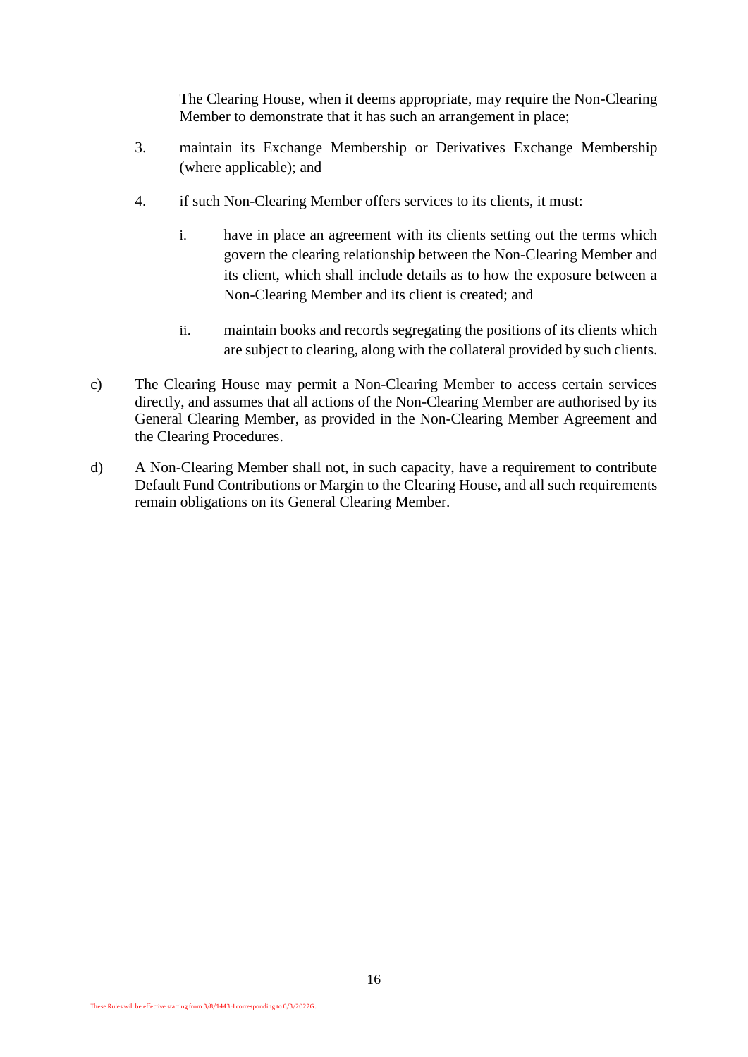The Clearing House, when it deems appropriate, may require the Non-Clearing Member to demonstrate that it has such an arrangement in place;

3. maintain its Exchange Membership or Derivatives Exchange Membership (where applicable); and

4. if such Non-Clearing Member offers services to its clients, it must:

   i. have in place an agreement with its clients setting out the terms which govern the clearing relationship between the Non-Clearing Member and its client, which shall include details as to how the exposure between a Non-Clearing Member and its client is created; and

   ii. maintain books and records segregating the positions of its clients which are subject to clearing, along with the collateral provided by such clients.

c) The Clearing House may permit a Non-Clearing Member to access certain services directly, and assumes that all actions of the Non-Clearing Member are authorised by its General Clearing Member, as provided in the Non-Clearing Member Agreement and the Clearing Procedures.

d) A Non-Clearing Member shall not, in such capacity, have a requirement to contribute Default Fund Contributions or Margin to the Clearing House, and all such requirements remain obligations on its General Clearing Member.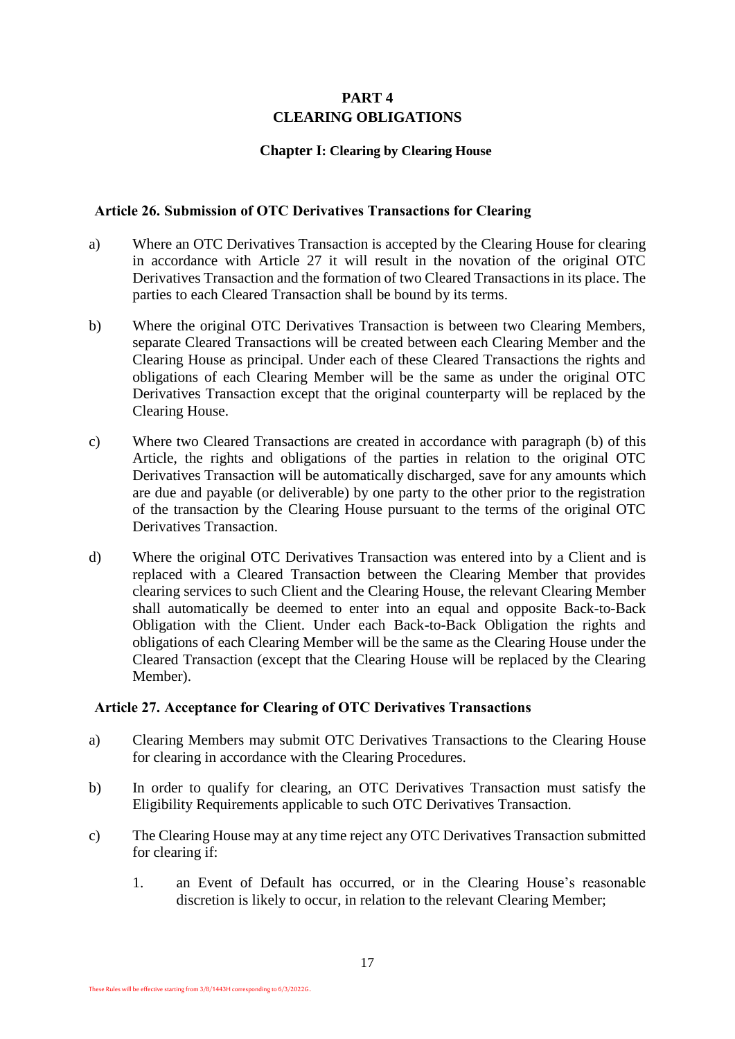# PART 4
# CLEARING OBLIGATIONS

## Chapter I: Clearing by Clearing House

### Article 26. Submission of OTC Derivatives Transactions for Clearing

a) Where an OTC Derivatives Transaction is accepted by the Clearing House for clearing in accordance with Article 27 it will result in the novation of the original OTC Derivatives Transaction and the formation of two Cleared Transactions in its place. The parties to each Cleared Transaction shall be bound by its terms.

b) Where the original OTC Derivatives Transaction is between two Clearing Members, separate Cleared Transactions will be created between each Clearing Member and the Clearing House as principal. Under each of these Cleared Transactions the rights and obligations of each Clearing Member will be the same as under the original OTC Derivatives Transaction except that the original counterparty will be replaced by the Clearing House.

c) Where two Cleared Transactions are created in accordance with paragraph (b) of this Article, the rights and obligations of the parties in relation to the original OTC Derivatives Transaction will be automatically discharged, save for any amounts which are due and payable (or deliverable) by one party to the other prior to the registration of the transaction by the Clearing House pursuant to the terms of the original OTC Derivatives Transaction.

d) Where the original OTC Derivatives Transaction was entered into by a Client and is replaced with a Cleared Transaction between the Clearing Member that provides clearing services to such Client and the Clearing House, the relevant Clearing Member shall automatically be deemed to enter into an equal and opposite Back-to-Back Obligation with the Client. Under each Back-to-Back Obligation the rights and obligations of each Clearing Member will be the same as the Clearing House under the Cleared Transaction (except that the Clearing House will be replaced by the Clearing Member).

### Article 27. Acceptance for Clearing of OTC Derivatives Transactions

a) Clearing Members may submit OTC Derivatives Transactions to the Clearing House for clearing in accordance with the Clearing Procedures.

b) In order to qualify for clearing, an OTC Derivatives Transaction must satisfy the Eligibility Requirements applicable to such OTC Derivatives Transaction.

c) The Clearing House may at any time reject any OTC Derivatives Transaction submitted for clearing if:

   1. an Event of Default has occurred, or in the Clearing House's reasonable discretion is likely to occur, in relation to the relevant Clearing Member;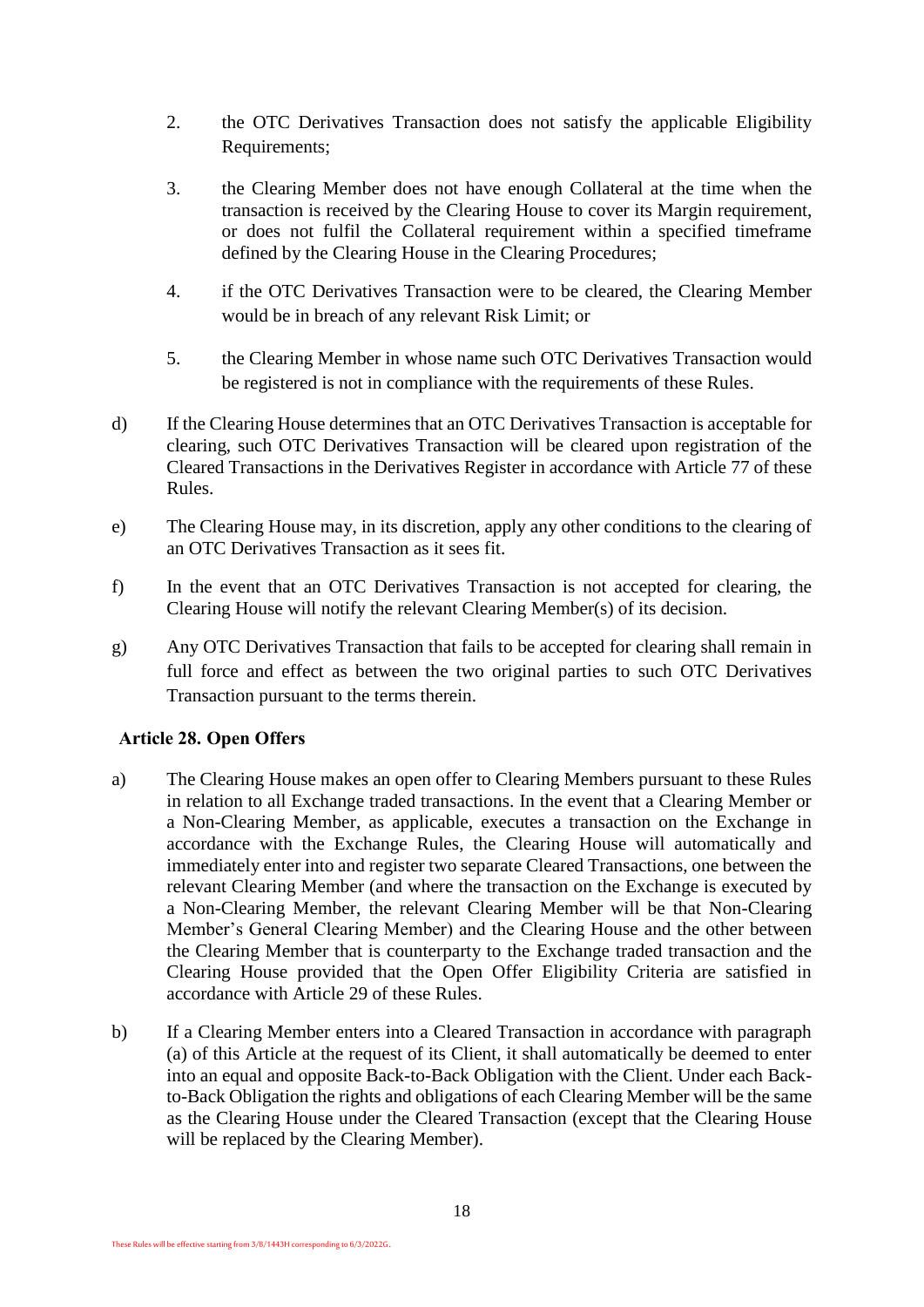2. the OTC Derivatives Transaction does not satisfy the applicable Eligibility Requirements;

3. the Clearing Member does not have enough Collateral at the time when the transaction is received by the Clearing House to cover its Margin requirement, or does not fulfil the Collateral requirement within a specified timeframe defined by the Clearing House in the Clearing Procedures;

4. if the OTC Derivatives Transaction were to be cleared, the Clearing Member would be in breach of any relevant Risk Limit; or

5. the Clearing Member in whose name such OTC Derivatives Transaction would be registered is not in compliance with the requirements of these Rules.

d) If the Clearing House determines that an OTC Derivatives Transaction is acceptable for clearing, such OTC Derivatives Transaction will be cleared upon registration of the Cleared Transactions in the Derivatives Register in accordance with Article 77 of these Rules.

e) The Clearing House may, in its discretion, apply any other conditions to the clearing of an OTC Derivatives Transaction as it sees fit.

f) In the event that an OTC Derivatives Transaction is not accepted for clearing, the Clearing House will notify the relevant Clearing Member(s) of its decision.

g) Any OTC Derivatives Transaction that fails to be accepted for clearing shall remain in full force and effect as between the two original parties to such OTC Derivatives Transaction pursuant to the terms therein.

### Article 28. Open Offers

a) The Clearing House makes an open offer to Clearing Members pursuant to these Rules in relation to all Exchange traded transactions. In the event that a Clearing Member or a Non-Clearing Member, as applicable, executes a transaction on the Exchange in accordance with the Exchange Rules, the Clearing House will automatically and immediately enter into and register two separate Cleared Transactions, one between the relevant Clearing Member (and where the transaction on the Exchange is executed by a Non-Clearing Member, the relevant Clearing Member will be that Non-Clearing Member's General Clearing Member) and the Clearing House and the other between the Clearing Member that is counterparty to the Exchange traded transaction and the Clearing House provided that the Open Offer Eligibility Criteria are satisfied in accordance with Article 29 of these Rules.

b) If a Clearing Member enters into a Cleared Transaction in accordance with paragraph (a) of this Article at the request of its Client, it shall automatically be deemed to enter into an equal and opposite Back-to-Back Obligation with the Client. Under each Back-to-Back Obligation the rights and obligations of each Clearing Member will be the same as the Clearing House under the Cleared Transaction (except that the Clearing House will be replaced by the Clearing Member).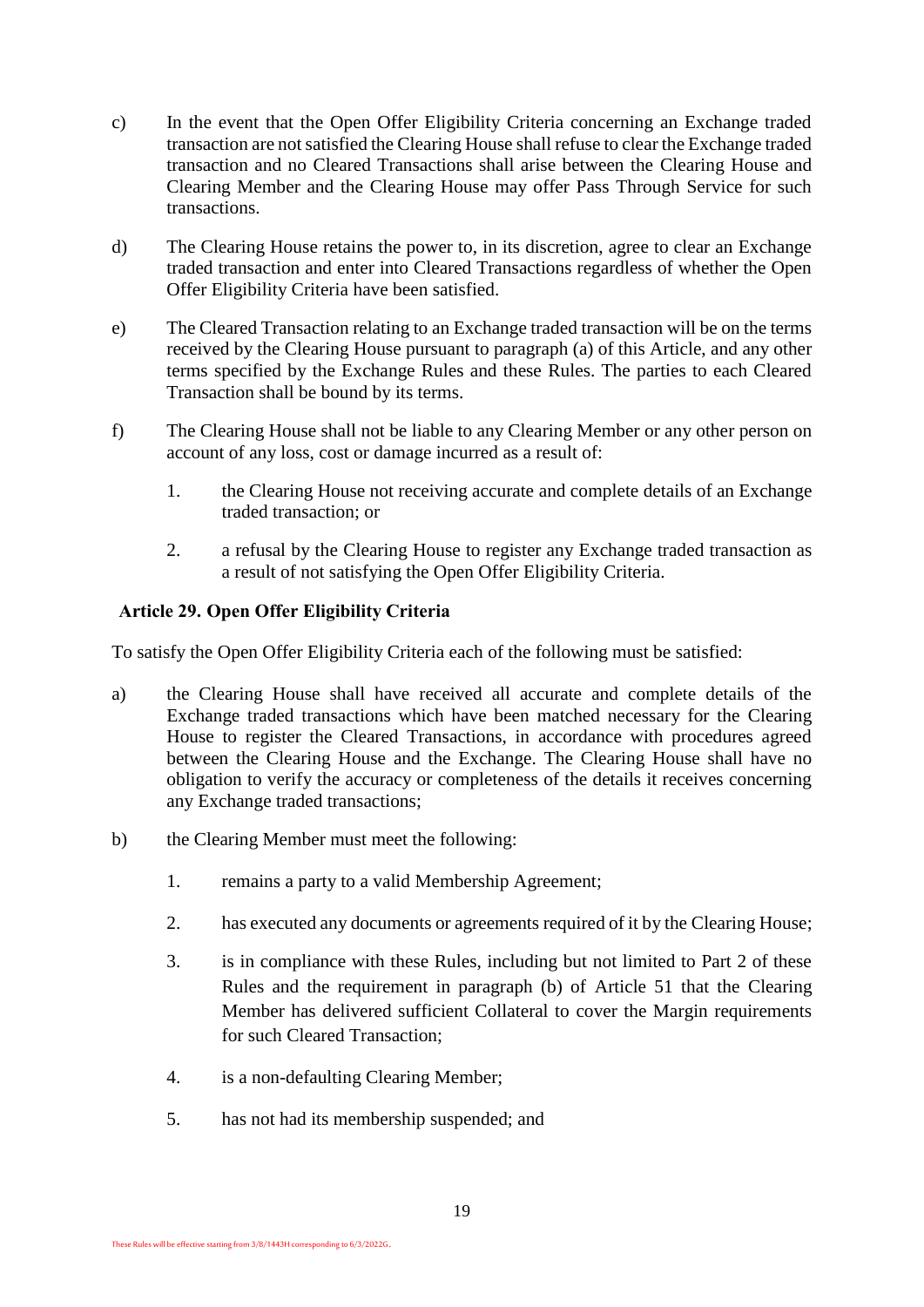c) In the event that the Open Offer Eligibility Criteria concerning an Exchange traded transaction are not satisfied the Clearing House shall refuse to clear the Exchange traded transaction and no Cleared Transactions shall arise between the Clearing House and Clearing Member and the Clearing House may offer Pass Through Service for such transactions.

d) The Clearing House retains the power to, in its discretion, agree to clear an Exchange traded transaction and enter into Cleared Transactions regardless of whether the Open Offer Eligibility Criteria have been satisfied.

e) The Cleared Transaction relating to an Exchange traded transaction will be on the terms received by the Clearing House pursuant to paragraph (a) of this Article, and any other terms specified by the Exchange Rules and these Rules. The parties to each Cleared Transaction shall be bound by its terms.

f) The Clearing House shall not be liable to any Clearing Member or any other person on account of any loss, cost or damage incurred as a result of:

   1. the Clearing House not receiving accurate and complete details of an Exchange traded transaction; or

   2. a refusal by the Clearing House to register any Exchange traded transaction as a result of not satisfying the Open Offer Eligibility Criteria.

**Article 29. Open Offer Eligibility Criteria**

To satisfy the Open Offer Eligibility Criteria each of the following must be satisfied:

a) the Clearing House shall have received all accurate and complete details of the Exchange traded transactions which have been matched necessary for the Clearing House to register the Cleared Transactions, in accordance with procedures agreed between the Clearing House and the Exchange. The Clearing House shall have no obligation to verify the accuracy or completeness of the details it receives concerning any Exchange traded transactions;

b) the Clearing Member must meet the following:

   1. remains a party to a valid Membership Agreement;

   2. has executed any documents or agreements required of it by the Clearing House;

   3. is in compliance with these Rules, including but not limited to Part 2 of these Rules and the requirement in paragraph (b) of Article 51 that the Clearing Member has delivered sufficient Collateral to cover the Margin requirements for such Cleared Transaction;

   4. is a non-defaulting Clearing Member;

   5. has not had its membership suspended; and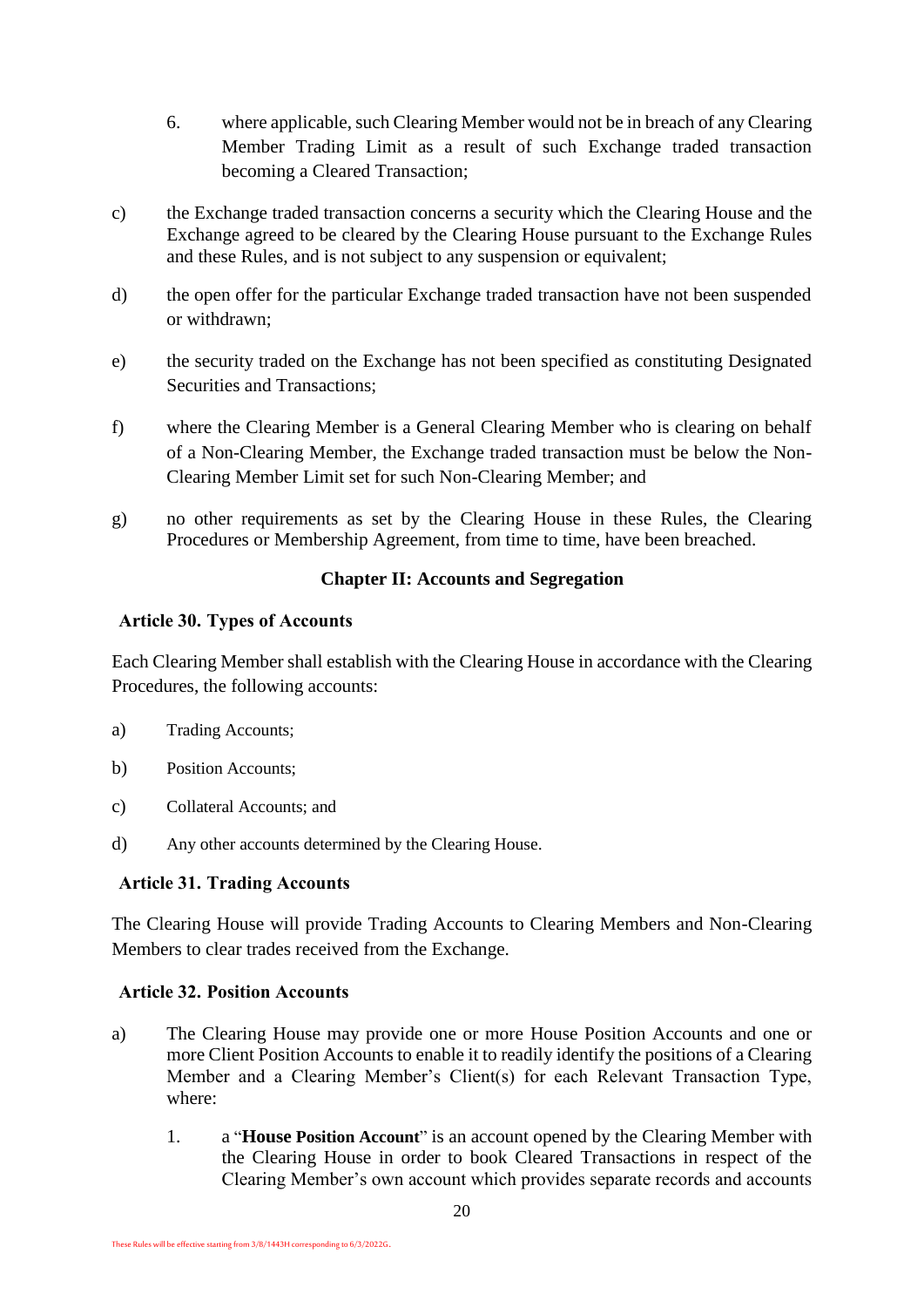6. where applicable, such Clearing Member would not be in breach of any Clearing Member Trading Limit as a result of such Exchange traded transaction becoming a Cleared Transaction;

c) the Exchange traded transaction concerns a security which the Clearing House and the Exchange agreed to be cleared by the Clearing House pursuant to the Exchange Rules and these Rules, and is not subject to any suspension or equivalent;

d) the open offer for the particular Exchange traded transaction have not been suspended or withdrawn;

e) the security traded on the Exchange has not been specified as constituting Designated Securities and Transactions;

f) where the Clearing Member is a General Clearing Member who is clearing on behalf of a Non-Clearing Member, the Exchange traded transaction must be below the Non-Clearing Member Limit set for such Non-Clearing Member; and

g) no other requirements as set by the Clearing House in these Rules, the Clearing Procedures or Membership Agreement, from time to time, have been breached.

## Chapter II: Accounts and Segregation

### Article 30. Types of Accounts

Each Clearing Member shall establish with the Clearing House in accordance with the Clearing Procedures, the following accounts:

a) Trading Accounts;

b) Position Accounts;

c) Collateral Accounts; and

d) Any other accounts determined by the Clearing House.

### Article 31. Trading Accounts

The Clearing House will provide Trading Accounts to Clearing Members and Non-Clearing Members to clear trades received from the Exchange.

### Article 32. Position Accounts

a) The Clearing House may provide one or more House Position Accounts and one or more Client Position Accounts to enable it to readily identify the positions of a Clearing Member and a Clearing Member's Client(s) for each Relevant Transaction Type, where:

   1. a "**House Position Account**" is an account opened by the Clearing Member with the Clearing House in order to book Cleared Transactions in respect of the Clearing Member's own account which provides separate records and accounts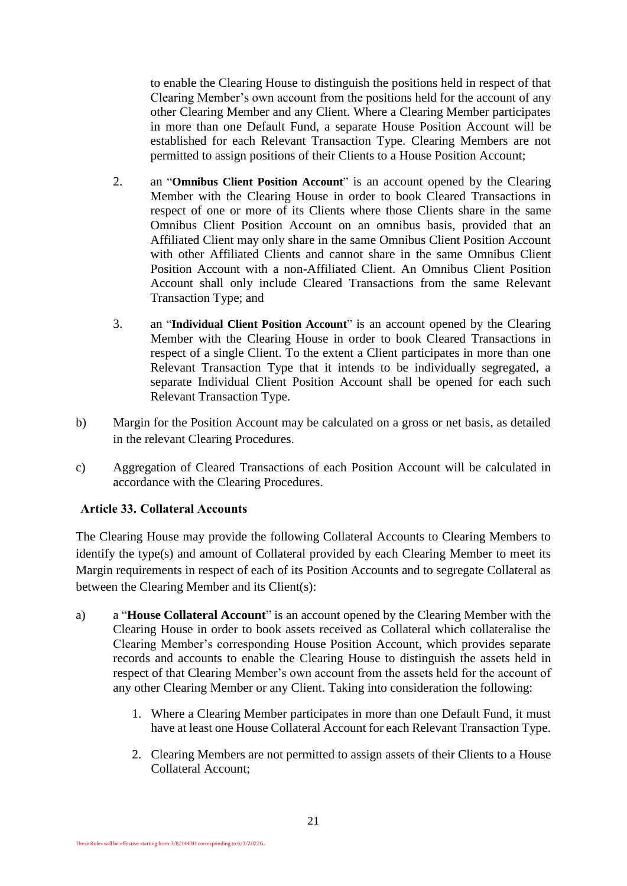to enable the Clearing House to distinguish the positions held in respect of that Clearing Member's own account from the positions held for the account of any other Clearing Member and any Client. Where a Clearing Member participates in more than one Default Fund, a separate House Position Account will be established for each Relevant Transaction Type. Clearing Members are not permitted to assign positions of their Clients to a House Position Account;

2. an "**Omnibus Client Position Account**" is an account opened by the Clearing Member with the Clearing House in order to book Cleared Transactions in respect of one or more of its Clients where those Clients share in the same Omnibus Client Position Account on an omnibus basis, provided that an Affiliated Client may only share in the same Omnibus Client Position Account with other Affiliated Clients and cannot share in the same Omnibus Client Position Account with a non-Affiliated Client. An Omnibus Client Position Account shall only include Cleared Transactions from the same Relevant Transaction Type; and

3. an "**Individual Client Position Account**" is an account opened by the Clearing Member with the Clearing House in order to book Cleared Transactions in respect of a single Client. To the extent a Client participates in more than one Relevant Transaction Type that it intends to be individually segregated, a separate Individual Client Position Account shall be opened for each such Relevant Transaction Type.

b) Margin for the Position Account may be calculated on a gross or net basis, as detailed in the relevant Clearing Procedures.

c) Aggregation of Cleared Transactions of each Position Account will be calculated in accordance with the Clearing Procedures.

### Article 33. Collateral Accounts

The Clearing House may provide the following Collateral Accounts to Clearing Members to identify the type(s) and amount of Collateral provided by each Clearing Member to meet its Margin requirements in respect of each of its Position Accounts and to segregate Collateral as between the Clearing Member and its Client(s):

a) a "**House Collateral Account**" is an account opened by the Clearing Member with the Clearing House in order to book assets received as Collateral which collateralise the Clearing Member's corresponding House Position Account, which provides separate records and accounts to enable the Clearing House to distinguish the assets held in respect of that Clearing Member's own account from the assets held for the account of any other Clearing Member or any Client. Taking into consideration the following:

   1. Where a Clearing Member participates in more than one Default Fund, it must have at least one House Collateral Account for each Relevant Transaction Type.

   2. Clearing Members are not permitted to assign assets of their Clients to a House Collateral Account;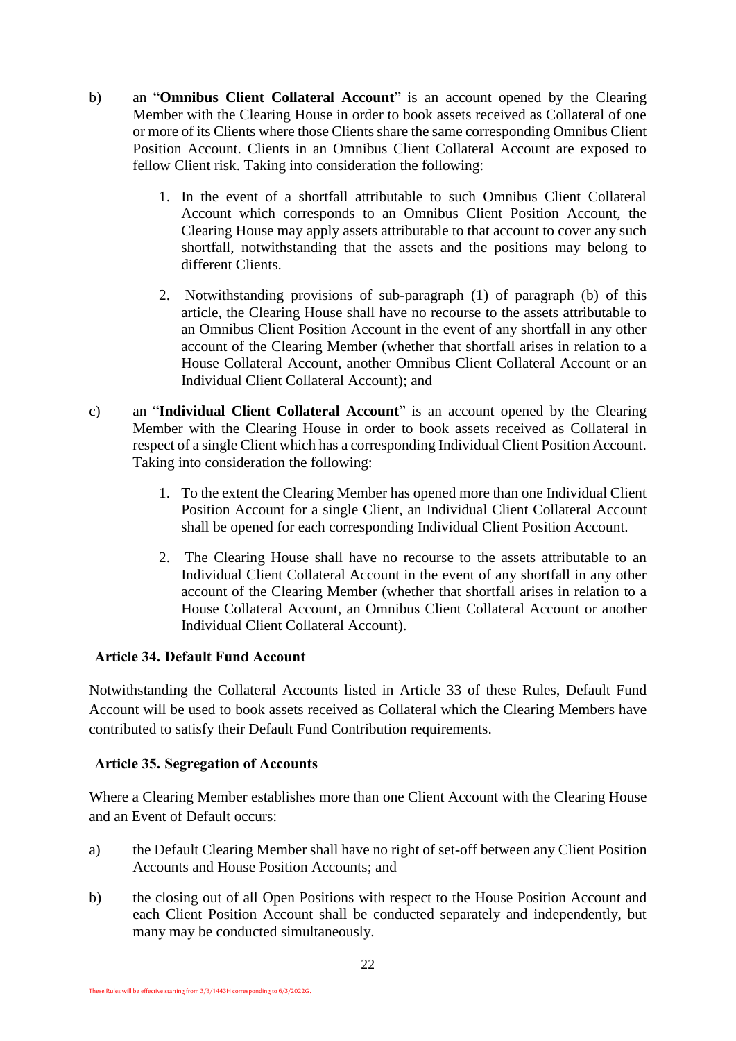b) an "**Omnibus Client Collateral Account**" is an account opened by the Clearing Member with the Clearing House in order to book assets received as Collateral of one or more of its Clients where those Clients share the same corresponding Omnibus Client Position Account. Clients in an Omnibus Client Collateral Account are exposed to fellow Client risk. Taking into consideration the following:

   1. In the event of a shortfall attributable to such Omnibus Client Collateral Account which corresponds to an Omnibus Client Position Account, the Clearing House may apply assets attributable to that account to cover any such shortfall, notwithstanding that the assets and the positions may belong to different Clients.

   2. Notwithstanding provisions of sub-paragraph (1) of paragraph (b) of this article, the Clearing House shall have no recourse to the assets attributable to an Omnibus Client Position Account in the event of any shortfall in any other account of the Clearing Member (whether that shortfall arises in relation to a House Collateral Account, another Omnibus Client Collateral Account or an Individual Client Collateral Account); and

c) an "**Individual Client Collateral Account**" is an account opened by the Clearing Member with the Clearing House in order to book assets received as Collateral in respect of a single Client which has a corresponding Individual Client Position Account. Taking into consideration the following:

   1. To the extent the Clearing Member has opened more than one Individual Client Position Account for a single Client, an Individual Client Collateral Account shall be opened for each corresponding Individual Client Position Account.

   2. The Clearing House shall have no recourse to the assets attributable to an Individual Client Collateral Account in the event of any shortfall in any other account of the Clearing Member (whether that shortfall arises in relation to a House Collateral Account, an Omnibus Client Collateral Account or another Individual Client Collateral Account).

**Article 34. Default Fund Account**

Notwithstanding the Collateral Accounts listed in Article 33 of these Rules, Default Fund Account will be used to book assets received as Collateral which the Clearing Members have contributed to satisfy their Default Fund Contribution requirements.

**Article 35. Segregation of Accounts**

Where a Clearing Member establishes more than one Client Account with the Clearing House and an Event of Default occurs:

a) the Default Clearing Member shall have no right of set-off between any Client Position Accounts and House Position Accounts; and

b) the closing out of all Open Positions with respect to the House Position Account and each Client Position Account shall be conducted separately and independently, but many may be conducted simultaneously.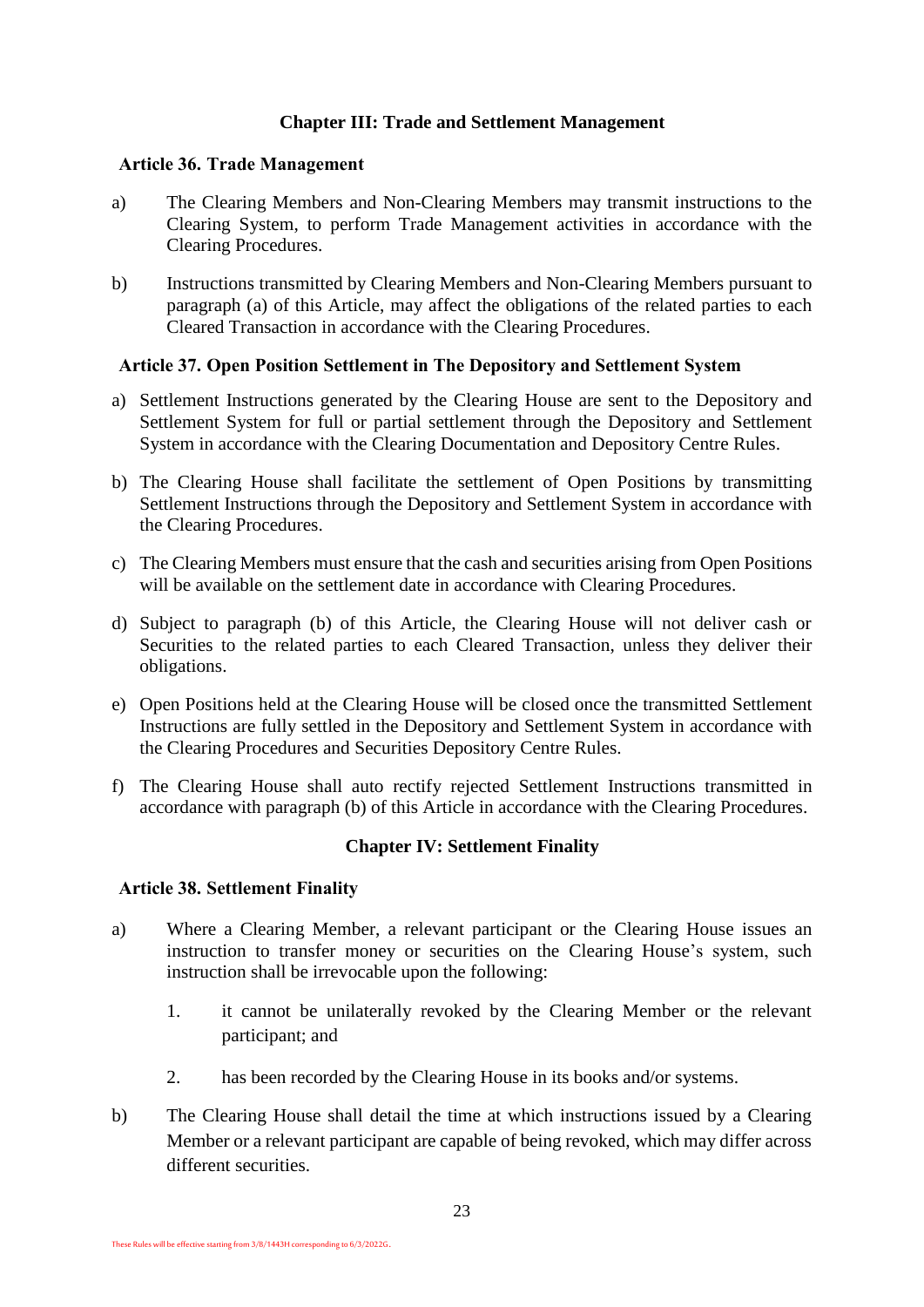## Chapter III: Trade and Settlement Management

### Article 36. Trade Management

a) The Clearing Members and Non-Clearing Members may transmit instructions to the Clearing System, to perform Trade Management activities in accordance with the Clearing Procedures.

b) Instructions transmitted by Clearing Members and Non-Clearing Members pursuant to paragraph (a) of this Article, may affect the obligations of the related parties to each Cleared Transaction in accordance with the Clearing Procedures.

### Article 37. Open Position Settlement in The Depository and Settlement System

a) Settlement Instructions generated by the Clearing House are sent to the Depository and Settlement System for full or partial settlement through the Depository and Settlement System in accordance with the Clearing Documentation and Depository Centre Rules.

b) The Clearing House shall facilitate the settlement of Open Positions by transmitting Settlement Instructions through the Depository and Settlement System in accordance with the Clearing Procedures.

c) The Clearing Members must ensure that the cash and securities arising from Open Positions will be available on the settlement date in accordance with Clearing Procedures.

d) Subject to paragraph (b) of this Article, the Clearing House will not deliver cash or Securities to the related parties to each Cleared Transaction, unless they deliver their obligations.

e) Open Positions held at the Clearing House will be closed once the transmitted Settlement Instructions are fully settled in the Depository and Settlement System in accordance with the Clearing Procedures and Securities Depository Centre Rules.

f) The Clearing House shall auto rectify rejected Settlement Instructions transmitted in accordance with paragraph (b) of this Article in accordance with the Clearing Procedures.

## Chapter IV: Settlement Finality

### Article 38. Settlement Finality

a) Where a Clearing Member, a relevant participant or the Clearing House issues an instruction to transfer money or securities on the Clearing House's system, such instruction shall be irrevocable upon the following:

   1. it cannot be unilaterally revoked by the Clearing Member or the relevant participant; and

   2. has been recorded by the Clearing House in its books and/or systems.

b) The Clearing House shall detail the time at which instructions issued by a Clearing Member or a relevant participant are capable of being revoked, which may differ across different securities.

These Rules will be effective starting from 3/8/1443H corresponding to 6/3/2022G.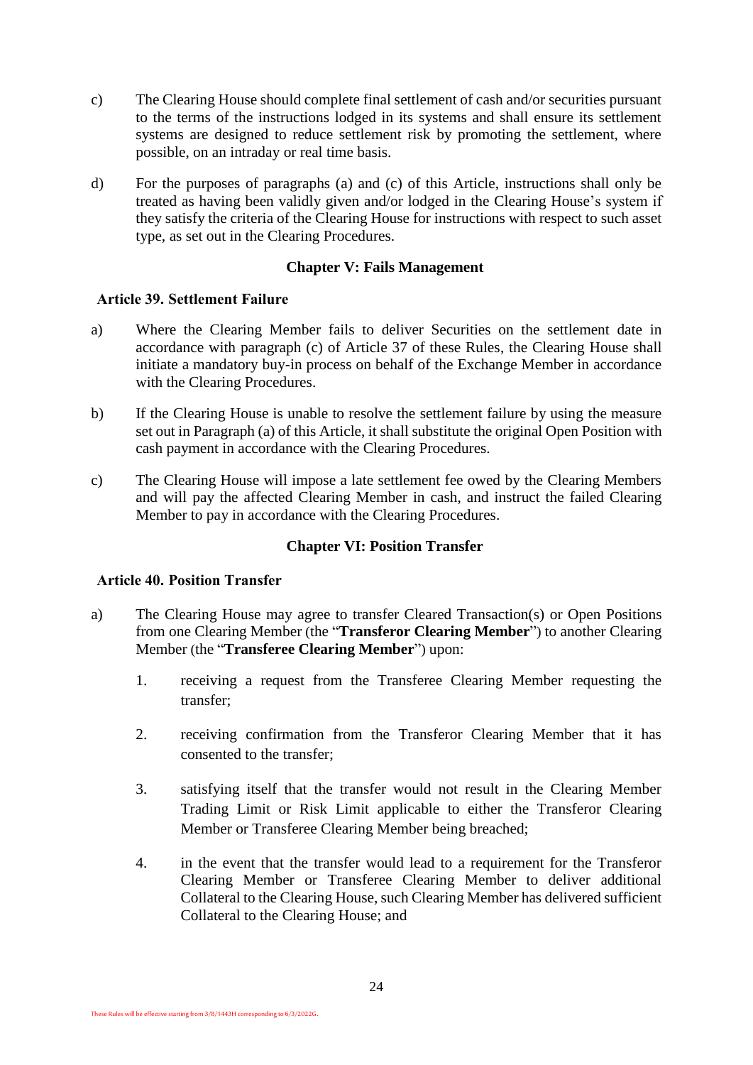c) The Clearing House should complete final settlement of cash and/or securities pursuant to the terms of the instructions lodged in its systems and shall ensure its settlement systems are designed to reduce settlement risk by promoting the settlement, where possible, on an intraday or real time basis.

d) For the purposes of paragraphs (a) and (c) of this Article, instructions shall only be treated as having been validly given and/or lodged in the Clearing House's system if they satisfy the criteria of the Clearing House for instructions with respect to such asset type, as set out in the Clearing Procedures.

## Chapter V: Fails Management

### Article 39. Settlement Failure

a) Where the Clearing Member fails to deliver Securities on the settlement date in accordance with paragraph (c) of Article 37 of these Rules, the Clearing House shall initiate a mandatory buy-in process on behalf of the Exchange Member in accordance with the Clearing Procedures.

b) If the Clearing House is unable to resolve the settlement failure by using the measure set out in Paragraph (a) of this Article, it shall substitute the original Open Position with cash payment in accordance with the Clearing Procedures.

c) The Clearing House will impose a late settlement fee owed by the Clearing Members and will pay the affected Clearing Member in cash, and instruct the failed Clearing Member to pay in accordance with the Clearing Procedures.

## Chapter VI: Position Transfer

### Article 40. Position Transfer

a) The Clearing House may agree to transfer Cleared Transaction(s) or Open Positions from one Clearing Member (the "**Transferor Clearing Member**") to another Clearing Member (the "**Transferee Clearing Member**") upon:

1. receiving a request from the Transferee Clearing Member requesting the transfer;

2. receiving confirmation from the Transferor Clearing Member that it has consented to the transfer;

3. satisfying itself that the transfer would not result in the Clearing Member Trading Limit or Risk Limit applicable to either the Transferor Clearing Member or Transferee Clearing Member being breached;

4. in the event that the transfer would lead to a requirement for the Transferor Clearing Member or Transferee Clearing Member to deliver additional Collateral to the Clearing House, such Clearing Member has delivered sufficient Collateral to the Clearing House; and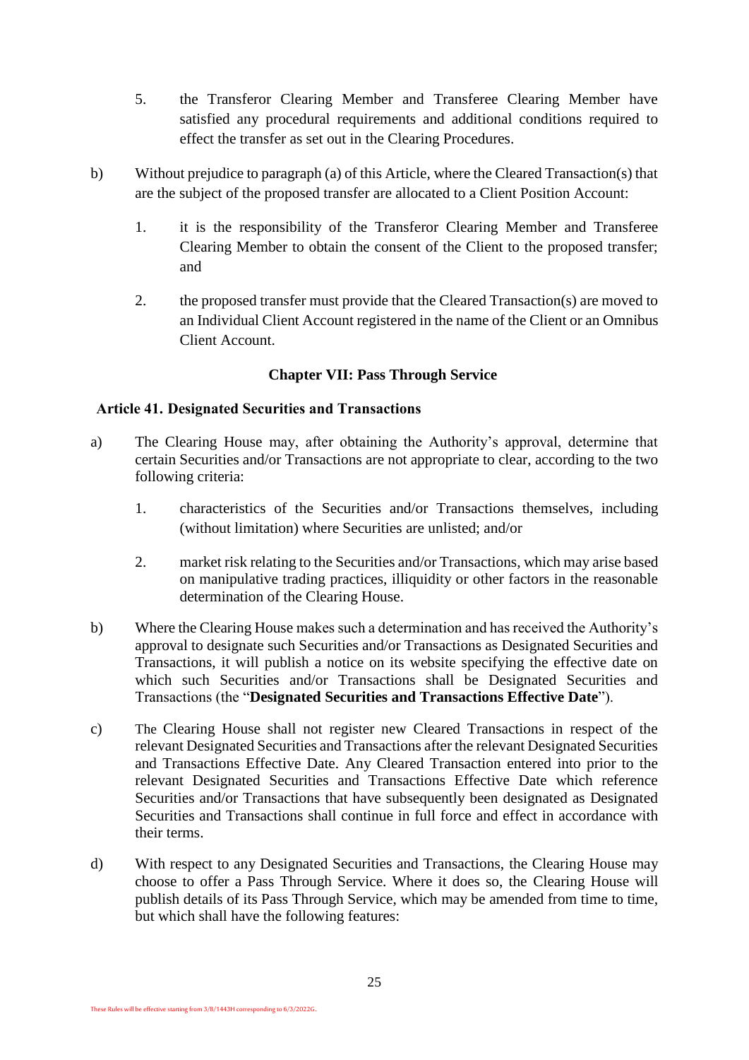5. the Transferor Clearing Member and Transferee Clearing Member have satisfied any procedural requirements and additional conditions required to effect the transfer as set out in the Clearing Procedures.

b) Without prejudice to paragraph (a) of this Article, where the Cleared Transaction(s) that are the subject of the proposed transfer are allocated to a Client Position Account:

1. it is the responsibility of the Transferor Clearing Member and Transferee Clearing Member to obtain the consent of the Client to the proposed transfer; and

2. the proposed transfer must provide that the Cleared Transaction(s) are moved to an Individual Client Account registered in the name of the Client or an Omnibus Client Account.

## Chapter VII: Pass Through Service

### Article 41. Designated Securities and Transactions

a) The Clearing House may, after obtaining the Authority's approval, determine that certain Securities and/or Transactions are not appropriate to clear, according to the two following criteria:

1. characteristics of the Securities and/or Transactions themselves, including (without limitation) where Securities are unlisted; and/or

2. market risk relating to the Securities and/or Transactions, which may arise based on manipulative trading practices, illiquidity or other factors in the reasonable determination of the Clearing House.

b) Where the Clearing House makes such a determination and has received the Authority's approval to designate such Securities and/or Transactions as Designated Securities and Transactions, it will publish a notice on its website specifying the effective date on which such Securities and/or Transactions shall be Designated Securities and Transactions (the "**Designated Securities and Transactions Effective Date**").

c) The Clearing House shall not register new Cleared Transactions in respect of the relevant Designated Securities and Transactions after the relevant Designated Securities and Transactions Effective Date. Any Cleared Transaction entered into prior to the relevant Designated Securities and Transactions Effective Date which reference Securities and/or Transactions that have subsequently been designated as Designated Securities and Transactions shall continue in full force and effect in accordance with their terms.

d) With respect to any Designated Securities and Transactions, the Clearing House may choose to offer a Pass Through Service. Where it does so, the Clearing House will publish details of its Pass Through Service, which may be amended from time to time, but which shall have the following features: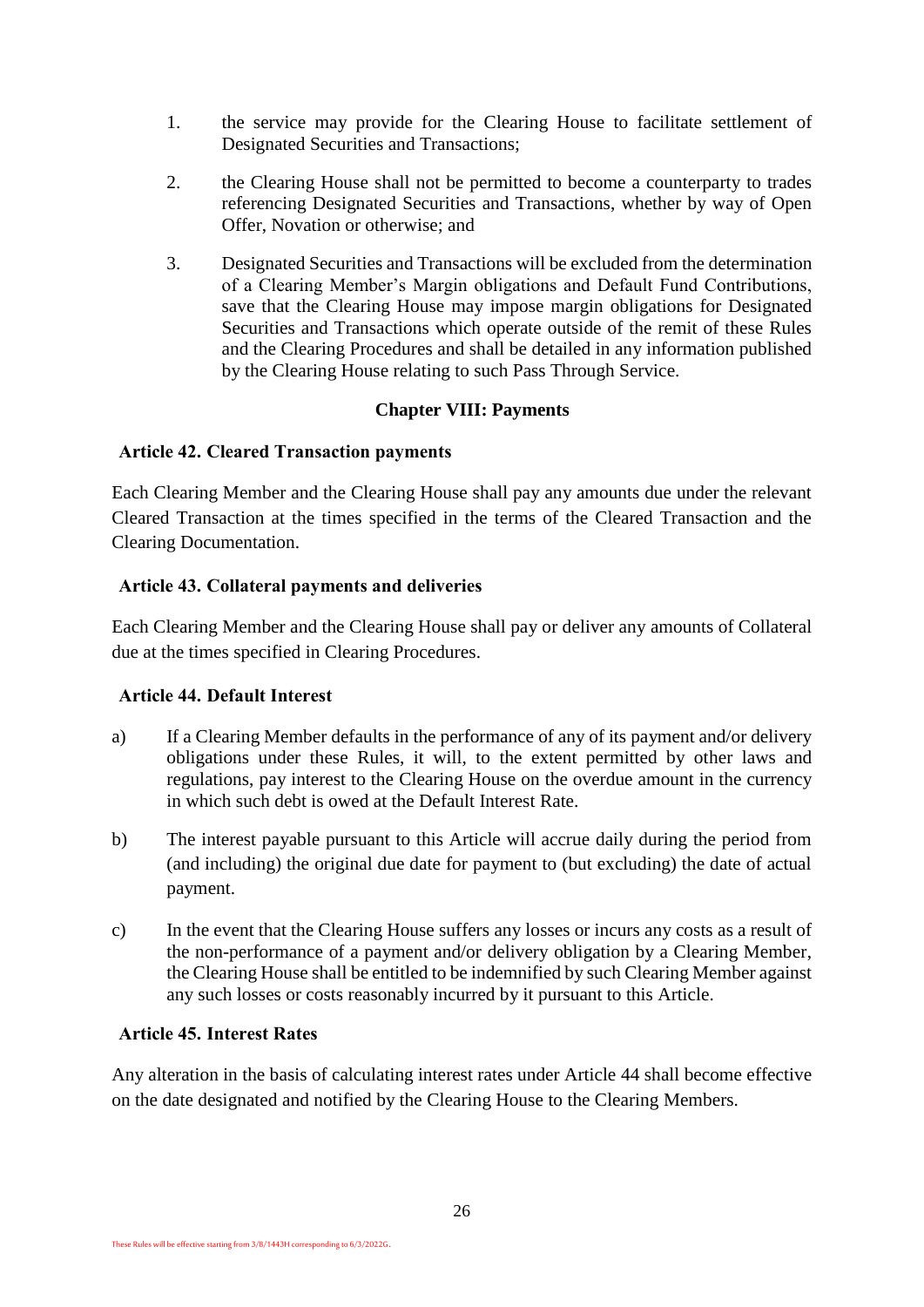1. the service may provide for the Clearing House to facilitate settlement of Designated Securities and Transactions;

2. the Clearing House shall not be permitted to become a counterparty to trades referencing Designated Securities and Transactions, whether by way of Open Offer, Novation or otherwise; and

3. Designated Securities and Transactions will be excluded from the determination of a Clearing Member's Margin obligations and Default Fund Contributions, save that the Clearing House may impose margin obligations for Designated Securities and Transactions which operate outside of the remit of these Rules and the Clearing Procedures and shall be detailed in any information published by the Clearing House relating to such Pass Through Service.

## Chapter VIII: Payments

### Article 42. Cleared Transaction payments

Each Clearing Member and the Clearing House shall pay any amounts due under the relevant Cleared Transaction at the times specified in the terms of the Cleared Transaction and the Clearing Documentation.

### Article 43. Collateral payments and deliveries

Each Clearing Member and the Clearing House shall pay or deliver any amounts of Collateral due at the times specified in Clearing Procedures.

### Article 44. Default Interest

a) If a Clearing Member defaults in the performance of any of its payment and/or delivery obligations under these Rules, it will, to the extent permitted by other laws and regulations, pay interest to the Clearing House on the overdue amount in the currency in which such debt is owed at the Default Interest Rate.

b) The interest payable pursuant to this Article will accrue daily during the period from (and including) the original due date for payment to (but excluding) the date of actual payment.

c) In the event that the Clearing House suffers any losses or incurs any costs as a result of the non-performance of a payment and/or delivery obligation by a Clearing Member, the Clearing House shall be entitled to be indemnified by such Clearing Member against any such losses or costs reasonably incurred by it pursuant to this Article.

### Article 45. Interest Rates

Any alteration in the basis of calculating interest rates under Article 44 shall become effective on the date designated and notified by the Clearing House to the Clearing Members.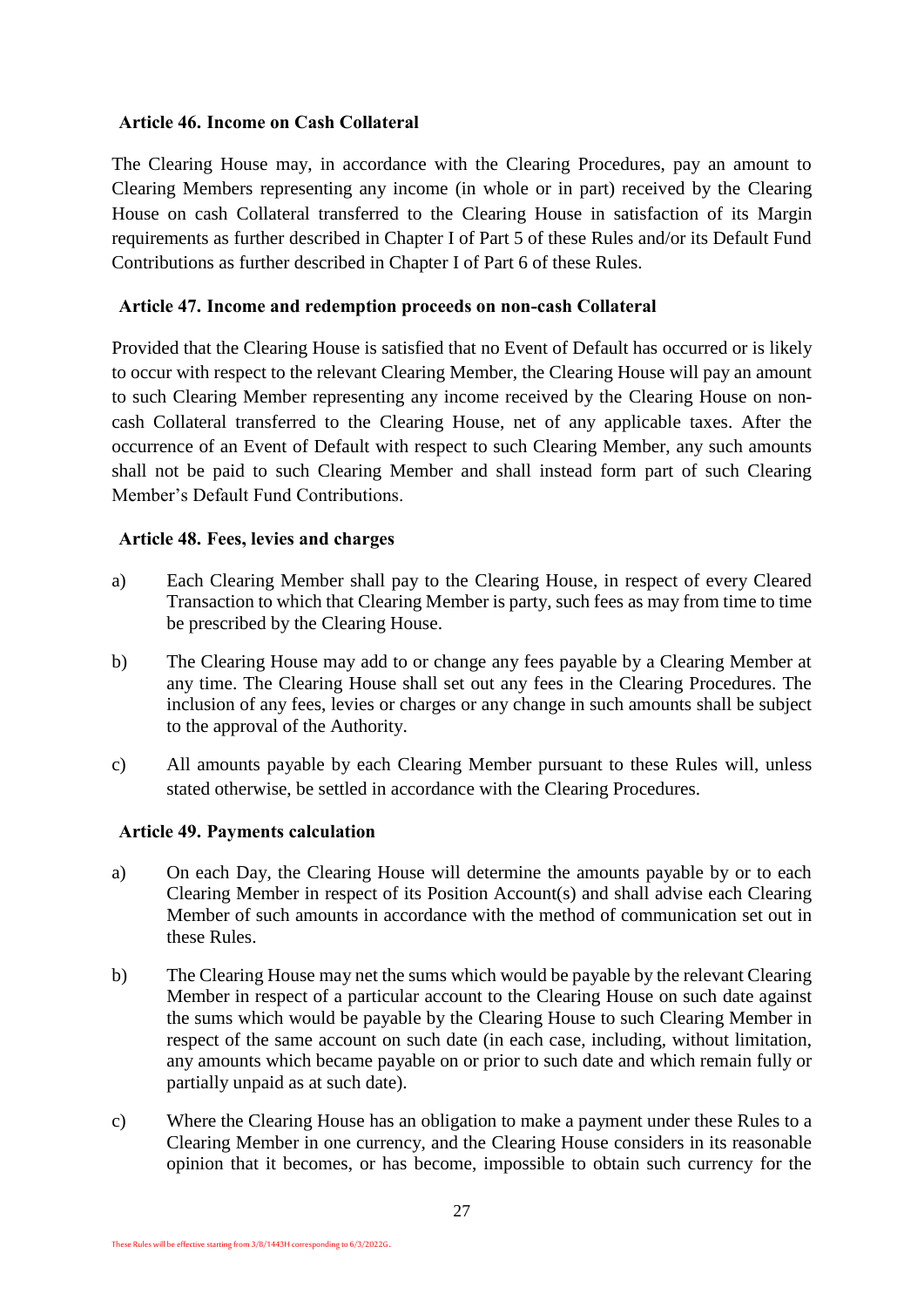### Article 46. Income on Cash Collateral

The Clearing House may, in accordance with the Clearing Procedures, pay an amount to Clearing Members representing any income (in whole or in part) received by the Clearing House on cash Collateral transferred to the Clearing House in satisfaction of its Margin requirements as further described in Chapter I of Part 5 of these Rules and/or its Default Fund Contributions as further described in Chapter I of Part 6 of these Rules.

### Article 47. Income and redemption proceeds on non-cash Collateral

Provided that the Clearing House is satisfied that no Event of Default has occurred or is likely to occur with respect to the relevant Clearing Member, the Clearing House will pay an amount to such Clearing Member representing any income received by the Clearing House on non-cash Collateral transferred to the Clearing House, net of any applicable taxes. After the occurrence of an Event of Default with respect to such Clearing Member, any such amounts shall not be paid to such Clearing Member and shall instead form part of such Clearing Member's Default Fund Contributions.

### Article 48. Fees, levies and charges

a) Each Clearing Member shall pay to the Clearing House, in respect of every Cleared Transaction to which that Clearing Member is party, such fees as may from time to time be prescribed by the Clearing House.

b) The Clearing House may add to or change any fees payable by a Clearing Member at any time. The Clearing House shall set out any fees in the Clearing Procedures. The inclusion of any fees, levies or charges or any change in such amounts shall be subject to the approval of the Authority.

c) All amounts payable by each Clearing Member pursuant to these Rules will, unless stated otherwise, be settled in accordance with the Clearing Procedures.

### Article 49. Payments calculation

a) On each Day, the Clearing House will determine the amounts payable by or to each Clearing Member in respect of its Position Account(s) and shall advise each Clearing Member of such amounts in accordance with the method of communication set out in these Rules.

b) The Clearing House may net the sums which would be payable by the relevant Clearing Member in respect of a particular account to the Clearing House on such date against the sums which would be payable by the Clearing House to such Clearing Member in respect of the same account on such date (in each case, including, without limitation, any amounts which became payable on or prior to such date and which remain fully or partially unpaid as at such date).

c) Where the Clearing House has an obligation to make a payment under these Rules to a Clearing Member in one currency, and the Clearing House considers in its reasonable opinion that it becomes, or has become, impossible to obtain such currency for the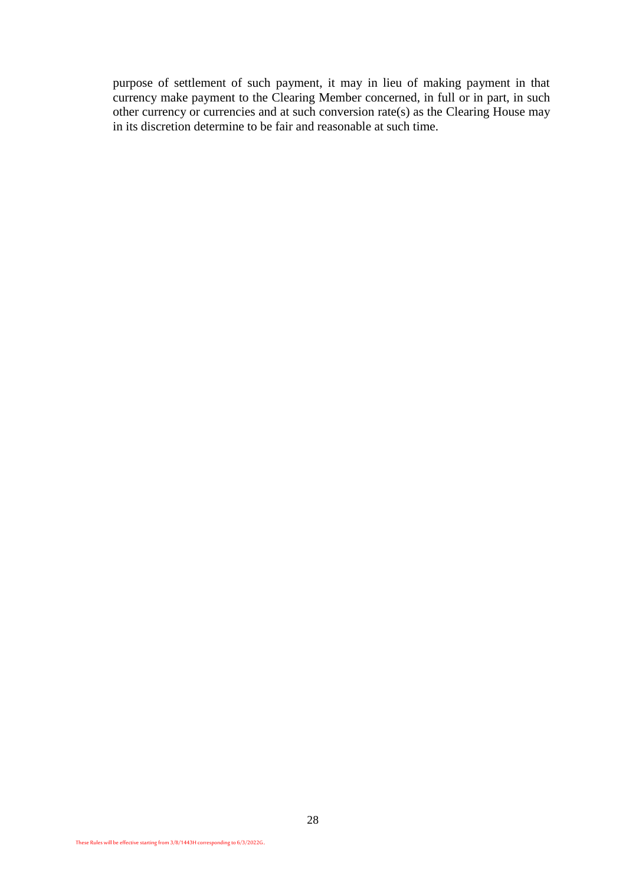purpose of settlement of such payment, it may in lieu of making payment in that currency make payment to the Clearing Member concerned, in full or in part, in such other currency or currencies and at such conversion rate(s) as the Clearing House may in its discretion determine to be fair and reasonable at such time.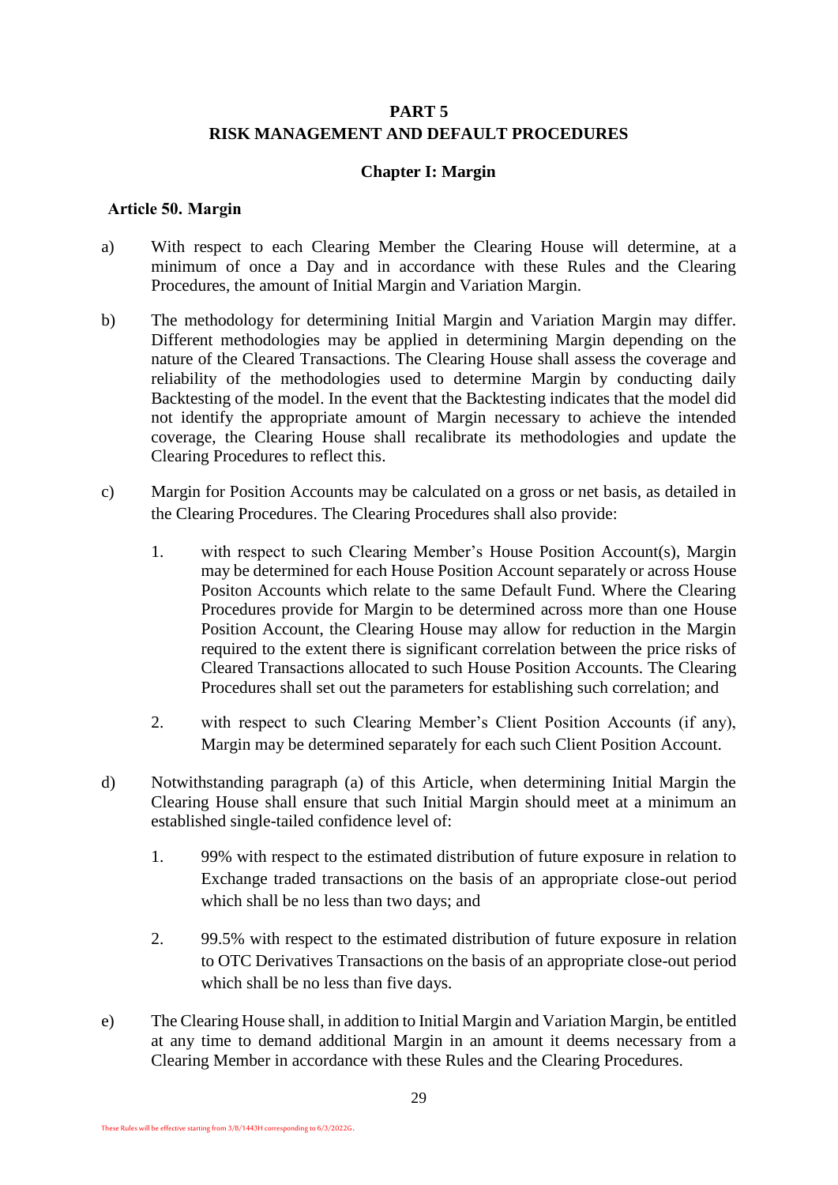# PART 5
# RISK MANAGEMENT AND DEFAULT PROCEDURES

## Chapter I: Margin

### Article 50. Margin

a) With respect to each Clearing Member the Clearing House will determine, at a minimum of once a Day and in accordance with these Rules and the Clearing Procedures, the amount of Initial Margin and Variation Margin.

b) The methodology for determining Initial Margin and Variation Margin may differ. Different methodologies may be applied in determining Margin depending on the nature of the Cleared Transactions. The Clearing House shall assess the coverage and reliability of the methodologies used to determine Margin by conducting daily Backtesting of the model. In the event that the Backtesting indicates that the model did not identify the appropriate amount of Margin necessary to achieve the intended coverage, the Clearing House shall recalibrate its methodologies and update the Clearing Procedures to reflect this.

c) Margin for Position Accounts may be calculated on a gross or net basis, as detailed in the Clearing Procedures. The Clearing Procedures shall also provide:

   1. with respect to such Clearing Member's House Position Account(s), Margin may be determined for each House Position Account separately or across House Positon Accounts which relate to the same Default Fund. Where the Clearing Procedures provide for Margin to be determined across more than one House Position Account, the Clearing House may allow for reduction in the Margin required to the extent there is significant correlation between the price risks of Cleared Transactions allocated to such House Position Accounts. The Clearing Procedures shall set out the parameters for establishing such correlation; and

   2. with respect to such Clearing Member's Client Position Accounts (if any), Margin may be determined separately for each such Client Position Account.

d) Notwithstanding paragraph (a) of this Article, when determining Initial Margin the Clearing House shall ensure that such Initial Margin should meet at a minimum an established single-tailed confidence level of:

   1. 99% with respect to the estimated distribution of future exposure in relation to Exchange traded transactions on the basis of an appropriate close-out period which shall be no less than two days; and

   2. 99.5% with respect to the estimated distribution of future exposure in relation to OTC Derivatives Transactions on the basis of an appropriate close-out period which shall be no less than five days.

e) The Clearing House shall, in addition to Initial Margin and Variation Margin, be entitled at any time to demand additional Margin in an amount it deems necessary from a Clearing Member in accordance with these Rules and the Clearing Procedures.

These Rules will be effective starting from 3/8/1443H corresponding to 6/3/2022G.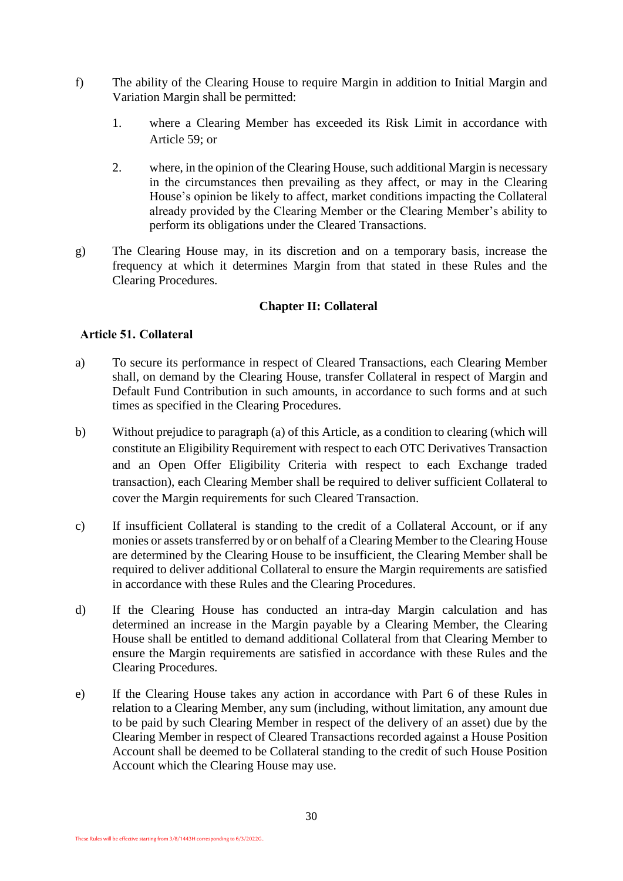f) The ability of the Clearing House to require Margin in addition to Initial Margin and Variation Margin shall be permitted:

   1. where a Clearing Member has exceeded its Risk Limit in accordance with Article 59; or

   2. where, in the opinion of the Clearing House, such additional Margin is necessary in the circumstances then prevailing as they affect, or may in the Clearing House's opinion be likely to affect, market conditions impacting the Collateral already provided by the Clearing Member or the Clearing Member's ability to perform its obligations under the Cleared Transactions.

g) The Clearing House may, in its discretion and on a temporary basis, increase the frequency at which it determines Margin from that stated in these Rules and the Clearing Procedures.

## Chapter II: Collateral

### Article 51. Collateral

a) To secure its performance in respect of Cleared Transactions, each Clearing Member shall, on demand by the Clearing House, transfer Collateral in respect of Margin and Default Fund Contribution in such amounts, in accordance to such forms and at such times as specified in the Clearing Procedures.

b) Without prejudice to paragraph (a) of this Article, as a condition to clearing (which will constitute an Eligibility Requirement with respect to each OTC Derivatives Transaction and an Open Offer Eligibility Criteria with respect to each Exchange traded transaction), each Clearing Member shall be required to deliver sufficient Collateral to cover the Margin requirements for such Cleared Transaction.

c) If insufficient Collateral is standing to the credit of a Collateral Account, or if any monies or assets transferred by or on behalf of a Clearing Member to the Clearing House are determined by the Clearing House to be insufficient, the Clearing Member shall be required to deliver additional Collateral to ensure the Margin requirements are satisfied in accordance with these Rules and the Clearing Procedures.

d) If the Clearing House has conducted an intra-day Margin calculation and has determined an increase in the Margin payable by a Clearing Member, the Clearing House shall be entitled to demand additional Collateral from that Clearing Member to ensure the Margin requirements are satisfied in accordance with these Rules and the Clearing Procedures.

e) If the Clearing House takes any action in accordance with Part 6 of these Rules in relation to a Clearing Member, any sum (including, without limitation, any amount due to be paid by such Clearing Member in respect of the delivery of an asset) due by the Clearing Member in respect of Cleared Transactions recorded against a House Position Account shall be deemed to be Collateral standing to the credit of such House Position Account which the Clearing House may use.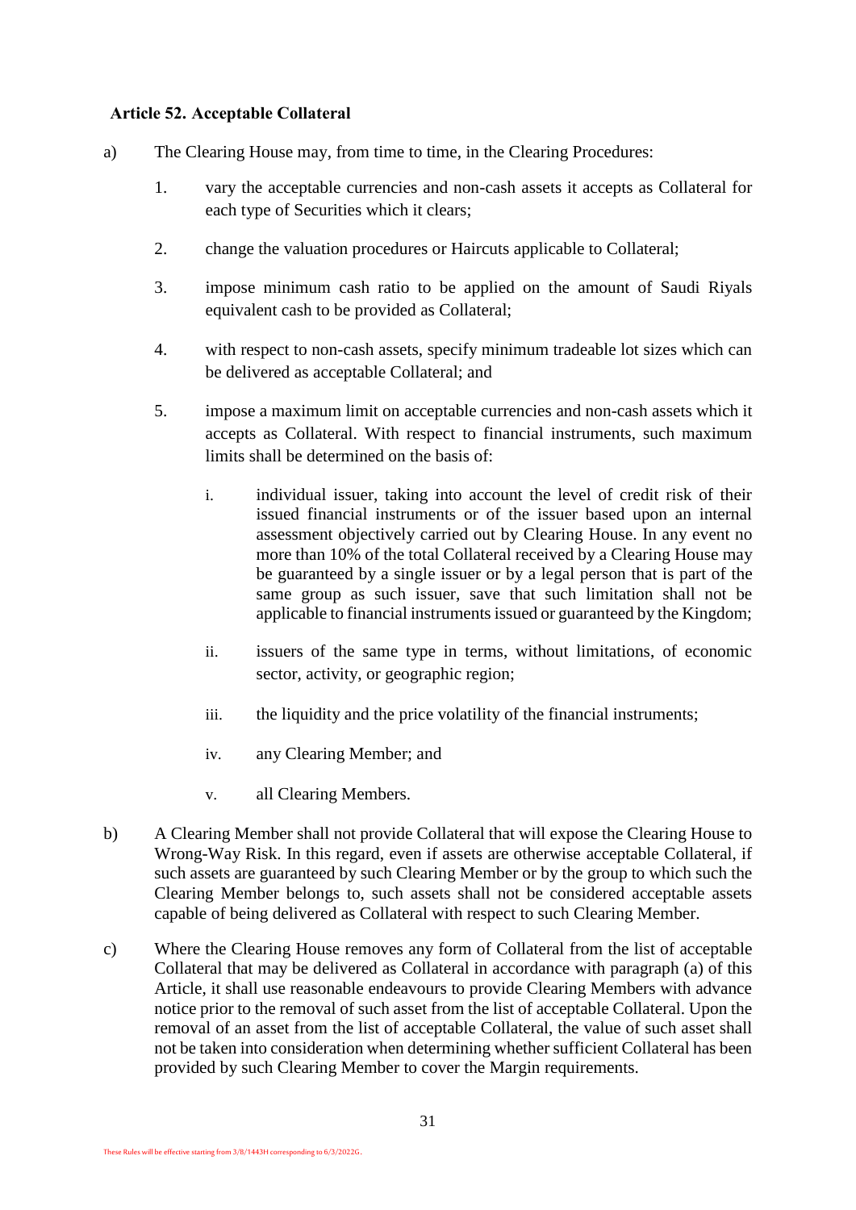**Article 52. Acceptable Collateral**

a) The Clearing House may, from time to time, in the Clearing Procedures:

1. vary the acceptable currencies and non-cash assets it accepts as Collateral for each type of Securities which it clears;

2. change the valuation procedures or Haircuts applicable to Collateral;

3. impose minimum cash ratio to be applied on the amount of Saudi Riyals equivalent cash to be provided as Collateral;

4. with respect to non-cash assets, specify minimum tradeable lot sizes which can be delivered as acceptable Collateral; and

5. impose a maximum limit on acceptable currencies and non-cash assets which it accepts as Collateral. With respect to financial instruments, such maximum limits shall be determined on the basis of:

   i. individual issuer, taking into account the level of credit risk of their issued financial instruments or of the issuer based upon an internal assessment objectively carried out by Clearing House. In any event no more than 10% of the total Collateral received by a Clearing House may be guaranteed by a single issuer or by a legal person that is part of the same group as such issuer, save that such limitation shall not be applicable to financial instruments issued or guaranteed by the Kingdom;

   ii. issuers of the same type in terms, without limitations, of economic sector, activity, or geographic region;

   iii. the liquidity and the price volatility of the financial instruments;

   iv. any Clearing Member; and

   v. all Clearing Members.

b) A Clearing Member shall not provide Collateral that will expose the Clearing House to Wrong-Way Risk. In this regard, even if assets are otherwise acceptable Collateral, if such assets are guaranteed by such Clearing Member or by the group to which such the Clearing Member belongs to, such assets shall not be considered acceptable assets capable of being delivered as Collateral with respect to such Clearing Member.

c) Where the Clearing House removes any form of Collateral from the list of acceptable Collateral that may be delivered as Collateral in accordance with paragraph (a) of this Article, it shall use reasonable endeavours to provide Clearing Members with advance notice prior to the removal of such asset from the list of acceptable Collateral. Upon the removal of an asset from the list of acceptable Collateral, the value of such asset shall not be taken into consideration when determining whether sufficient Collateral has been provided by such Clearing Member to cover the Margin requirements.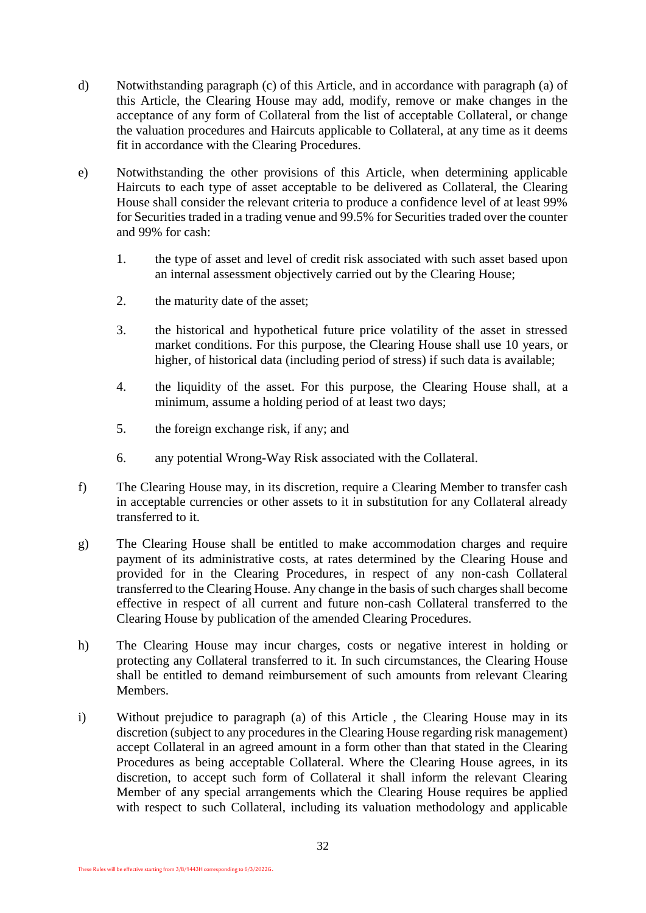d) Notwithstanding paragraph (c) of this Article, and in accordance with paragraph (a) of this Article, the Clearing House may add, modify, remove or make changes in the acceptance of any form of Collateral from the list of acceptable Collateral, or change the valuation procedures and Haircuts applicable to Collateral, at any time as it deems fit in accordance with the Clearing Procedures.

e) Notwithstanding the other provisions of this Article, when determining applicable Haircuts to each type of asset acceptable to be delivered as Collateral, the Clearing House shall consider the relevant criteria to produce a confidence level of at least 99% for Securities traded in a trading venue and 99.5% for Securities traded over the counter and 99% for cash:

   1. the type of asset and level of credit risk associated with such asset based upon an internal assessment objectively carried out by the Clearing House;

   2. the maturity date of the asset;

   3. the historical and hypothetical future price volatility of the asset in stressed market conditions. For this purpose, the Clearing House shall use 10 years, or higher, of historical data (including period of stress) if such data is available;

   4. the liquidity of the asset. For this purpose, the Clearing House shall, at a minimum, assume a holding period of at least two days;

   5. the foreign exchange risk, if any; and

   6. any potential Wrong-Way Risk associated with the Collateral.

f) The Clearing House may, in its discretion, require a Clearing Member to transfer cash in acceptable currencies or other assets to it in substitution for any Collateral already transferred to it.

g) The Clearing House shall be entitled to make accommodation charges and require payment of its administrative costs, at rates determined by the Clearing House and provided for in the Clearing Procedures, in respect of any non-cash Collateral transferred to the Clearing House. Any change in the basis of such charges shall become effective in respect of all current and future non-cash Collateral transferred to the Clearing House by publication of the amended Clearing Procedures.

h) The Clearing House may incur charges, costs or negative interest in holding or protecting any Collateral transferred to it. In such circumstances, the Clearing House shall be entitled to demand reimbursement of such amounts from relevant Clearing Members.

i) Without prejudice to paragraph (a) of this Article , the Clearing House may in its discretion (subject to any procedures in the Clearing House regarding risk management) accept Collateral in an agreed amount in a form other than that stated in the Clearing Procedures as being acceptable Collateral. Where the Clearing House agrees, in its discretion, to accept such form of Collateral it shall inform the relevant Clearing Member of any special arrangements which the Clearing House requires be applied with respect to such Collateral, including its valuation methodology and applicable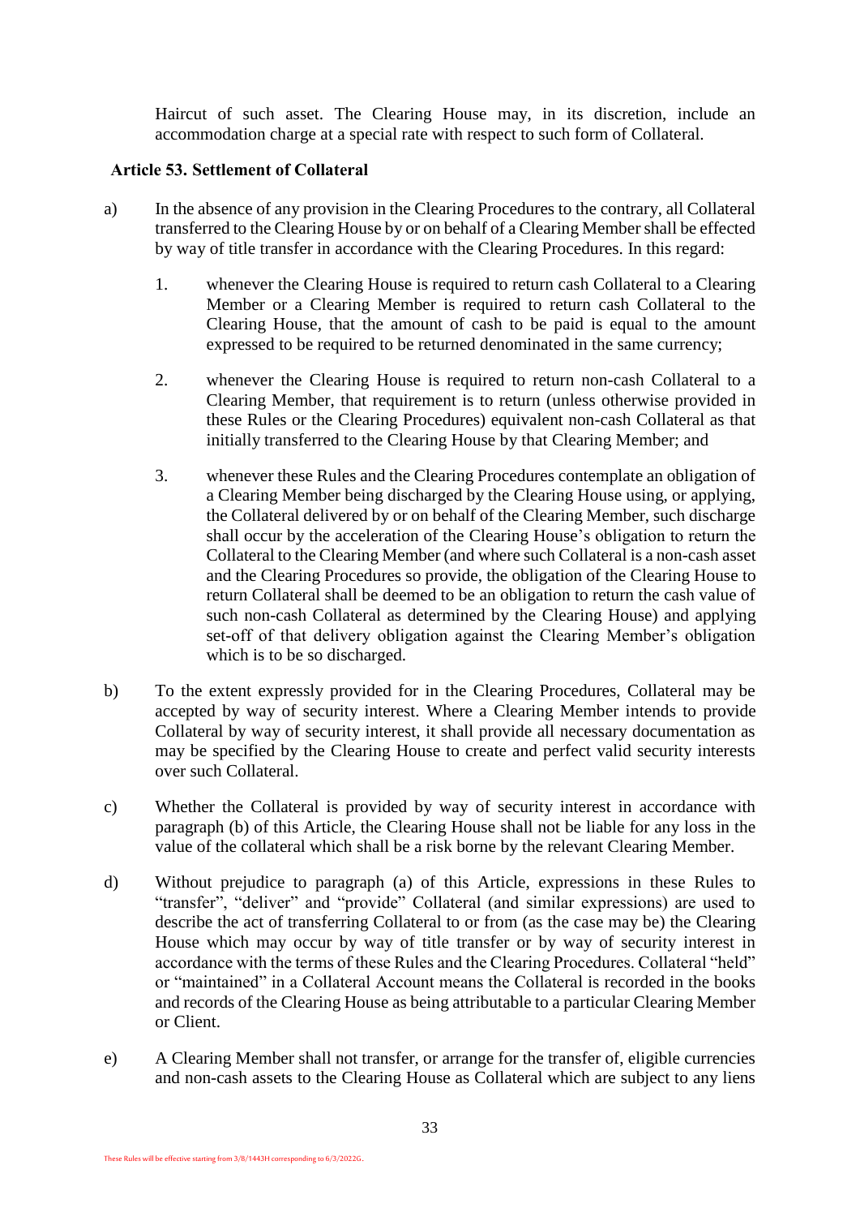Haircut of such asset. The Clearing House may, in its discretion, include an accommodation charge at a special rate with respect to such form of Collateral.

### Article 53. Settlement of Collateral

a) In the absence of any provision in the Clearing Procedures to the contrary, all Collateral transferred to the Clearing House by or on behalf of a Clearing Member shall be effected by way of title transfer in accordance with the Clearing Procedures. In this regard:

   1. whenever the Clearing House is required to return cash Collateral to a Clearing Member or a Clearing Member is required to return cash Collateral to the Clearing House, that the amount of cash to be paid is equal to the amount expressed to be required to be returned denominated in the same currency;

   2. whenever the Clearing House is required to return non-cash Collateral to a Clearing Member, that requirement is to return (unless otherwise provided in these Rules or the Clearing Procedures) equivalent non-cash Collateral as that initially transferred to the Clearing House by that Clearing Member; and

   3. whenever these Rules and the Clearing Procedures contemplate an obligation of a Clearing Member being discharged by the Clearing House using, or applying, the Collateral delivered by or on behalf of the Clearing Member, such discharge shall occur by the acceleration of the Clearing House's obligation to return the Collateral to the Clearing Member (and where such Collateral is a non-cash asset and the Clearing Procedures so provide, the obligation of the Clearing House to return Collateral shall be deemed to be an obligation to return the cash value of such non-cash Collateral as determined by the Clearing House) and applying set-off of that delivery obligation against the Clearing Member's obligation which is to be so discharged.

b) To the extent expressly provided for in the Clearing Procedures, Collateral may be accepted by way of security interest. Where a Clearing Member intends to provide Collateral by way of security interest, it shall provide all necessary documentation as may be specified by the Clearing House to create and perfect valid security interests over such Collateral.

c) Whether the Collateral is provided by way of security interest in accordance with paragraph (b) of this Article, the Clearing House shall not be liable for any loss in the value of the collateral which shall be a risk borne by the relevant Clearing Member.

d) Without prejudice to paragraph (a) of this Article, expressions in these Rules to "transfer", "deliver" and "provide" Collateral (and similar expressions) are used to describe the act of transferring Collateral to or from (as the case may be) the Clearing House which may occur by way of title transfer or by way of security interest in accordance with the terms of these Rules and the Clearing Procedures. Collateral "held" or "maintained" in a Collateral Account means the Collateral is recorded in the books and records of the Clearing House as being attributable to a particular Clearing Member or Client.

e) A Clearing Member shall not transfer, or arrange for the transfer of, eligible currencies and non-cash assets to the Clearing House as Collateral which are subject to any liens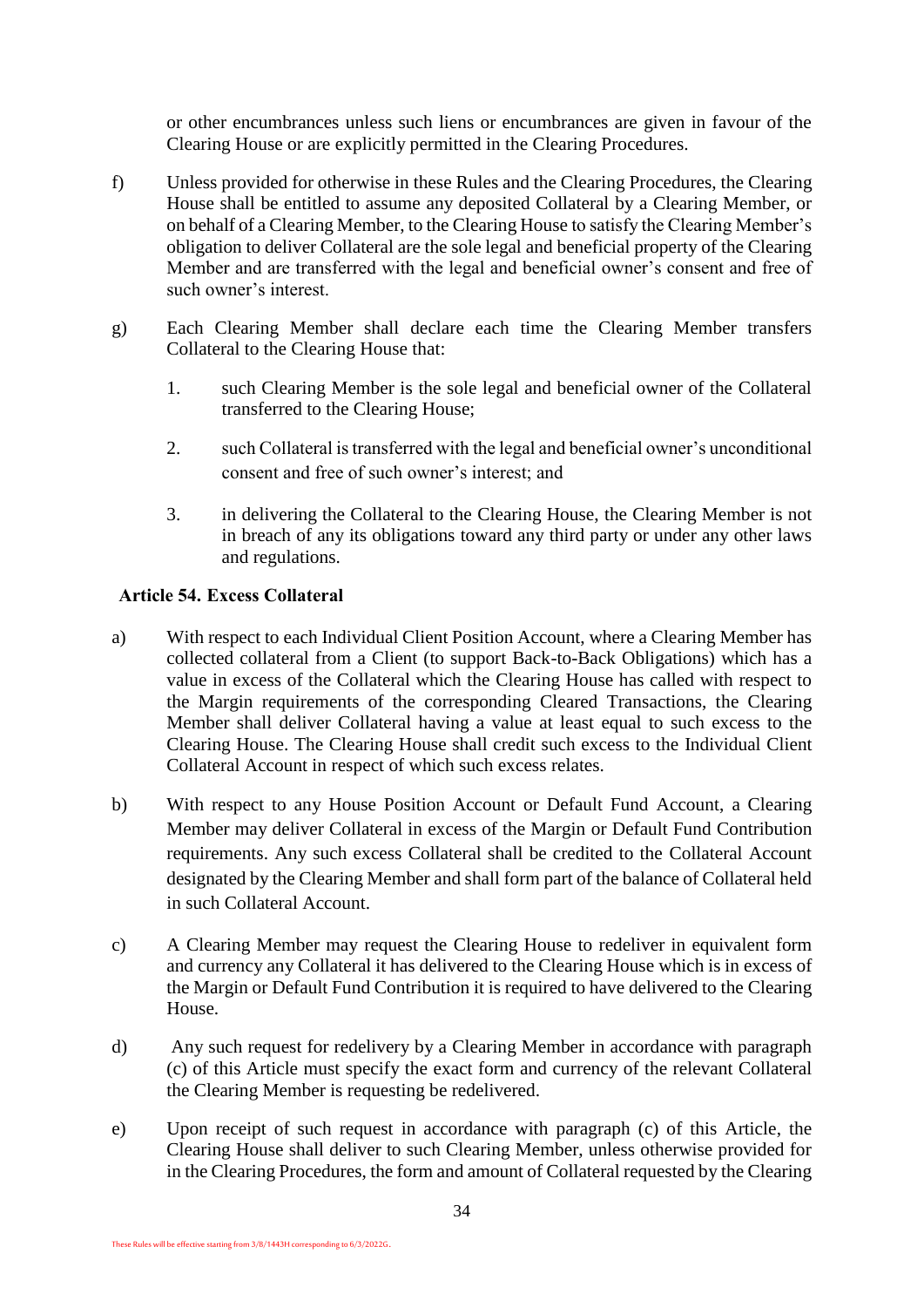or other encumbrances unless such liens or encumbrances are given in favour of the Clearing House or are explicitly permitted in the Clearing Procedures.

f) Unless provided for otherwise in these Rules and the Clearing Procedures, the Clearing House shall be entitled to assume any deposited Collateral by a Clearing Member, or on behalf of a Clearing Member, to the Clearing House to satisfy the Clearing Member's obligation to deliver Collateral are the sole legal and beneficial property of the Clearing Member and are transferred with the legal and beneficial owner's consent and free of such owner's interest.

g) Each Clearing Member shall declare each time the Clearing Member transfers Collateral to the Clearing House that:

1. such Clearing Member is the sole legal and beneficial owner of the Collateral transferred to the Clearing House;

2. such Collateral is transferred with the legal and beneficial owner's unconditional consent and free of such owner's interest; and

3. in delivering the Collateral to the Clearing House, the Clearing Member is not in breach of any its obligations toward any third party or under any other laws and regulations.

### Article 54. Excess Collateral

a) With respect to each Individual Client Position Account, where a Clearing Member has collected collateral from a Client (to support Back-to-Back Obligations) which has a value in excess of the Collateral which the Clearing House has called with respect to the Margin requirements of the corresponding Cleared Transactions, the Clearing Member shall deliver Collateral having a value at least equal to such excess to the Clearing House. The Clearing House shall credit such excess to the Individual Client Collateral Account in respect of which such excess relates.

b) With respect to any House Position Account or Default Fund Account, a Clearing Member may deliver Collateral in excess of the Margin or Default Fund Contribution requirements. Any such excess Collateral shall be credited to the Collateral Account designated by the Clearing Member and shall form part of the balance of Collateral held in such Collateral Account.

c) A Clearing Member may request the Clearing House to redeliver in equivalent form and currency any Collateral it has delivered to the Clearing House which is in excess of the Margin or Default Fund Contribution it is required to have delivered to the Clearing House.

d) Any such request for redelivery by a Clearing Member in accordance with paragraph (c) of this Article must specify the exact form and currency of the relevant Collateral the Clearing Member is requesting be redelivered.

e) Upon receipt of such request in accordance with paragraph (c) of this Article, the Clearing House shall deliver to such Clearing Member, unless otherwise provided for in the Clearing Procedures, the form and amount of Collateral requested by the Clearing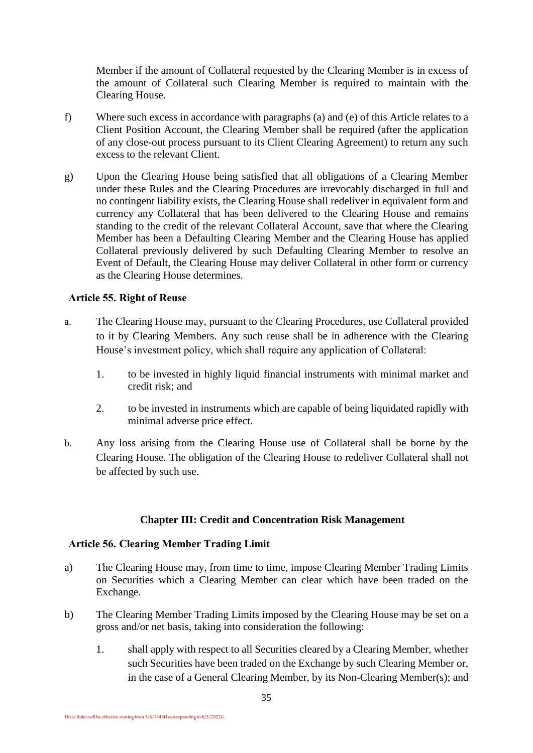Member if the amount of Collateral requested by the Clearing Member is in excess of the amount of Collateral such Clearing Member is required to maintain with the Clearing House.

f) Where such excess in accordance with paragraphs (a) and (e) of this Article relates to a Client Position Account, the Clearing Member shall be required (after the application of any close-out process pursuant to its Client Clearing Agreement) to return any such excess to the relevant Client.

g) Upon the Clearing House being satisfied that all obligations of a Clearing Member under these Rules and the Clearing Procedures are irrevocably discharged in full and no contingent liability exists, the Clearing House shall redeliver in equivalent form and currency any Collateral that has been delivered to the Clearing House and remains standing to the credit of the relevant Collateral Account, save that where the Clearing Member has been a Defaulting Clearing Member and the Clearing House has applied Collateral previously delivered by such Defaulting Clearing Member to resolve an Event of Default, the Clearing House may deliver Collateral in other form or currency as the Clearing House determines.

### Article 55. Right of Reuse

a. The Clearing House may, pursuant to the Clearing Procedures, use Collateral provided to it by Clearing Members. Any such reuse shall be in adherence with the Clearing House's investment policy, which shall require any application of Collateral:

   1. to be invested in highly liquid financial instruments with minimal market and credit risk; and

   2. to be invested in instruments which are capable of being liquidated rapidly with minimal adverse price effect.

b. Any loss arising from the Clearing House use of Collateral shall be borne by the Clearing House. The obligation of the Clearing House to redeliver Collateral shall not be affected by such use.

## Chapter III: Credit and Concentration Risk Management

### Article 56. Clearing Member Trading Limit

a) The Clearing House may, from time to time, impose Clearing Member Trading Limits on Securities which a Clearing Member can clear which have been traded on the Exchange.

b) The Clearing Member Trading Limits imposed by the Clearing House may be set on a gross and/or net basis, taking into consideration the following:

   1. shall apply with respect to all Securities cleared by a Clearing Member, whether such Securities have been traded on the Exchange by such Clearing Member or, in the case of a General Clearing Member, by its Non-Clearing Member(s); and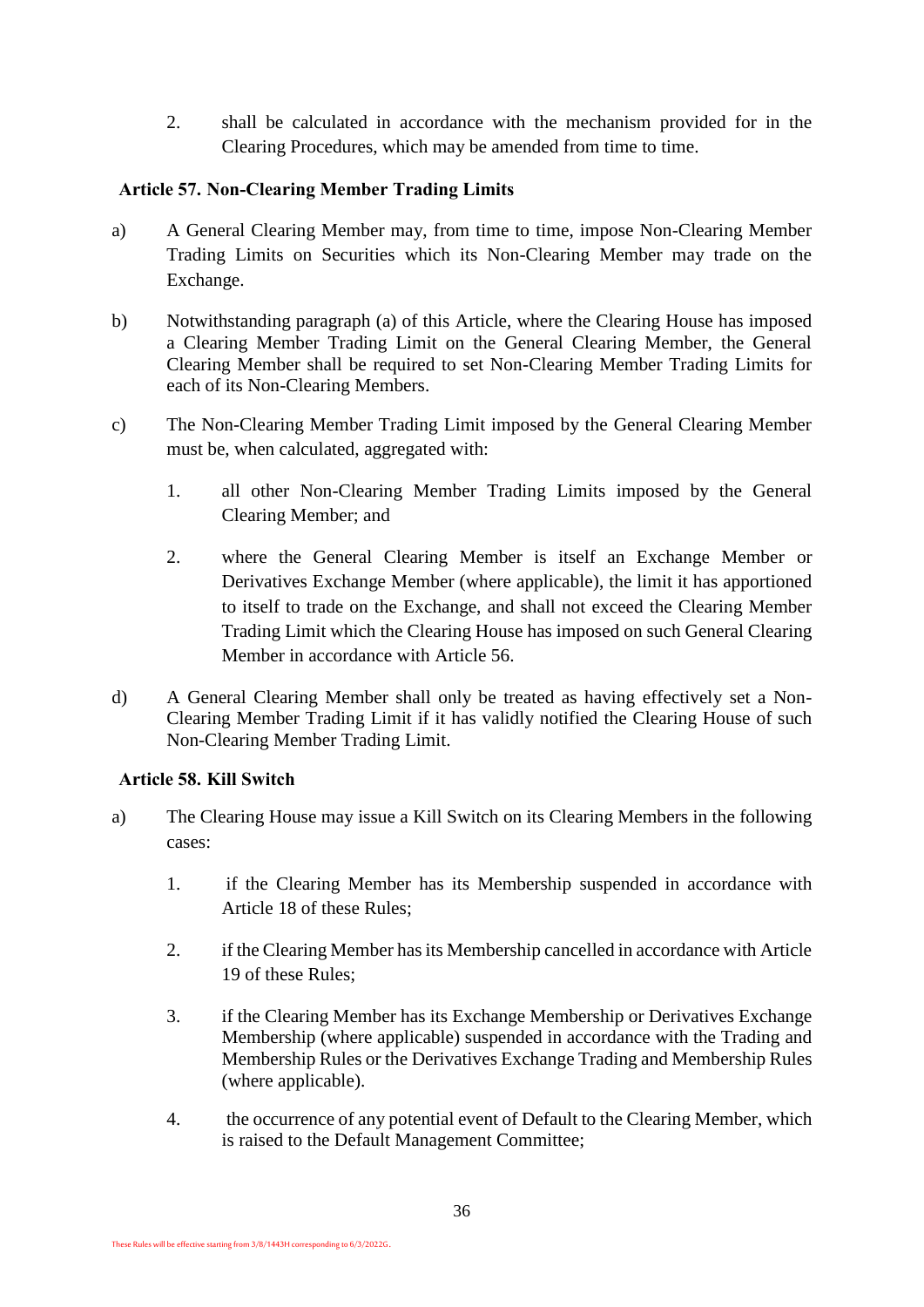2. shall be calculated in accordance with the mechanism provided for in the Clearing Procedures, which may be amended from time to time.

**Article 57. Non-Clearing Member Trading Limits**

a) A General Clearing Member may, from time to time, impose Non-Clearing Member Trading Limits on Securities which its Non-Clearing Member may trade on the Exchange.

b) Notwithstanding paragraph (a) of this Article, where the Clearing House has imposed a Clearing Member Trading Limit on the General Clearing Member, the General Clearing Member shall be required to set Non-Clearing Member Trading Limits for each of its Non-Clearing Members.

c) The Non-Clearing Member Trading Limit imposed by the General Clearing Member must be, when calculated, aggregated with:

   1. all other Non-Clearing Member Trading Limits imposed by the General Clearing Member; and

   2. where the General Clearing Member is itself an Exchange Member or Derivatives Exchange Member (where applicable), the limit it has apportioned to itself to trade on the Exchange, and shall not exceed the Clearing Member Trading Limit which the Clearing House has imposed on such General Clearing Member in accordance with Article 56.

d) A General Clearing Member shall only be treated as having effectively set a Non-Clearing Member Trading Limit if it has validly notified the Clearing House of such Non-Clearing Member Trading Limit.

**Article 58. Kill Switch**

a) The Clearing House may issue a Kill Switch on its Clearing Members in the following cases:

   1. if the Clearing Member has its Membership suspended in accordance with Article 18 of these Rules;

   2. if the Clearing Member has its Membership cancelled in accordance with Article 19 of these Rules;

   3. if the Clearing Member has its Exchange Membership or Derivatives Exchange Membership (where applicable) suspended in accordance with the Trading and Membership Rules or the Derivatives Exchange Trading and Membership Rules (where applicable).

   4. the occurrence of any potential event of Default to the Clearing Member, which is raised to the Default Management Committee;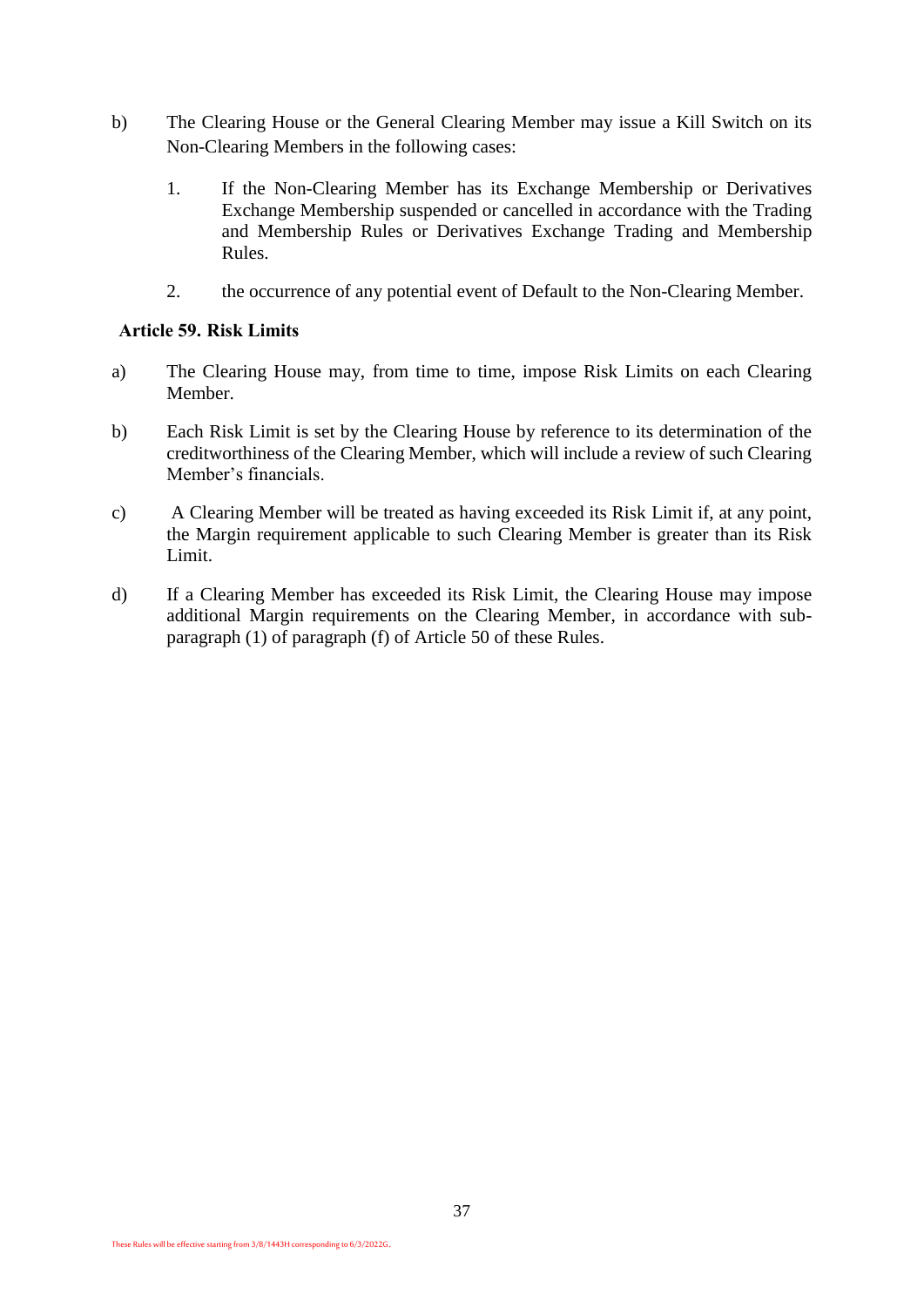b) The Clearing House or the General Clearing Member may issue a Kill Switch on its Non-Clearing Members in the following cases:

1. If the Non-Clearing Member has its Exchange Membership or Derivatives Exchange Membership suspended or cancelled in accordance with the Trading and Membership Rules or Derivatives Exchange Trading and Membership Rules.

2. the occurrence of any potential event of Default to the Non-Clearing Member.

**Article 59. Risk Limits**

a) The Clearing House may, from time to time, impose Risk Limits on each Clearing Member.

b) Each Risk Limit is set by the Clearing House by reference to its determination of the creditworthiness of the Clearing Member, which will include a review of such Clearing Member's financials.

c) A Clearing Member will be treated as having exceeded its Risk Limit if, at any point, the Margin requirement applicable to such Clearing Member is greater than its Risk Limit.

d) If a Clearing Member has exceeded its Risk Limit, the Clearing House may impose additional Margin requirements on the Clearing Member, in accordance with sub-paragraph (1) of paragraph (f) of Article 50 of these Rules.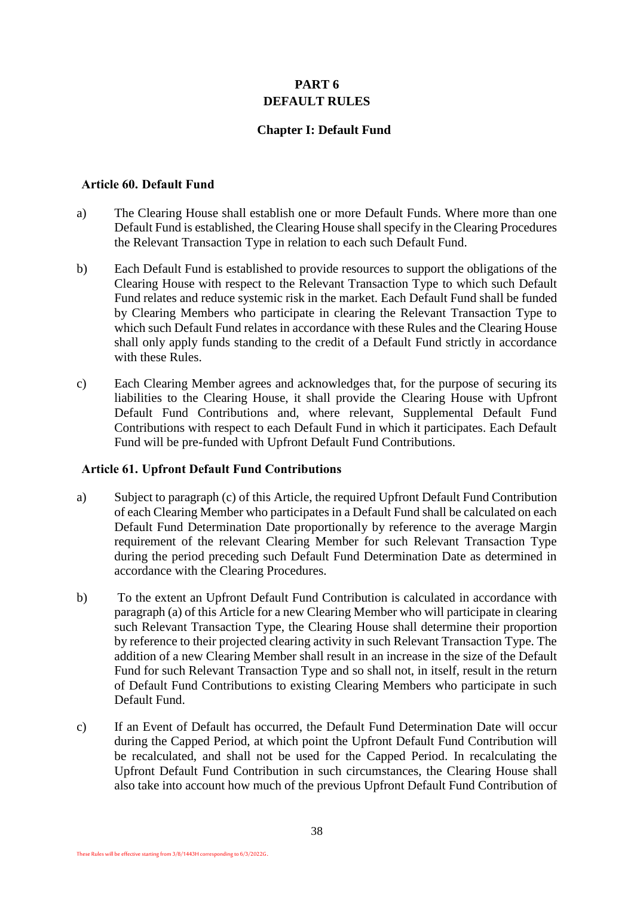# PART 6
# DEFAULT RULES

## Chapter I: Default Fund

### Article 60. Default Fund

a) The Clearing House shall establish one or more Default Funds. Where more than one Default Fund is established, the Clearing House shall specify in the Clearing Procedures the Relevant Transaction Type in relation to each such Default Fund.

b) Each Default Fund is established to provide resources to support the obligations of the Clearing House with respect to the Relevant Transaction Type to which such Default Fund relates and reduce systemic risk in the market. Each Default Fund shall be funded by Clearing Members who participate in clearing the Relevant Transaction Type to which such Default Fund relates in accordance with these Rules and the Clearing House shall only apply funds standing to the credit of a Default Fund strictly in accordance with these Rules.

c) Each Clearing Member agrees and acknowledges that, for the purpose of securing its liabilities to the Clearing House, it shall provide the Clearing House with Upfront Default Fund Contributions and, where relevant, Supplemental Default Fund Contributions with respect to each Default Fund in which it participates. Each Default Fund will be pre-funded with Upfront Default Fund Contributions.

### Article 61. Upfront Default Fund Contributions

a) Subject to paragraph (c) of this Article, the required Upfront Default Fund Contribution of each Clearing Member who participates in a Default Fund shall be calculated on each Default Fund Determination Date proportionally by reference to the average Margin requirement of the relevant Clearing Member for such Relevant Transaction Type during the period preceding such Default Fund Determination Date as determined in accordance with the Clearing Procedures.

b) To the extent an Upfront Default Fund Contribution is calculated in accordance with paragraph (a) of this Article for a new Clearing Member who will participate in clearing such Relevant Transaction Type, the Clearing House shall determine their proportion by reference to their projected clearing activity in such Relevant Transaction Type. The addition of a new Clearing Member shall result in an increase in the size of the Default Fund for such Relevant Transaction Type and so shall not, in itself, result in the return of Default Fund Contributions to existing Clearing Members who participate in such Default Fund.

c) If an Event of Default has occurred, the Default Fund Determination Date will occur during the Capped Period, at which point the Upfront Default Fund Contribution will be recalculated, and shall not be used for the Capped Period. In recalculating the Upfront Default Fund Contribution in such circumstances, the Clearing House shall also take into account how much of the previous Upfront Default Fund Contribution of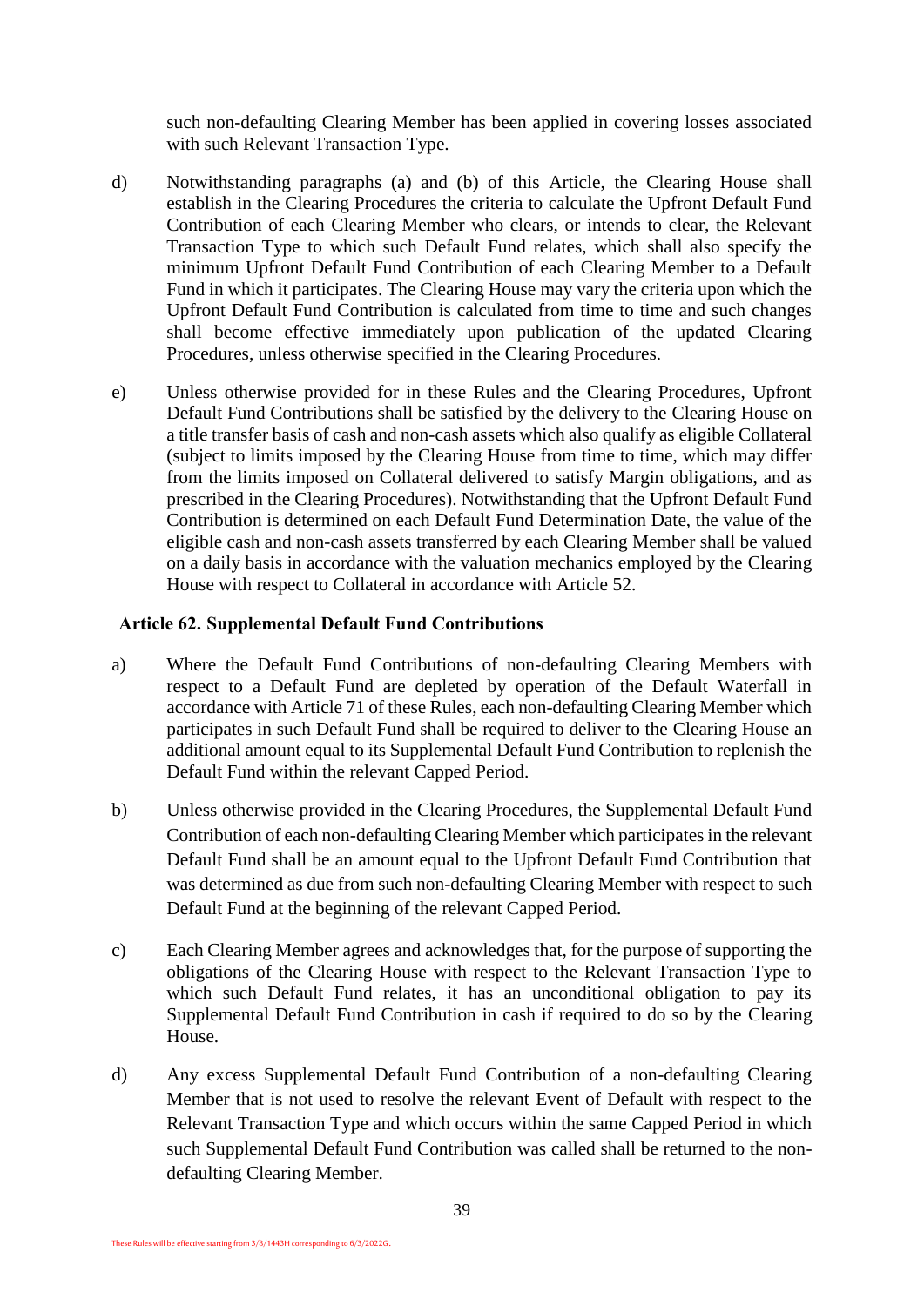such non-defaulting Clearing Member has been applied in covering losses associated with such Relevant Transaction Type.

d) Notwithstanding paragraphs (a) and (b) of this Article, the Clearing House shall establish in the Clearing Procedures the criteria to calculate the Upfront Default Fund Contribution of each Clearing Member who clears, or intends to clear, the Relevant Transaction Type to which such Default Fund relates, which shall also specify the minimum Upfront Default Fund Contribution of each Clearing Member to a Default Fund in which it participates. The Clearing House may vary the criteria upon which the Upfront Default Fund Contribution is calculated from time to time and such changes shall become effective immediately upon publication of the updated Clearing Procedures, unless otherwise specified in the Clearing Procedures.

e) Unless otherwise provided for in these Rules and the Clearing Procedures, Upfront Default Fund Contributions shall be satisfied by the delivery to the Clearing House on a title transfer basis of cash and non-cash assets which also qualify as eligible Collateral (subject to limits imposed by the Clearing House from time to time, which may differ from the limits imposed on Collateral delivered to satisfy Margin obligations, and as prescribed in the Clearing Procedures). Notwithstanding that the Upfront Default Fund Contribution is determined on each Default Fund Determination Date, the value of the eligible cash and non-cash assets transferred by each Clearing Member shall be valued on a daily basis in accordance with the valuation mechanics employed by the Clearing House with respect to Collateral in accordance with Article 52.

### Article 62. Supplemental Default Fund Contributions

a) Where the Default Fund Contributions of non-defaulting Clearing Members with respect to a Default Fund are depleted by operation of the Default Waterfall in accordance with Article 71 of these Rules, each non-defaulting Clearing Member which participates in such Default Fund shall be required to deliver to the Clearing House an additional amount equal to its Supplemental Default Fund Contribution to replenish the Default Fund within the relevant Capped Period.

b) Unless otherwise provided in the Clearing Procedures, the Supplemental Default Fund Contribution of each non-defaulting Clearing Member which participates in the relevant Default Fund shall be an amount equal to the Upfront Default Fund Contribution that was determined as due from such non-defaulting Clearing Member with respect to such Default Fund at the beginning of the relevant Capped Period.

c) Each Clearing Member agrees and acknowledges that, for the purpose of supporting the obligations of the Clearing House with respect to the Relevant Transaction Type to which such Default Fund relates, it has an unconditional obligation to pay its Supplemental Default Fund Contribution in cash if required to do so by the Clearing House.

d) Any excess Supplemental Default Fund Contribution of a non-defaulting Clearing Member that is not used to resolve the relevant Event of Default with respect to the Relevant Transaction Type and which occurs within the same Capped Period in which such Supplemental Default Fund Contribution was called shall be returned to the non-defaulting Clearing Member.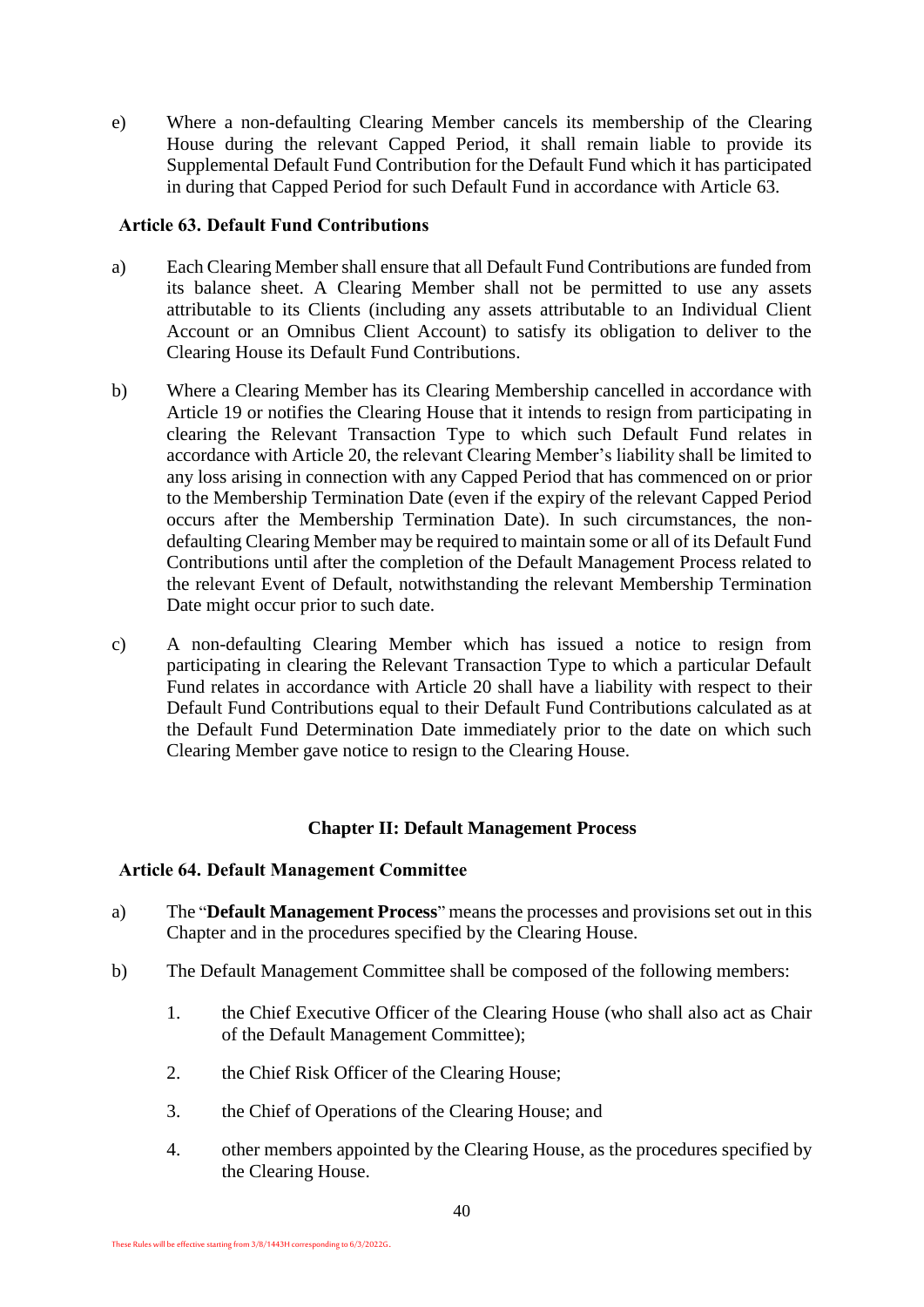e) Where a non-defaulting Clearing Member cancels its membership of the Clearing House during the relevant Capped Period, it shall remain liable to provide its Supplemental Default Fund Contribution for the Default Fund which it has participated in during that Capped Period for such Default Fund in accordance with Article 63.

### Article 63. Default Fund Contributions

a) Each Clearing Member shall ensure that all Default Fund Contributions are funded from its balance sheet. A Clearing Member shall not be permitted to use any assets attributable to its Clients (including any assets attributable to an Individual Client Account or an Omnibus Client Account) to satisfy its obligation to deliver to the Clearing House its Default Fund Contributions.

b) Where a Clearing Member has its Clearing Membership cancelled in accordance with Article 19 or notifies the Clearing House that it intends to resign from participating in clearing the Relevant Transaction Type to which such Default Fund relates in accordance with Article 20, the relevant Clearing Member's liability shall be limited to any loss arising in connection with any Capped Period that has commenced on or prior to the Membership Termination Date (even if the expiry of the relevant Capped Period occurs after the Membership Termination Date). In such circumstances, the non-defaulting Clearing Member may be required to maintain some or all of its Default Fund Contributions until after the completion of the Default Management Process related to the relevant Event of Default, notwithstanding the relevant Membership Termination Date might occur prior to such date.

c) A non-defaulting Clearing Member which has issued a notice to resign from participating in clearing the Relevant Transaction Type to which a particular Default Fund relates in accordance with Article 20 shall have a liability with respect to their Default Fund Contributions equal to their Default Fund Contributions calculated as at the Default Fund Determination Date immediately prior to the date on which such Clearing Member gave notice to resign to the Clearing House.

## Chapter II: Default Management Process

### Article 64. Default Management Committee

a) The "**Default Management Process**" means the processes and provisions set out in this Chapter and in the procedures specified by the Clearing House.

b) The Default Management Committee shall be composed of the following members:

1. the Chief Executive Officer of the Clearing House (who shall also act as Chair of the Default Management Committee);

2. the Chief Risk Officer of the Clearing House;

3. the Chief of Operations of the Clearing House; and

4. other members appointed by the Clearing House, as the procedures specified by the Clearing House.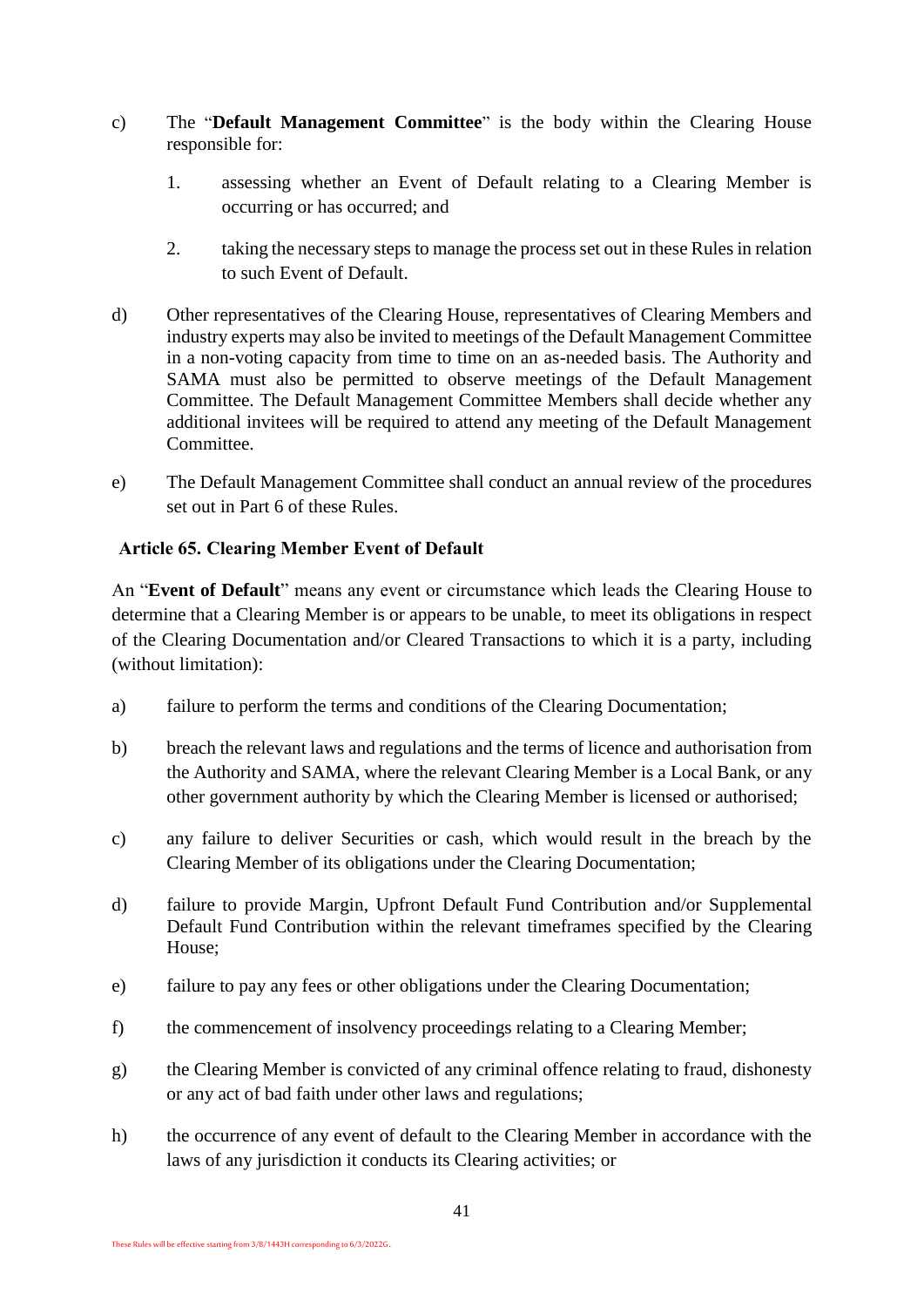c) The "**Default Management Committee**" is the body within the Clearing House responsible for:

   1. assessing whether an Event of Default relating to a Clearing Member is occurring or has occurred; and

   2. taking the necessary steps to manage the process set out in these Rules in relation to such Event of Default.

d) Other representatives of the Clearing House, representatives of Clearing Members and industry experts may also be invited to meetings of the Default Management Committee in a non-voting capacity from time to time on an as-needed basis. The Authority and SAMA must also be permitted to observe meetings of the Default Management Committee. The Default Management Committee Members shall decide whether any additional invitees will be required to attend any meeting of the Default Management Committee.

e) The Default Management Committee shall conduct an annual review of the procedures set out in Part 6 of these Rules.

**Article 65. Clearing Member Event of Default**

An "**Event of Default**" means any event or circumstance which leads the Clearing House to determine that a Clearing Member is or appears to be unable, to meet its obligations in respect of the Clearing Documentation and/or Cleared Transactions to which it is a party, including (without limitation):

a) failure to perform the terms and conditions of the Clearing Documentation;

b) breach the relevant laws and regulations and the terms of licence and authorisation from the Authority and SAMA, where the relevant Clearing Member is a Local Bank, or any other government authority by which the Clearing Member is licensed or authorised;

c) any failure to deliver Securities or cash, which would result in the breach by the Clearing Member of its obligations under the Clearing Documentation;

d) failure to provide Margin, Upfront Default Fund Contribution and/or Supplemental Default Fund Contribution within the relevant timeframes specified by the Clearing House;

e) failure to pay any fees or other obligations under the Clearing Documentation;

f) the commencement of insolvency proceedings relating to a Clearing Member;

g) the Clearing Member is convicted of any criminal offence relating to fraud, dishonesty or any act of bad faith under other laws and regulations;

h) the occurrence of any event of default to the Clearing Member in accordance with the laws of any jurisdiction it conducts its Clearing activities; or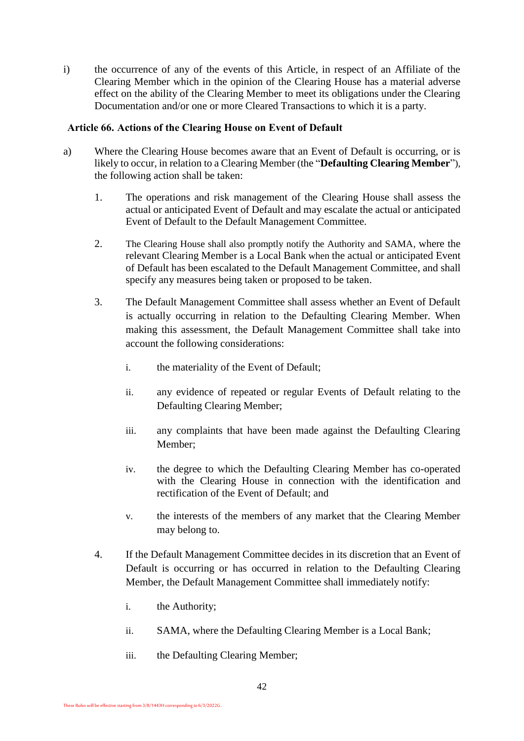i) the occurrence of any of the events of this Article, in respect of an Affiliate of the Clearing Member which in the opinion of the Clearing House has a material adverse effect on the ability of the Clearing Member to meet its obligations under the Clearing Documentation and/or one or more Cleared Transactions to which it is a party.

### Article 66. Actions of the Clearing House on Event of Default

a) Where the Clearing House becomes aware that an Event of Default is occurring, or is likely to occur, in relation to a Clearing Member (the "**Defaulting Clearing Member**"), the following action shall be taken:

   1. The operations and risk management of the Clearing House shall assess the actual or anticipated Event of Default and may escalate the actual or anticipated Event of Default to the Default Management Committee.

   2. The Clearing House shall also promptly notify the Authority and SAMA, where the relevant Clearing Member is a Local Bank when the actual or anticipated Event of Default has been escalated to the Default Management Committee, and shall specify any measures being taken or proposed to be taken.

   3. The Default Management Committee shall assess whether an Event of Default is actually occurring in relation to the Defaulting Clearing Member. When making this assessment, the Default Management Committee shall take into account the following considerations:

      i. the materiality of the Event of Default;

      ii. any evidence of repeated or regular Events of Default relating to the Defaulting Clearing Member;

      iii. any complaints that have been made against the Defaulting Clearing Member;

      iv. the degree to which the Defaulting Clearing Member has co-operated with the Clearing House in connection with the identification and rectification of the Event of Default; and

      v. the interests of the members of any market that the Clearing Member may belong to.

   4. If the Default Management Committee decides in its discretion that an Event of Default is occurring or has occurred in relation to the Defaulting Clearing Member, the Default Management Committee shall immediately notify:

      i. the Authority;

      ii. SAMA, where the Defaulting Clearing Member is a Local Bank;

      iii. the Defaulting Clearing Member;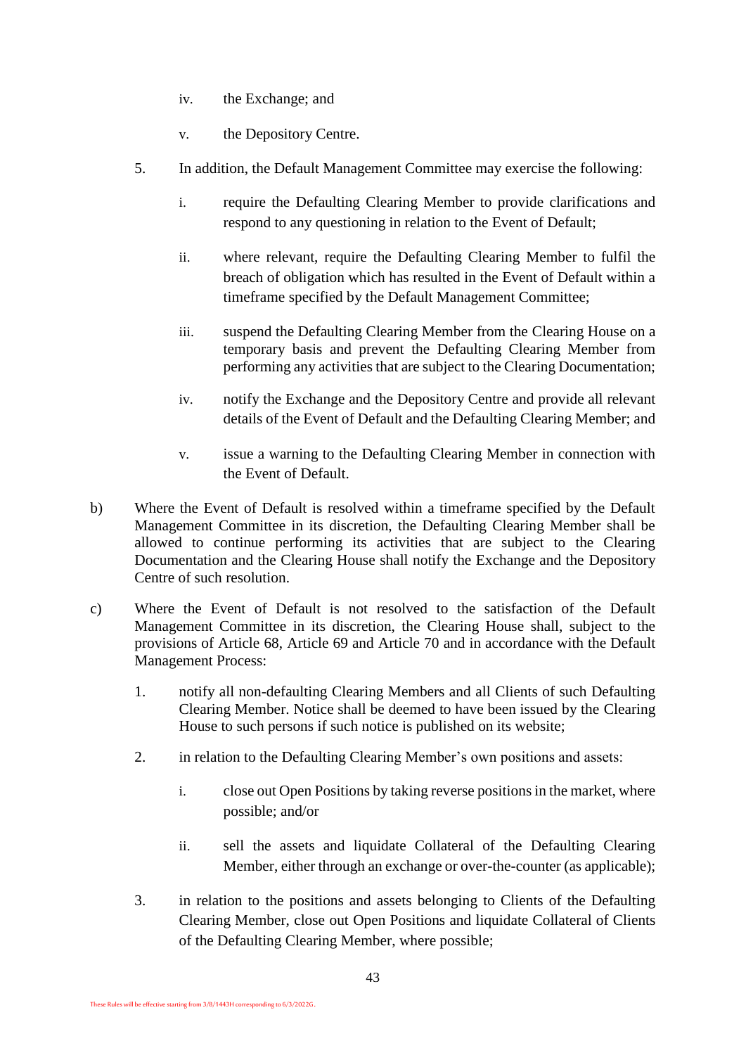iv. the Exchange; and

v. the Depository Centre.

5. In addition, the Default Management Committee may exercise the following:

   i. require the Defaulting Clearing Member to provide clarifications and respond to any questioning in relation to the Event of Default;

   ii. where relevant, require the Defaulting Clearing Member to fulfil the breach of obligation which has resulted in the Event of Default within a timeframe specified by the Default Management Committee;

   iii. suspend the Defaulting Clearing Member from the Clearing House on a temporary basis and prevent the Defaulting Clearing Member from performing any activities that are subject to the Clearing Documentation;

   iv. notify the Exchange and the Depository Centre and provide all relevant details of the Event of Default and the Defaulting Clearing Member; and

   v. issue a warning to the Defaulting Clearing Member in connection with the Event of Default.

b) Where the Event of Default is resolved within a timeframe specified by the Default Management Committee in its discretion, the Defaulting Clearing Member shall be allowed to continue performing its activities that are subject to the Clearing Documentation and the Clearing House shall notify the Exchange and the Depository Centre of such resolution.

c) Where the Event of Default is not resolved to the satisfaction of the Default Management Committee in its discretion, the Clearing House shall, subject to the provisions of Article 68, Article 69 and Article 70 and in accordance with the Default Management Process:

1. notify all non-defaulting Clearing Members and all Clients of such Defaulting Clearing Member. Notice shall be deemed to have been issued by the Clearing House to such persons if such notice is published on its website;

2. in relation to the Defaulting Clearing Member's own positions and assets:

   i. close out Open Positions by taking reverse positions in the market, where possible; and/or

   ii. sell the assets and liquidate Collateral of the Defaulting Clearing Member, either through an exchange or over-the-counter (as applicable);

3. in relation to the positions and assets belonging to Clients of the Defaulting Clearing Member, close out Open Positions and liquidate Collateral of Clients of the Defaulting Clearing Member, where possible;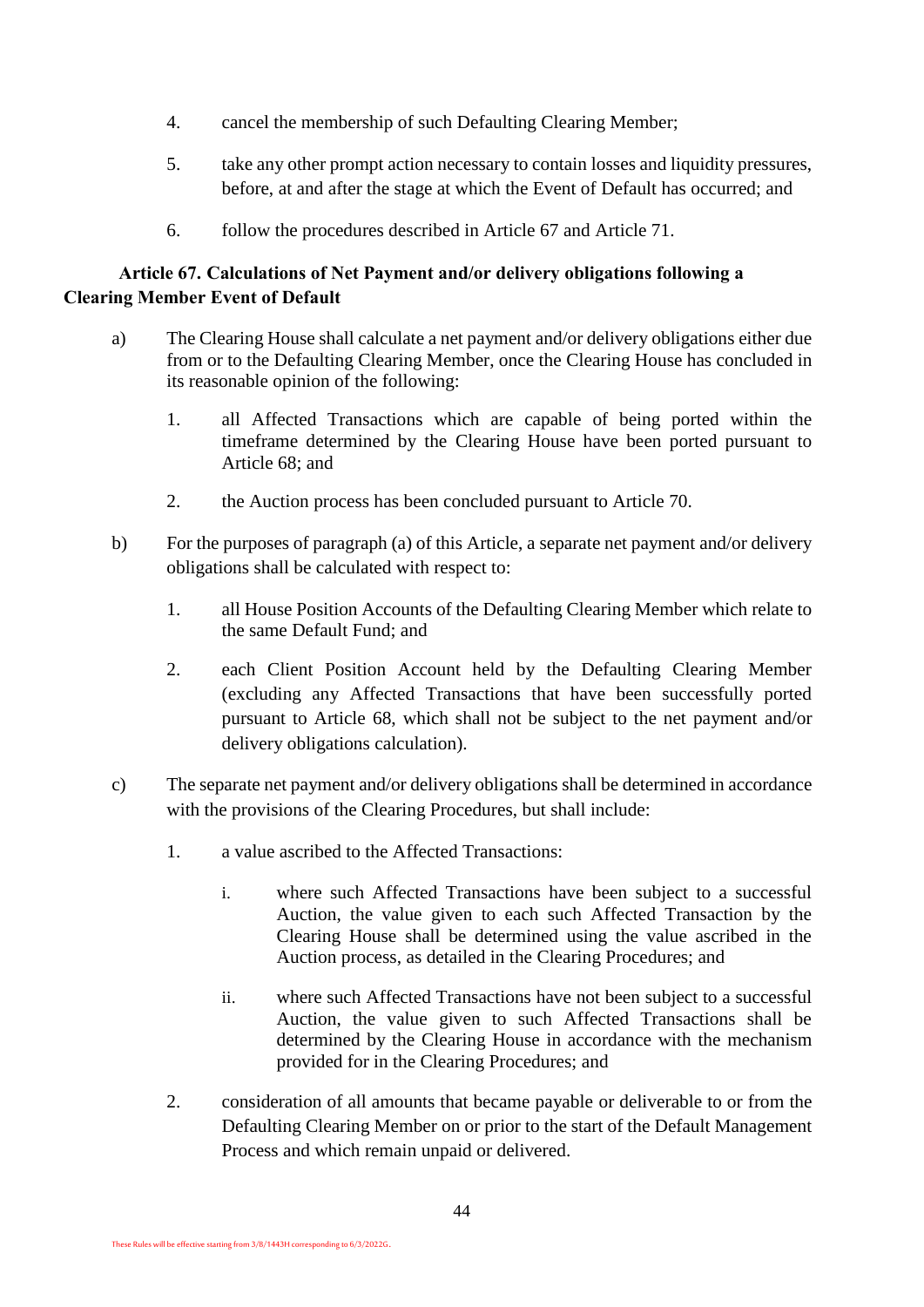4. cancel the membership of such Defaulting Clearing Member;

5. take any other prompt action necessary to contain losses and liquidity pressures, before, at and after the stage at which the Event of Default has occurred; and

6. follow the procedures described in Article 67 and Article 71.

### Article 67. Calculations of Net Payment and/or delivery obligations following a Clearing Member Event of Default

a) The Clearing House shall calculate a net payment and/or delivery obligations either due from or to the Defaulting Clearing Member, once the Clearing House has concluded in its reasonable opinion of the following:

   1. all Affected Transactions which are capable of being ported within the timeframe determined by the Clearing House have been ported pursuant to Article 68; and

   2. the Auction process has been concluded pursuant to Article 70.

b) For the purposes of paragraph (a) of this Article, a separate net payment and/or delivery obligations shall be calculated with respect to:

   1. all House Position Accounts of the Defaulting Clearing Member which relate to the same Default Fund; and

   2. each Client Position Account held by the Defaulting Clearing Member (excluding any Affected Transactions that have been successfully ported pursuant to Article 68, which shall not be subject to the net payment and/or delivery obligations calculation).

c) The separate net payment and/or delivery obligations shall be determined in accordance with the provisions of the Clearing Procedures, but shall include:

   1. a value ascribed to the Affected Transactions:

      i. where such Affected Transactions have been subject to a successful Auction, the value given to each such Affected Transaction by the Clearing House shall be determined using the value ascribed in the Auction process, as detailed in the Clearing Procedures; and

      ii. where such Affected Transactions have not been subject to a successful Auction, the value given to such Affected Transactions shall be determined by the Clearing House in accordance with the mechanism provided for in the Clearing Procedures; and

   2. consideration of all amounts that became payable or deliverable to or from the Defaulting Clearing Member on or prior to the start of the Default Management Process and which remain unpaid or delivered.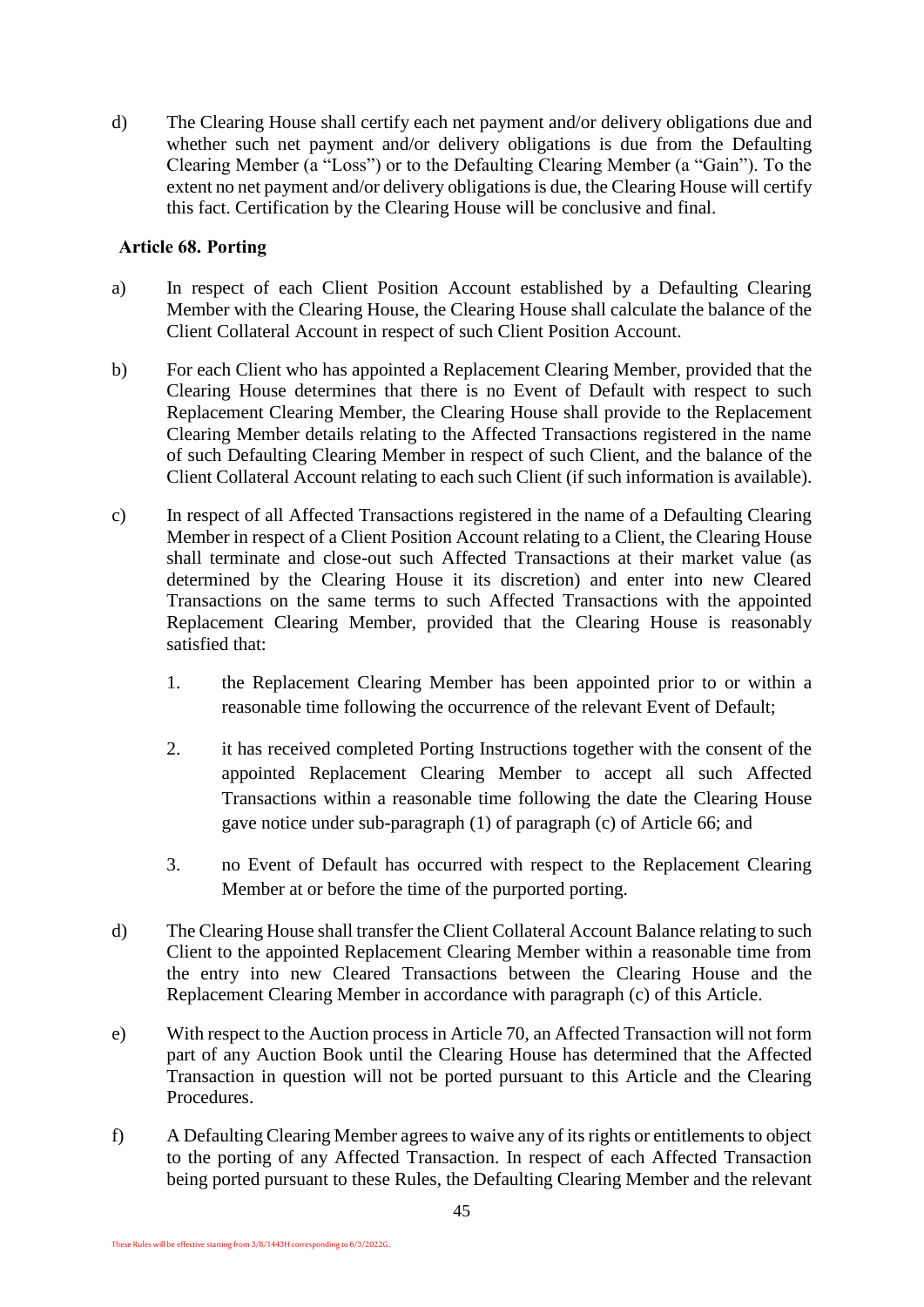d) The Clearing House shall certify each net payment and/or delivery obligations due and whether such net payment and/or delivery obligations is due from the Defaulting Clearing Member (a "Loss") or to the Defaulting Clearing Member (a "Gain"). To the extent no net payment and/or delivery obligations is due, the Clearing House will certify this fact. Certification by the Clearing House will be conclusive and final.

**Article 68. Porting**

a) In respect of each Client Position Account established by a Defaulting Clearing Member with the Clearing House, the Clearing House shall calculate the balance of the Client Collateral Account in respect of such Client Position Account.

b) For each Client who has appointed a Replacement Clearing Member, provided that the Clearing House determines that there is no Event of Default with respect to such Replacement Clearing Member, the Clearing House shall provide to the Replacement Clearing Member details relating to the Affected Transactions registered in the name of such Defaulting Clearing Member in respect of such Client, and the balance of the Client Collateral Account relating to each such Client (if such information is available).

c) In respect of all Affected Transactions registered in the name of a Defaulting Clearing Member in respect of a Client Position Account relating to a Client, the Clearing House shall terminate and close-out such Affected Transactions at their market value (as determined by the Clearing House it its discretion) and enter into new Cleared Transactions on the same terms to such Affected Transactions with the appointed Replacement Clearing Member, provided that the Clearing House is reasonably satisfied that:

   1. the Replacement Clearing Member has been appointed prior to or within a reasonable time following the occurrence of the relevant Event of Default;

   2. it has received completed Porting Instructions together with the consent of the appointed Replacement Clearing Member to accept all such Affected Transactions within a reasonable time following the date the Clearing House gave notice under sub-paragraph (1) of paragraph (c) of Article 66; and

   3. no Event of Default has occurred with respect to the Replacement Clearing Member at or before the time of the purported porting.

d) The Clearing House shall transfer the Client Collateral Account Balance relating to such Client to the appointed Replacement Clearing Member within a reasonable time from the entry into new Cleared Transactions between the Clearing House and the Replacement Clearing Member in accordance with paragraph (c) of this Article.

e) With respect to the Auction process in Article 70, an Affected Transaction will not form part of any Auction Book until the Clearing House has determined that the Affected Transaction in question will not be ported pursuant to this Article and the Clearing Procedures.

f) A Defaulting Clearing Member agrees to waive any of its rights or entitlements to object to the porting of any Affected Transaction. In respect of each Affected Transaction being ported pursuant to these Rules, the Defaulting Clearing Member and the relevant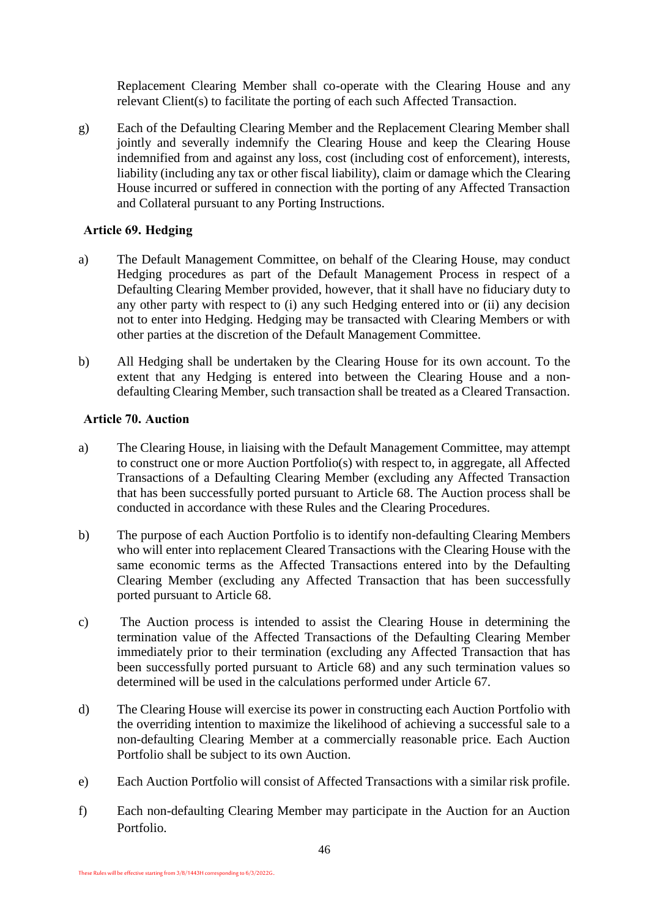Replacement Clearing Member shall co-operate with the Clearing House and any relevant Client(s) to facilitate the porting of each such Affected Transaction.

g) Each of the Defaulting Clearing Member and the Replacement Clearing Member shall jointly and severally indemnify the Clearing House and keep the Clearing House indemnified from and against any loss, cost (including cost of enforcement), interests, liability (including any tax or other fiscal liability), claim or damage which the Clearing House incurred or suffered in connection with the porting of any Affected Transaction and Collateral pursuant to any Porting Instructions.

### Article 69. Hedging

a) The Default Management Committee, on behalf of the Clearing House, may conduct Hedging procedures as part of the Default Management Process in respect of a Defaulting Clearing Member provided, however, that it shall have no fiduciary duty to any other party with respect to (i) any such Hedging entered into or (ii) any decision not to enter into Hedging. Hedging may be transacted with Clearing Members or with other parties at the discretion of the Default Management Committee.

b) All Hedging shall be undertaken by the Clearing House for its own account. To the extent that any Hedging is entered into between the Clearing House and a non-defaulting Clearing Member, such transaction shall be treated as a Cleared Transaction.

### Article 70. Auction

a) The Clearing House, in liaising with the Default Management Committee, may attempt to construct one or more Auction Portfolio(s) with respect to, in aggregate, all Affected Transactions of a Defaulting Clearing Member (excluding any Affected Transaction that has been successfully ported pursuant to Article 68. The Auction process shall be conducted in accordance with these Rules and the Clearing Procedures.

b) The purpose of each Auction Portfolio is to identify non-defaulting Clearing Members who will enter into replacement Cleared Transactions with the Clearing House with the same economic terms as the Affected Transactions entered into by the Defaulting Clearing Member (excluding any Affected Transaction that has been successfully ported pursuant to Article 68.

c) The Auction process is intended to assist the Clearing House in determining the termination value of the Affected Transactions of the Defaulting Clearing Member immediately prior to their termination (excluding any Affected Transaction that has been successfully ported pursuant to Article 68) and any such termination values so determined will be used in the calculations performed under Article 67.

d) The Clearing House will exercise its power in constructing each Auction Portfolio with the overriding intention to maximize the likelihood of achieving a successful sale to a non-defaulting Clearing Member at a commercially reasonable price. Each Auction Portfolio shall be subject to its own Auction.

e) Each Auction Portfolio will consist of Affected Transactions with a similar risk profile.

f) Each non-defaulting Clearing Member may participate in the Auction for an Auction Portfolio.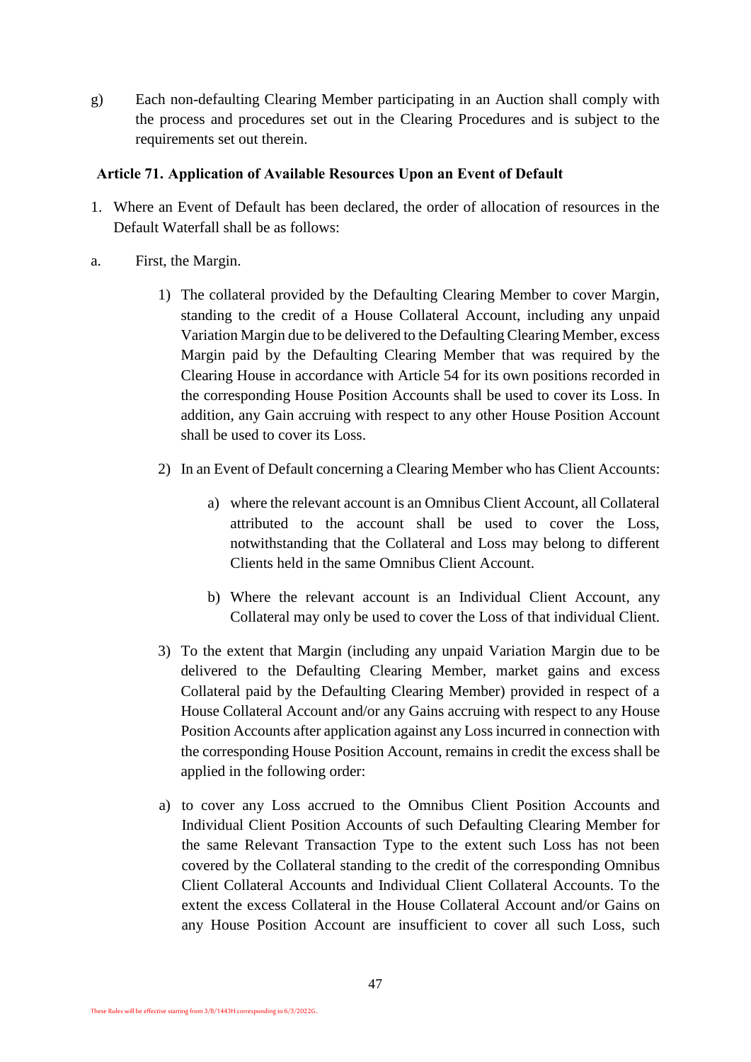g) Each non-defaulting Clearing Member participating in an Auction shall comply with the process and procedures set out in the Clearing Procedures and is subject to the requirements set out therein.

### Article 71. Application of Available Resources Upon an Event of Default

1. Where an Event of Default has been declared, the order of allocation of resources in the Default Waterfall shall be as follows:

a. First, the Margin.

   1) The collateral provided by the Defaulting Clearing Member to cover Margin, standing to the credit of a House Collateral Account, including any unpaid Variation Margin due to be delivered to the Defaulting Clearing Member, excess Margin paid by the Defaulting Clearing Member that was required by the Clearing House in accordance with Article 54 for its own positions recorded in the corresponding House Position Accounts shall be used to cover its Loss. In addition, any Gain accruing with respect to any other House Position Account shall be used to cover its Loss.

   2) In an Event of Default concerning a Clearing Member who has Client Accounts:

      a) where the relevant account is an Omnibus Client Account, all Collateral attributed to the account shall be used to cover the Loss, notwithstanding that the Collateral and Loss may belong to different Clients held in the same Omnibus Client Account.

      b) Where the relevant account is an Individual Client Account, any Collateral may only be used to cover the Loss of that individual Client.

   3) To the extent that Margin (including any unpaid Variation Margin due to be delivered to the Defaulting Clearing Member, market gains and excess Collateral paid by the Defaulting Clearing Member) provided in respect of a House Collateral Account and/or any Gains accruing with respect to any House Position Accounts after application against any Loss incurred in connection with the corresponding House Position Account, remains in credit the excess shall be applied in the following order:

   a) to cover any Loss accrued to the Omnibus Client Position Accounts and Individual Client Position Accounts of such Defaulting Clearing Member for the same Relevant Transaction Type to the extent such Loss has not been covered by the Collateral standing to the credit of the corresponding Omnibus Client Collateral Accounts and Individual Client Collateral Accounts. To the extent the excess Collateral in the House Collateral Account and/or Gains on any House Position Account are insufficient to cover all such Loss, such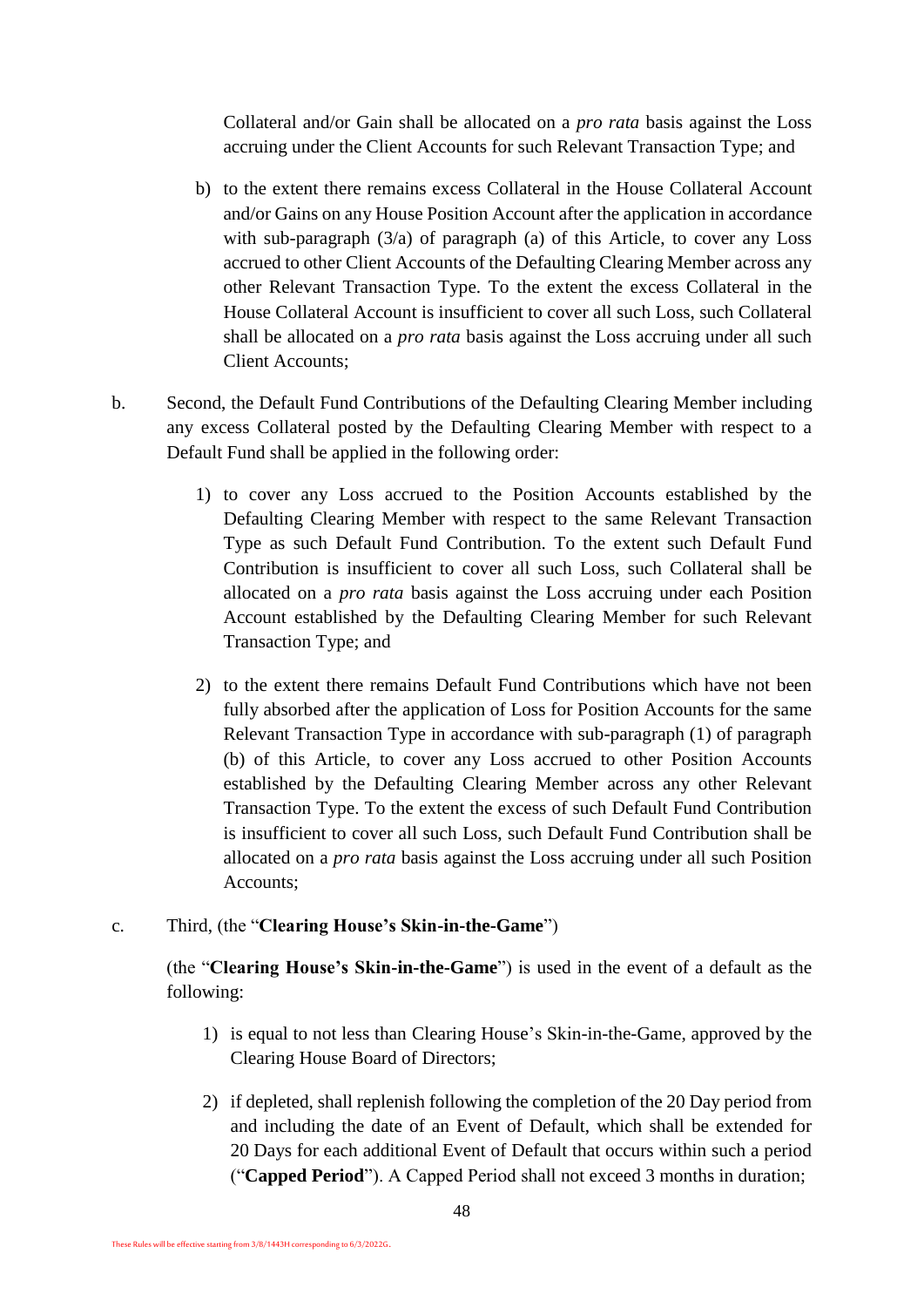Collateral and/or Gain shall be allocated on a *pro rata* basis against the Loss accruing under the Client Accounts for such Relevant Transaction Type; and

b) to the extent there remains excess Collateral in the House Collateral Account and/or Gains on any House Position Account after the application in accordance with sub-paragraph (3/a) of paragraph (a) of this Article, to cover any Loss accrued to other Client Accounts of the Defaulting Clearing Member across any other Relevant Transaction Type. To the extent the excess Collateral in the House Collateral Account is insufficient to cover all such Loss, such Collateral shall be allocated on a *pro rata* basis against the Loss accruing under all such Client Accounts;

b. Second, the Default Fund Contributions of the Defaulting Clearing Member including any excess Collateral posted by the Defaulting Clearing Member with respect to a Default Fund shall be applied in the following order:

1) to cover any Loss accrued to the Position Accounts established by the Defaulting Clearing Member with respect to the same Relevant Transaction Type as such Default Fund Contribution. To the extent such Default Fund Contribution is insufficient to cover all such Loss, such Collateral shall be allocated on a *pro rata* basis against the Loss accruing under each Position Account established by the Defaulting Clearing Member for such Relevant Transaction Type; and

2) to the extent there remains Default Fund Contributions which have not been fully absorbed after the application of Loss for Position Accounts for the same Relevant Transaction Type in accordance with sub-paragraph (1) of paragraph (b) of this Article, to cover any Loss accrued to other Position Accounts established by the Defaulting Clearing Member across any other Relevant Transaction Type. To the extent the excess of such Default Fund Contribution is insufficient to cover all such Loss, such Default Fund Contribution shall be allocated on a *pro rata* basis against the Loss accruing under all such Position Accounts;

c. Third, (the "**Clearing House's Skin-in-the-Game**")

(the "**Clearing House's Skin-in-the-Game**") is used in the event of a default as the following:

1) is equal to not less than Clearing House's Skin-in-the-Game, approved by the Clearing House Board of Directors;

2) if depleted, shall replenish following the completion of the 20 Day period from and including the date of an Event of Default, which shall be extended for 20 Days for each additional Event of Default that occurs within such a period ("**Capped Period**"). A Capped Period shall not exceed 3 months in duration;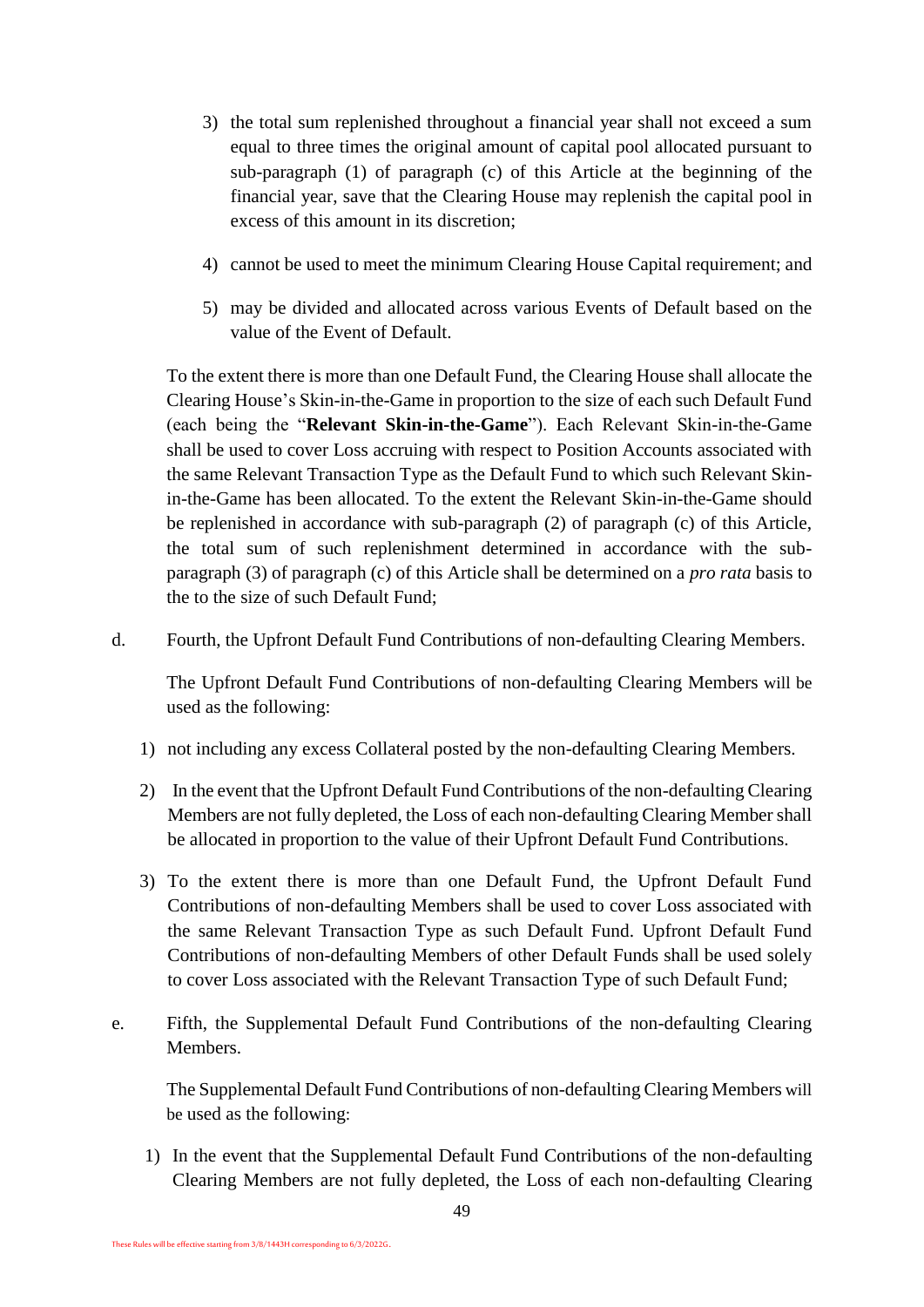3) the total sum replenished throughout a financial year shall not exceed a sum equal to three times the original amount of capital pool allocated pursuant to sub-paragraph (1) of paragraph (c) of this Article at the beginning of the financial year, save that the Clearing House may replenish the capital pool in excess of this amount in its discretion;

4) cannot be used to meet the minimum Clearing House Capital requirement; and

5) may be divided and allocated across various Events of Default based on the value of the Event of Default.

To the extent there is more than one Default Fund, the Clearing House shall allocate the Clearing House's Skin-in-the-Game in proportion to the size of each such Default Fund (each being the "**Relevant Skin-in-the-Game**"). Each Relevant Skin-in-the-Game shall be used to cover Loss accruing with respect to Position Accounts associated with the same Relevant Transaction Type as the Default Fund to which such Relevant Skin-in-the-Game has been allocated. To the extent the Relevant Skin-in-the-Game should be replenished in accordance with sub-paragraph (2) of paragraph (c) of this Article, the total sum of such replenishment determined in accordance with the sub-paragraph (3) of paragraph (c) of this Article shall be determined on a *pro rata* basis to the to the size of such Default Fund;

d. Fourth, the Upfront Default Fund Contributions of non-defaulting Clearing Members.

The Upfront Default Fund Contributions of non-defaulting Clearing Members will be used as the following:

1) not including any excess Collateral posted by the non-defaulting Clearing Members.

2) In the event that the Upfront Default Fund Contributions of the non-defaulting Clearing Members are not fully depleted, the Loss of each non-defaulting Clearing Member shall be allocated in proportion to the value of their Upfront Default Fund Contributions.

3) To the extent there is more than one Default Fund, the Upfront Default Fund Contributions of non-defaulting Members shall be used to cover Loss associated with the same Relevant Transaction Type as such Default Fund. Upfront Default Fund Contributions of non-defaulting Members of other Default Funds shall be used solely to cover Loss associated with the Relevant Transaction Type of such Default Fund;

e. Fifth, the Supplemental Default Fund Contributions of the non-defaulting Clearing Members.

The Supplemental Default Fund Contributions of non-defaulting Clearing Members will be used as the following:

1) In the event that the Supplemental Default Fund Contributions of the non-defaulting Clearing Members are not fully depleted, the Loss of each non-defaulting Clearing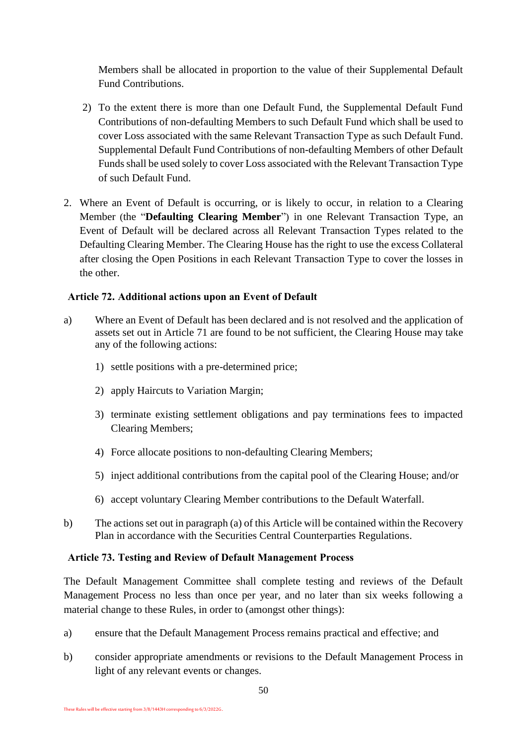Members shall be allocated in proportion to the value of their Supplemental Default Fund Contributions.

2) To the extent there is more than one Default Fund, the Supplemental Default Fund Contributions of non-defaulting Members to such Default Fund which shall be used to cover Loss associated with the same Relevant Transaction Type as such Default Fund. Supplemental Default Fund Contributions of non-defaulting Members of other Default Funds shall be used solely to cover Loss associated with the Relevant Transaction Type of such Default Fund.

2. Where an Event of Default is occurring, or is likely to occur, in relation to a Clearing Member (the "**Defaulting Clearing Member**") in one Relevant Transaction Type, an Event of Default will be declared across all Relevant Transaction Types related to the Defaulting Clearing Member. The Clearing House has the right to use the excess Collateral after closing the Open Positions in each Relevant Transaction Type to cover the losses in the other.

### Article 72. Additional actions upon an Event of Default

a) Where an Event of Default has been declared and is not resolved and the application of assets set out in Article 71 are found to be not sufficient, the Clearing House may take any of the following actions:

   1) settle positions with a pre-determined price;

   2) apply Haircuts to Variation Margin;

   3) terminate existing settlement obligations and pay terminations fees to impacted Clearing Members;

   4) Force allocate positions to non-defaulting Clearing Members;

   5) inject additional contributions from the capital pool of the Clearing House; and/or

   6) accept voluntary Clearing Member contributions to the Default Waterfall.

b) The actions set out in paragraph (a) of this Article will be contained within the Recovery Plan in accordance with the Securities Central Counterparties Regulations.

### Article 73. Testing and Review of Default Management Process

The Default Management Committee shall complete testing and reviews of the Default Management Process no less than once per year, and no later than six weeks following a material change to these Rules, in order to (amongst other things):

a) ensure that the Default Management Process remains practical and effective; and

b) consider appropriate amendments or revisions to the Default Management Process in light of any relevant events or changes.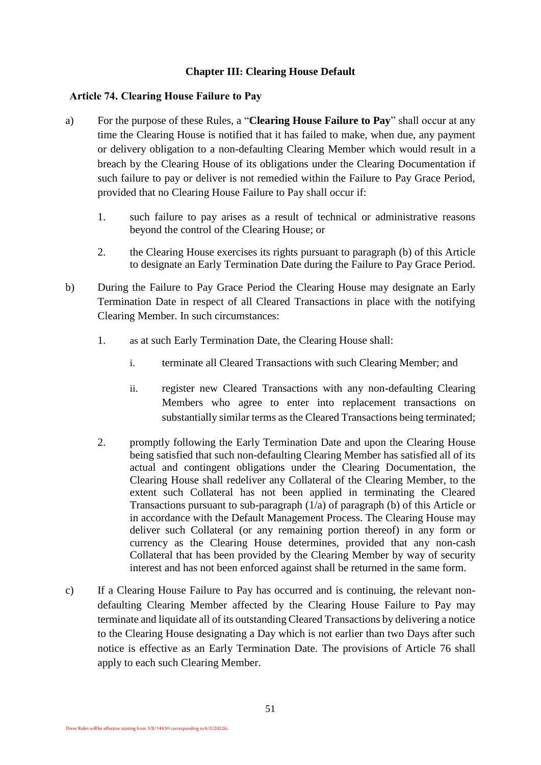## Chapter III: Clearing House Default

### Article 74. Clearing House Failure to Pay

a) For the purpose of these Rules, a "**Clearing House Failure to Pay**" shall occur at any time the Clearing House is notified that it has failed to make, when due, any payment or delivery obligation to a non-defaulting Clearing Member which would result in a breach by the Clearing House of its obligations under the Clearing Documentation if such failure to pay or deliver is not remedied within the Failure to Pay Grace Period, provided that no Clearing House Failure to Pay shall occur if:

   1. such failure to pay arises as a result of technical or administrative reasons beyond the control of the Clearing House; or

   2. the Clearing House exercises its rights pursuant to paragraph (b) of this Article to designate an Early Termination Date during the Failure to Pay Grace Period.

b) During the Failure to Pay Grace Period the Clearing House may designate an Early Termination Date in respect of all Cleared Transactions in place with the notifying Clearing Member. In such circumstances:

   1. as at such Early Termination Date, the Clearing House shall:

      i. terminate all Cleared Transactions with such Clearing Member; and

      ii. register new Cleared Transactions with any non-defaulting Clearing Members who agree to enter into replacement transactions on substantially similar terms as the Cleared Transactions being terminated;

   2. promptly following the Early Termination Date and upon the Clearing House being satisfied that such non-defaulting Clearing Member has satisfied all of its actual and contingent obligations under the Clearing Documentation, the Clearing House shall redeliver any Collateral of the Clearing Member, to the extent such Collateral has not been applied in terminating the Cleared Transactions pursuant to sub-paragraph (1/a) of paragraph (b) of this Article or in accordance with the Default Management Process. The Clearing House may deliver such Collateral (or any remaining portion thereof) in any form or currency as the Clearing House determines, provided that any non-cash Collateral that has been provided by the Clearing Member by way of security interest and has not been enforced against shall be returned in the same form.

c) If a Clearing House Failure to Pay has occurred and is continuing, the relevant non-defaulting Clearing Member affected by the Clearing House Failure to Pay may terminate and liquidate all of its outstanding Cleared Transactions by delivering a notice to the Clearing House designating a Day which is not earlier than two Days after such notice is effective as an Early Termination Date. The provisions of Article 76 shall apply to each such Clearing Member.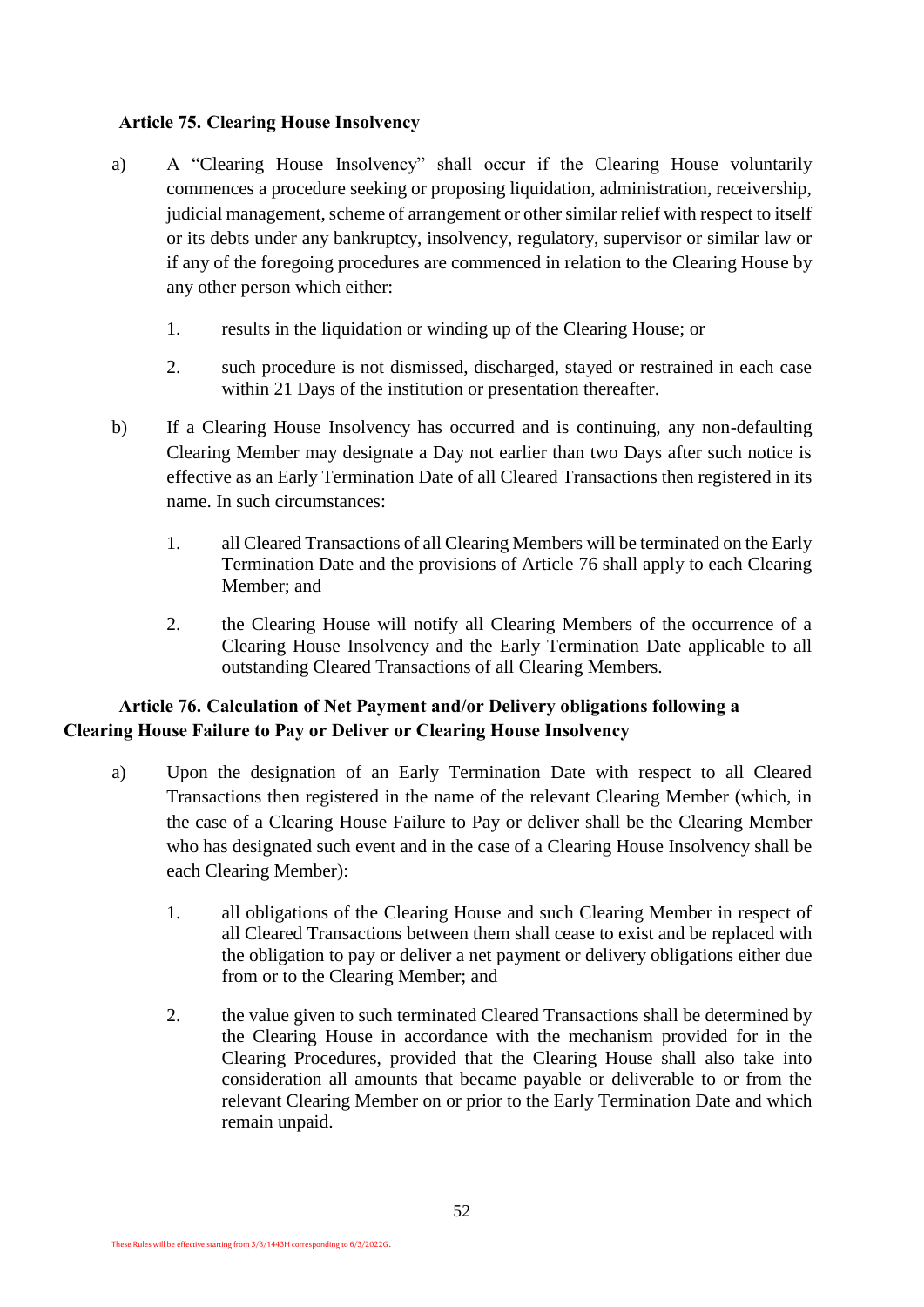### Article 75. Clearing House Insolvency

a) A "Clearing House Insolvency" shall occur if the Clearing House voluntarily commences a procedure seeking or proposing liquidation, administration, receivership, judicial management, scheme of arrangement or other similar relief with respect to itself or its debts under any bankruptcy, insolvency, regulatory, supervisor or similar law or if any of the foregoing procedures are commenced in relation to the Clearing House by any other person which either:

1. results in the liquidation or winding up of the Clearing House; or
2. such procedure is not dismissed, discharged, stayed or restrained in each case within 21 Days of the institution or presentation thereafter.

b) If a Clearing House Insolvency has occurred and is continuing, any non-defaulting Clearing Member may designate a Day not earlier than two Days after such notice is effective as an Early Termination Date of all Cleared Transactions then registered in its name. In such circumstances:

1. all Cleared Transactions of all Clearing Members will be terminated on the Early Termination Date and the provisions of Article 76 shall apply to each Clearing Member; and
2. the Clearing House will notify all Clearing Members of the occurrence of a Clearing House Insolvency and the Early Termination Date applicable to all outstanding Cleared Transactions of all Clearing Members.

### Article 76. Calculation of Net Payment and/or Delivery obligations following a Clearing House Failure to Pay or Deliver or Clearing House Insolvency

a) Upon the designation of an Early Termination Date with respect to all Cleared Transactions then registered in the name of the relevant Clearing Member (which, in the case of a Clearing House Failure to Pay or deliver shall be the Clearing Member who has designated such event and in the case of a Clearing House Insolvency shall be each Clearing Member):

1. all obligations of the Clearing House and such Clearing Member in respect of all Cleared Transactions between them shall cease to exist and be replaced with the obligation to pay or deliver a net payment or delivery obligations either due from or to the Clearing Member; and
2. the value given to such terminated Cleared Transactions shall be determined by the Clearing House in accordance with the mechanism provided for in the Clearing Procedures, provided that the Clearing House shall also take into consideration all amounts that became payable or deliverable to or from the relevant Clearing Member on or prior to the Early Termination Date and which remain unpaid.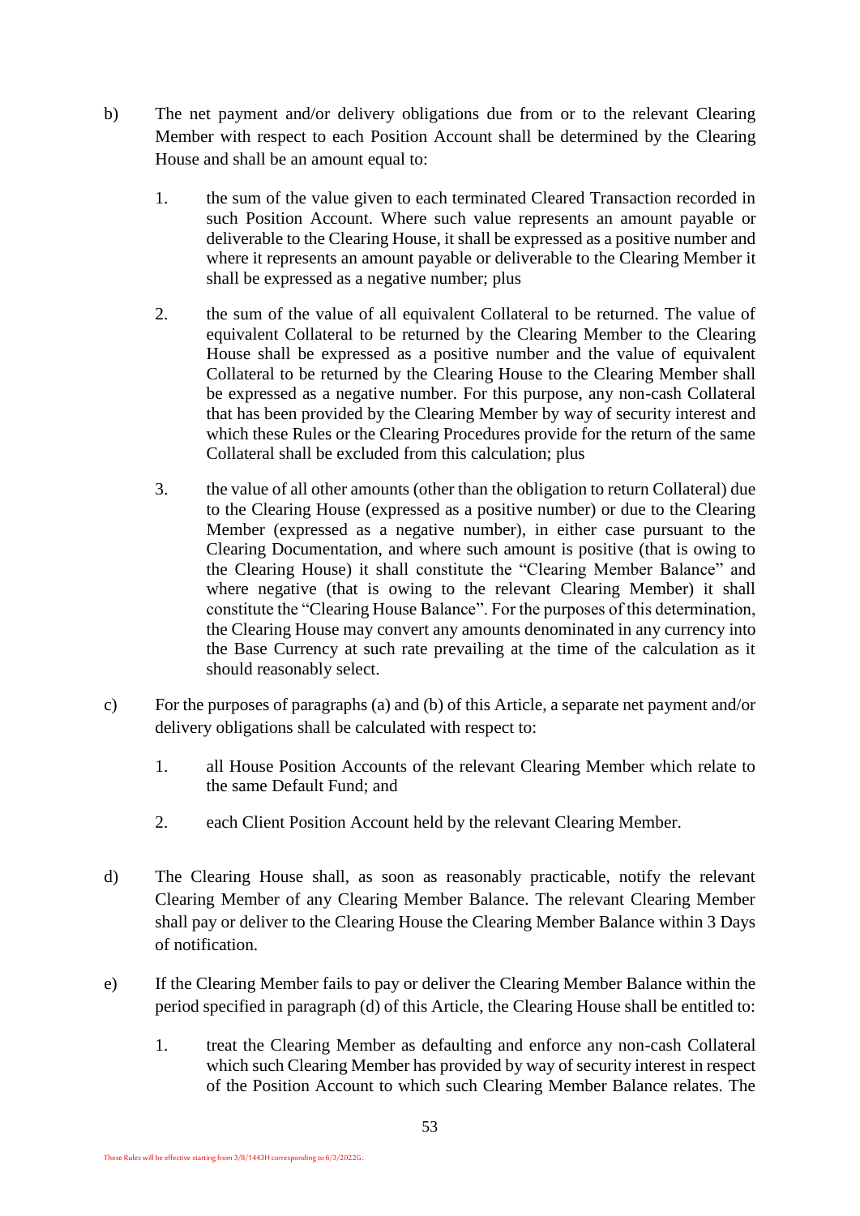b) The net payment and/or delivery obligations due from or to the relevant Clearing Member with respect to each Position Account shall be determined by the Clearing House and shall be an amount equal to:

   1. the sum of the value given to each terminated Cleared Transaction recorded in such Position Account. Where such value represents an amount payable or deliverable to the Clearing House, it shall be expressed as a positive number and where it represents an amount payable or deliverable to the Clearing Member it shall be expressed as a negative number; plus

   2. the sum of the value of all equivalent Collateral to be returned. The value of equivalent Collateral to be returned by the Clearing Member to the Clearing House shall be expressed as a positive number and the value of equivalent Collateral to be returned by the Clearing House to the Clearing Member shall be expressed as a negative number. For this purpose, any non-cash Collateral that has been provided by the Clearing Member by way of security interest and which these Rules or the Clearing Procedures provide for the return of the same Collateral shall be excluded from this calculation; plus

   3. the value of all other amounts (other than the obligation to return Collateral) due to the Clearing House (expressed as a positive number) or due to the Clearing Member (expressed as a negative number), in either case pursuant to the Clearing Documentation, and where such amount is positive (that is owing to the Clearing House) it shall constitute the "Clearing Member Balance" and where negative (that is owing to the relevant Clearing Member) it shall constitute the "Clearing House Balance". For the purposes of this determination, the Clearing House may convert any amounts denominated in any currency into the Base Currency at such rate prevailing at the time of the calculation as it should reasonably select.

c) For the purposes of paragraphs (a) and (b) of this Article, a separate net payment and/or delivery obligations shall be calculated with respect to:

   1. all House Position Accounts of the relevant Clearing Member which relate to the same Default Fund; and

   2. each Client Position Account held by the relevant Clearing Member.

d) The Clearing House shall, as soon as reasonably practicable, notify the relevant Clearing Member of any Clearing Member Balance. The relevant Clearing Member shall pay or deliver to the Clearing House the Clearing Member Balance within 3 Days of notification.

e) If the Clearing Member fails to pay or deliver the Clearing Member Balance within the period specified in paragraph (d) of this Article, the Clearing House shall be entitled to:

   1. treat the Clearing Member as defaulting and enforce any non-cash Collateral which such Clearing Member has provided by way of security interest in respect of the Position Account to which such Clearing Member Balance relates. The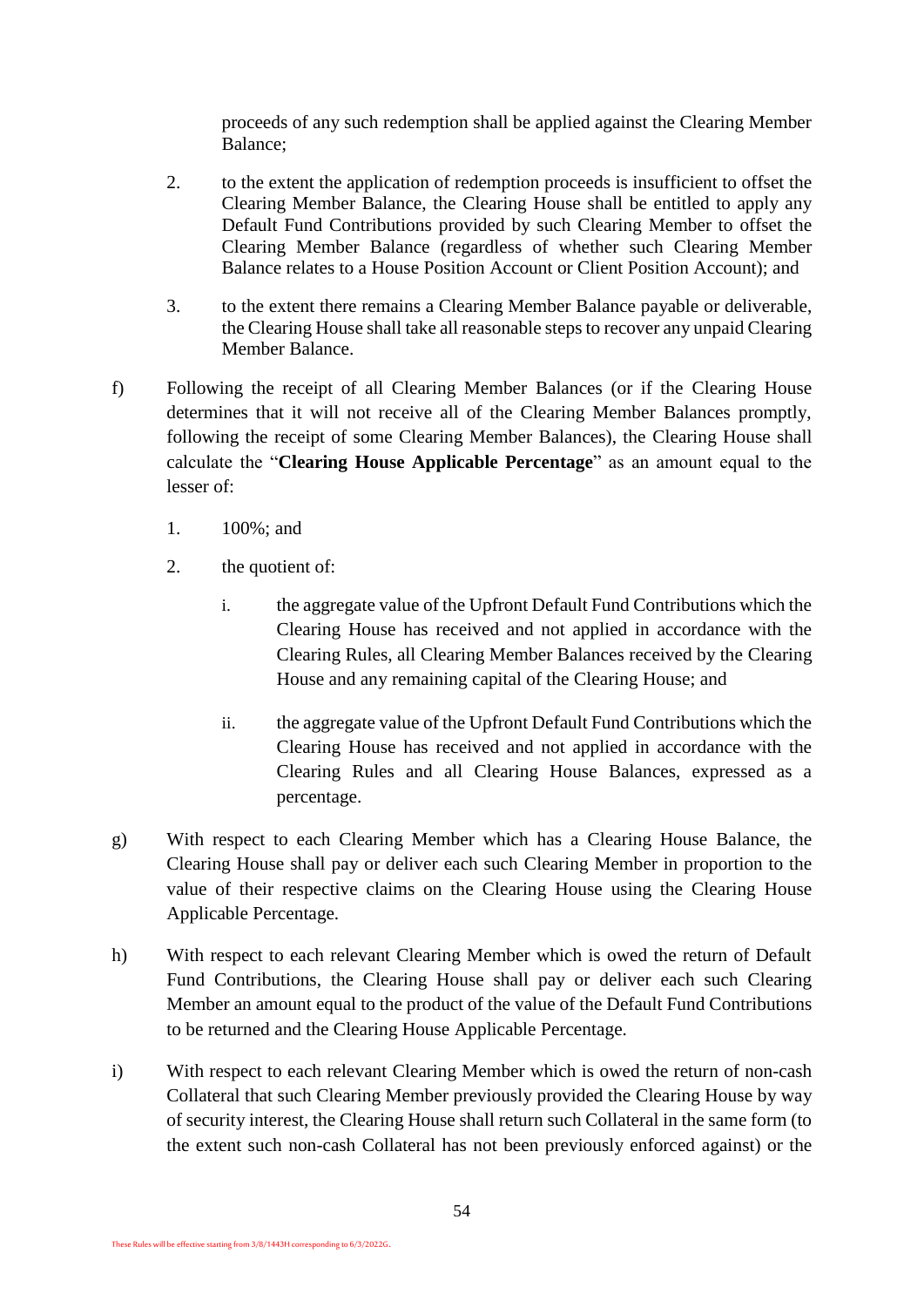proceeds of any such redemption shall be applied against the Clearing Member Balance;

2. to the extent the application of redemption proceeds is insufficient to offset the Clearing Member Balance, the Clearing House shall be entitled to apply any Default Fund Contributions provided by such Clearing Member to offset the Clearing Member Balance (regardless of whether such Clearing Member Balance relates to a House Position Account or Client Position Account); and

3. to the extent there remains a Clearing Member Balance payable or deliverable, the Clearing House shall take all reasonable steps to recover any unpaid Clearing Member Balance.

f) Following the receipt of all Clearing Member Balances (or if the Clearing House determines that it will not receive all of the Clearing Member Balances promptly, following the receipt of some Clearing Member Balances), the Clearing House shall calculate the "**Clearing House Applicable Percentage**" as an amount equal to the lesser of:

   1. 100%; and

   2. the quotient of:

      i. the aggregate value of the Upfront Default Fund Contributions which the Clearing House has received and not applied in accordance with the Clearing Rules, all Clearing Member Balances received by the Clearing House and any remaining capital of the Clearing House; and

      ii. the aggregate value of the Upfront Default Fund Contributions which the Clearing House has received and not applied in accordance with the Clearing Rules and all Clearing House Balances, expressed as a percentage.

g) With respect to each Clearing Member which has a Clearing House Balance, the Clearing House shall pay or deliver each such Clearing Member in proportion to the value of their respective claims on the Clearing House using the Clearing House Applicable Percentage.

h) With respect to each relevant Clearing Member which is owed the return of Default Fund Contributions, the Clearing House shall pay or deliver each such Clearing Member an amount equal to the product of the value of the Default Fund Contributions to be returned and the Clearing House Applicable Percentage.

i) With respect to each relevant Clearing Member which is owed the return of non-cash Collateral that such Clearing Member previously provided the Clearing House by way of security interest, the Clearing House shall return such Collateral in the same form (to the extent such non-cash Collateral has not been previously enforced against) or the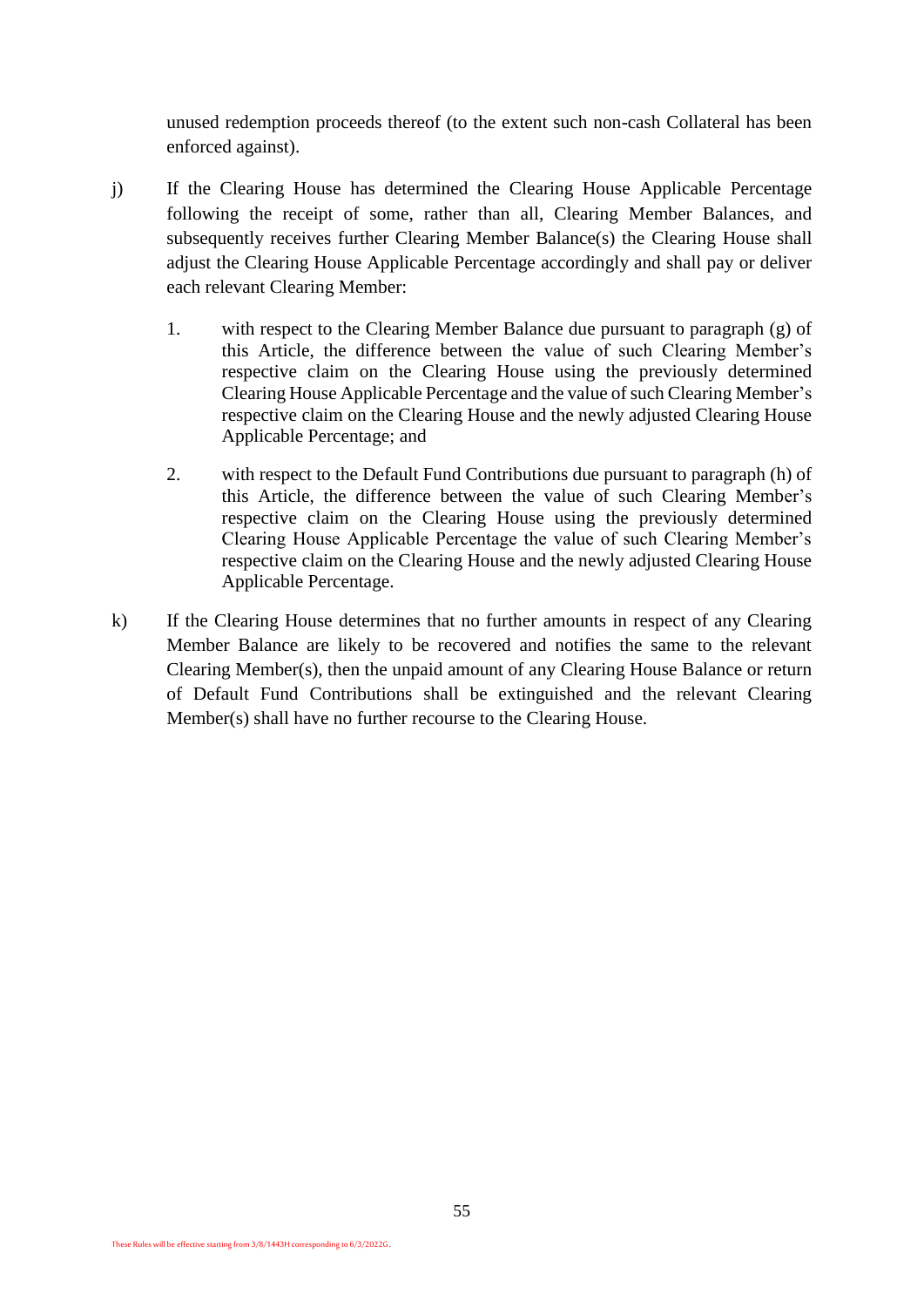unused redemption proceeds thereof (to the extent such non-cash Collateral has been enforced against).

j) If the Clearing House has determined the Clearing House Applicable Percentage following the receipt of some, rather than all, Clearing Member Balances, and subsequently receives further Clearing Member Balance(s) the Clearing House shall adjust the Clearing House Applicable Percentage accordingly and shall pay or deliver each relevant Clearing Member:

   1. with respect to the Clearing Member Balance due pursuant to paragraph (g) of this Article, the difference between the value of such Clearing Member's respective claim on the Clearing House using the previously determined Clearing House Applicable Percentage and the value of such Clearing Member's respective claim on the Clearing House and the newly adjusted Clearing House Applicable Percentage; and

   2. with respect to the Default Fund Contributions due pursuant to paragraph (h) of this Article, the difference between the value of such Clearing Member's respective claim on the Clearing House using the previously determined Clearing House Applicable Percentage the value of such Clearing Member's respective claim on the Clearing House and the newly adjusted Clearing House Applicable Percentage.

k) If the Clearing House determines that no further amounts in respect of any Clearing Member Balance are likely to be recovered and notifies the same to the relevant Clearing Member(s), then the unpaid amount of any Clearing House Balance or return of Default Fund Contributions shall be extinguished and the relevant Clearing Member(s) shall have no further recourse to the Clearing House.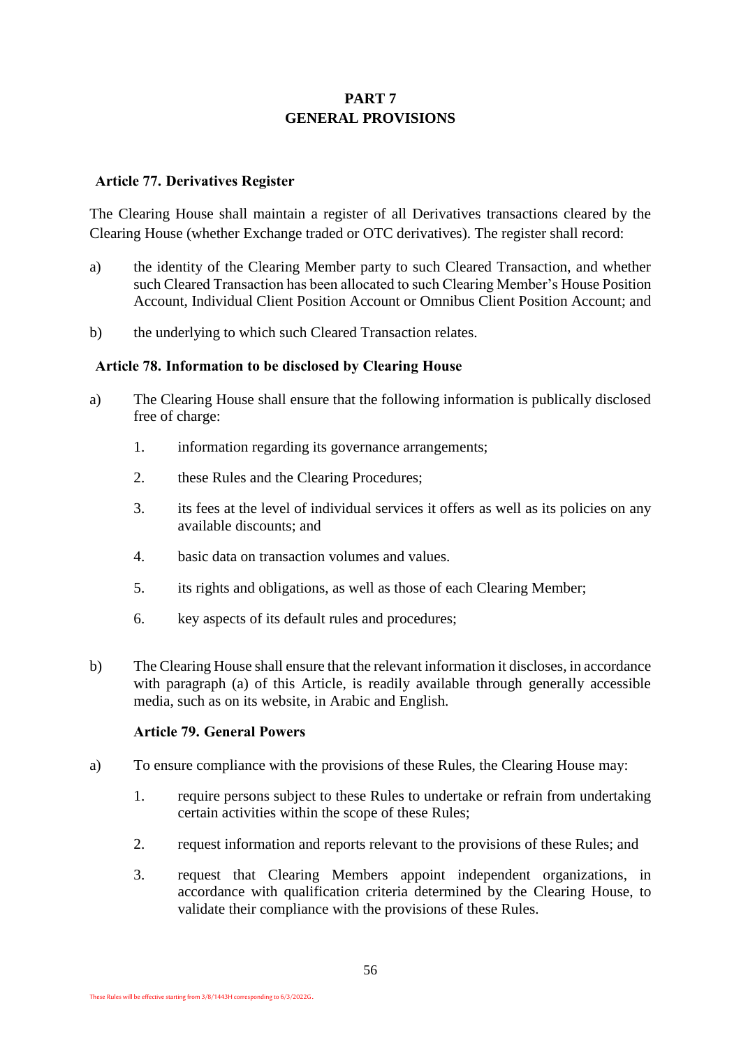# PART 7
# GENERAL PROVISIONS

### Article 77. Derivatives Register

The Clearing House shall maintain a register of all Derivatives transactions cleared by the Clearing House (whether Exchange traded or OTC derivatives). The register shall record:

a) the identity of the Clearing Member party to such Cleared Transaction, and whether such Cleared Transaction has been allocated to such Clearing Member's House Position Account, Individual Client Position Account or Omnibus Client Position Account; and

b) the underlying to which such Cleared Transaction relates.

### Article 78. Information to be disclosed by Clearing House

a) The Clearing House shall ensure that the following information is publically disclosed free of charge:

   1. information regarding its governance arrangements;

   2. these Rules and the Clearing Procedures;

   3. its fees at the level of individual services it offers as well as its policies on any available discounts; and

   4. basic data on transaction volumes and values.

   5. its rights and obligations, as well as those of each Clearing Member;

   6. key aspects of its default rules and procedures;

b) The Clearing House shall ensure that the relevant information it discloses, in accordance with paragraph (a) of this Article, is readily available through generally accessible media, such as on its website, in Arabic and English.

### Article 79. General Powers

a) To ensure compliance with the provisions of these Rules, the Clearing House may:

   1. require persons subject to these Rules to undertake or refrain from undertaking certain activities within the scope of these Rules;

   2. request information and reports relevant to the provisions of these Rules; and

   3. request that Clearing Members appoint independent organizations, in accordance with qualification criteria determined by the Clearing House, to validate their compliance with the provisions of these Rules.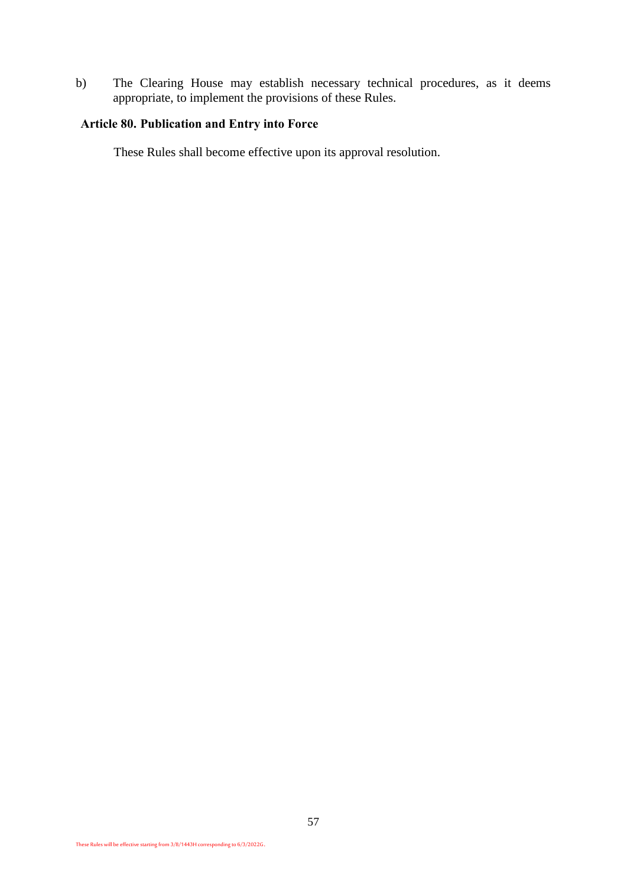b) The Clearing House may establish necessary technical procedures, as it deems appropriate, to implement the provisions of these Rules.

### Article 80. Publication and Entry into Force

These Rules shall become effective upon its approval resolution.